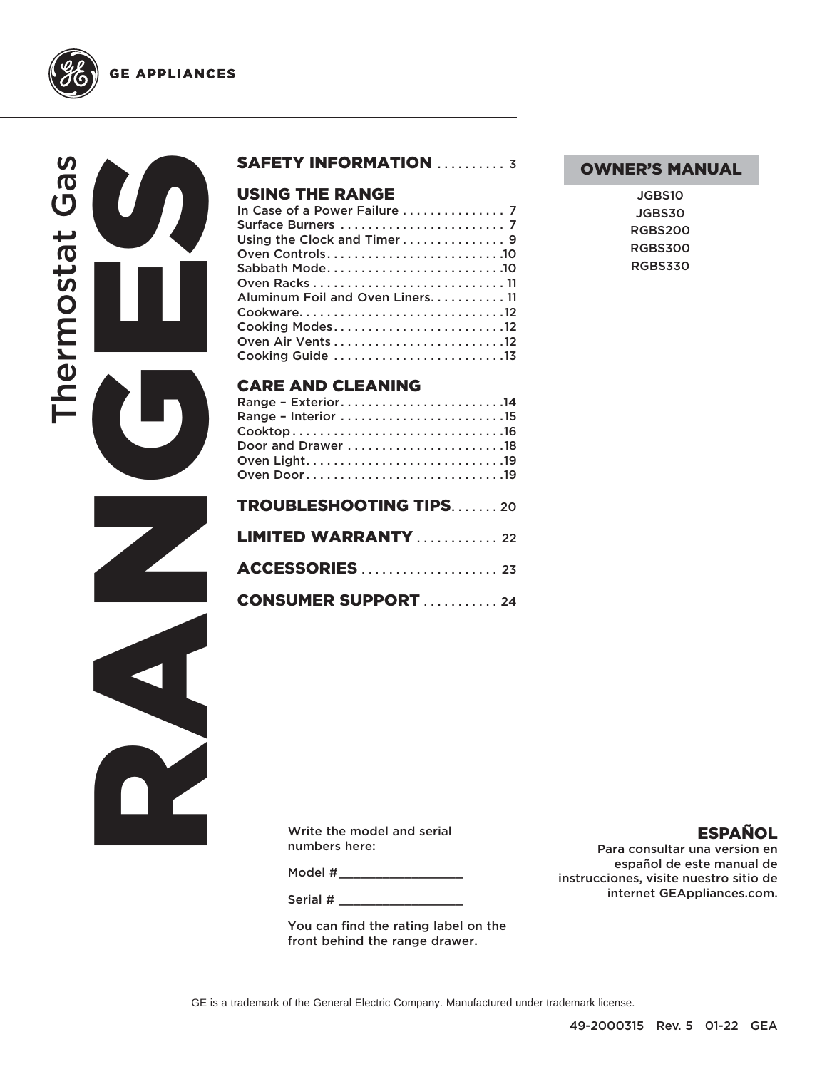GE APPLIANCES

# Thermostat Gas RANGES

## SAFETY INFORMATION .......... 3

## USING THE RANGE

In Case of a Power Failure ............... 7
Surface Burners ........................ 7
Using the Clock and Timer .............. 9
Oven Controls.......................... 10
Sabbath Mode.......................... 10
Oven Racks ............................ 11
Aluminum Foil and Oven Liners........... 11
Cookware............................. 12
Cooking Modes......................... 12
Oven Air Vents......................... 12
Cooking Guide ......................... 13

## CARE AND CLEANING

Range – Exterior........................ 14
Range – Interior ........................ 15
Cooktop............................... 16
Door and Drawer ....................... 18
Oven Light............................. 19
Oven Door............................. 19

## TROUBLESHOOTING TIPS....... 20

## LIMITED WARRANTY ............ 22

## ACCESSORIES .................... 23

## CONSUMER SUPPORT ........... 24

## OWNER'S MANUAL

JGBS10
JGBS30
RGBS200
RGBS300
RGBS330

Write the model and serial numbers here:

Model #_________________

Serial # _________________

You can find the rating label on the front behind the range drawer.

## ESPAÑOL

Para consultar una version en español de este manual de instrucciones, visite nuestro sitio de internet GEAppliances.com.

GE is a trademark of the General Electric Company. Manufactured under trademark license.

49-2000315 Rev. 5 01-22 GEA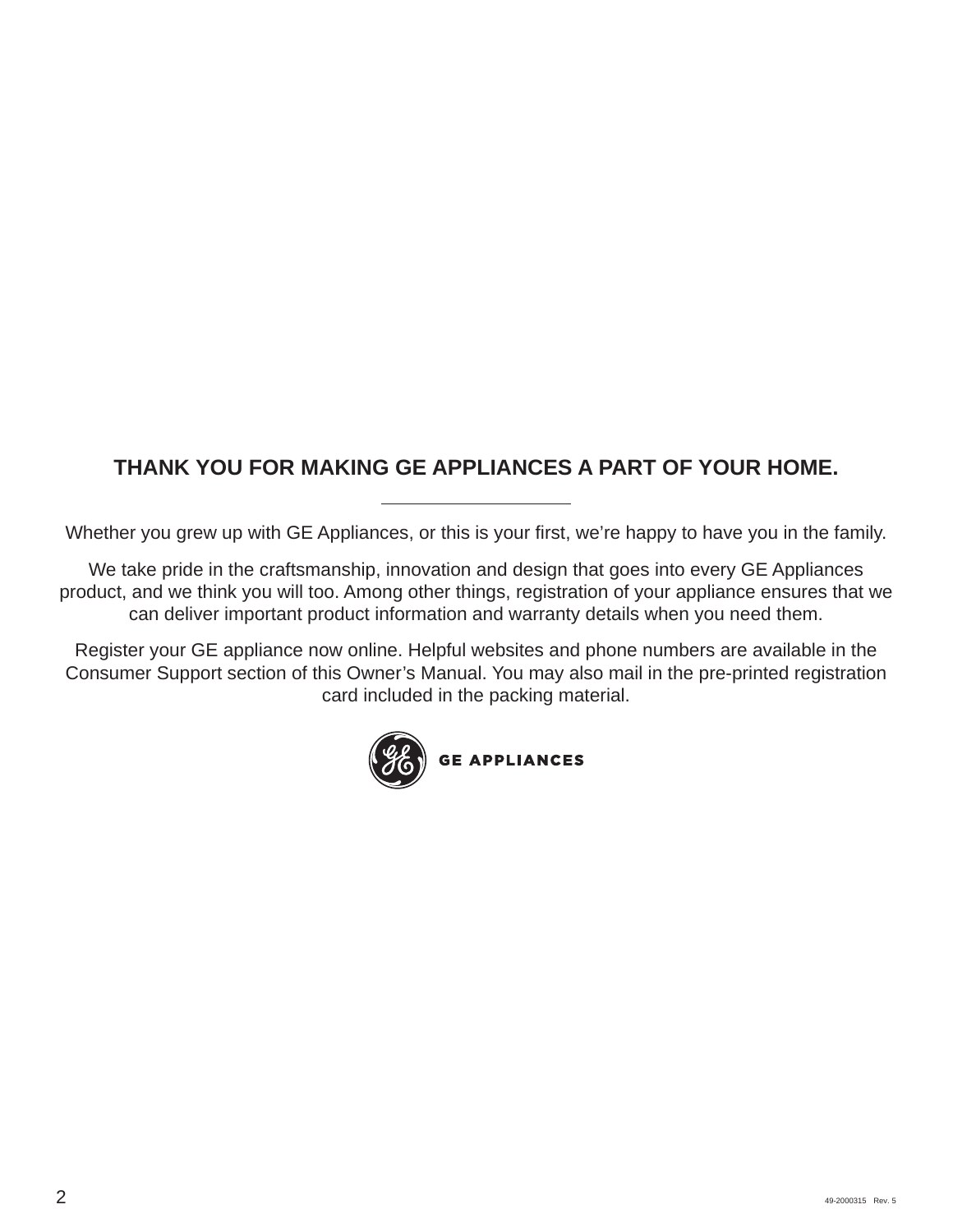## THANK YOU FOR MAKING GE APPLIANCES A PART OF YOUR HOME.

Whether you grew up with GE Appliances, or this is your first, we're happy to have you in the family.

We take pride in the craftsmanship, innovation and design that goes into every GE Appliances product, and we think you will too. Among other things, registration of your appliance ensures that we can deliver important product information and warranty details when you need them.

Register your GE appliance now online. Helpful websites and phone numbers are available in the Consumer Support section of this Owner's Manual. You may also mail in the pre-printed registration card included in the packing material.

GE APPLIANCES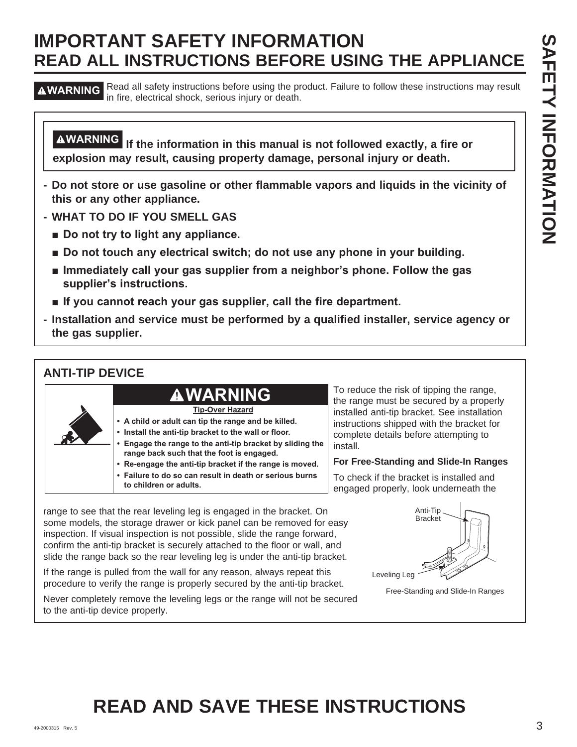# IMPORTANT SAFETY INFORMATION
## READ ALL INSTRUCTIONS BEFORE USING THE APPLIANCE

**⚠WARNING** Read all safety instructions before using the product. Failure to follow these instructions may result in fire, electrical shock, serious injury or death.

**⚠WARNING If the information in this manual is not followed exactly, a fire or explosion may result, causing property damage, personal injury or death.**

- **Do not store or use gasoline or other flammable vapors and liquids in the vicinity of this or any other appliance.**
- **WHAT TO DO IF YOU SMELL GAS**
  - **Do not try to light any appliance.**
  - **Do not touch any electrical switch; do not use any phone in your building.**
  - **Immediately call your gas supplier from a neighbor's phone. Follow the gas supplier's instructions.**
  - **If you cannot reach your gas supplier, call the fire department.**
- **Installation and service must be performed by a qualified installer, service agency or the gas supplier.**

### ANTI-TIP DEVICE

**⚠WARNING**

**Tip-Over Hazard**

- **A child or adult can tip the range and be killed.**
- **Install the anti-tip bracket to the wall or floor.**
- **Engage the range to the anti-tip bracket by sliding the range back such that the foot is engaged.**
- **Re-engage the anti-tip bracket if the range is moved.**
- **Failure to do so can result in death or serious burns to children or adults.**

To reduce the risk of tipping the range, the range must be secured by a properly installed anti-tip bracket. See installation instructions shipped with the bracket for complete details before attempting to install.

**For Free-Standing and Slide-In Ranges**

To check if the bracket is installed and engaged properly, look underneath the range to see that the rear leveling leg is engaged in the bracket. On some models, the storage drawer or kick panel can be removed for easy inspection. If visual inspection is not possible, slide the range forward, confirm the anti-tip bracket is securely attached to the floor or wall, and slide the range back so the rear leveling leg is under the anti-tip bracket.

If the range is pulled from the wall for any reason, always repeat this procedure to verify the range is properly secured by the anti-tip bracket.

Never completely remove the leveling legs or the range will not be secured to the anti-tip device properly.

Anti-Tip Bracket

Leveling Leg

Free-Standing and Slide-In Ranges

# READ AND SAVE THESE INSTRUCTIONS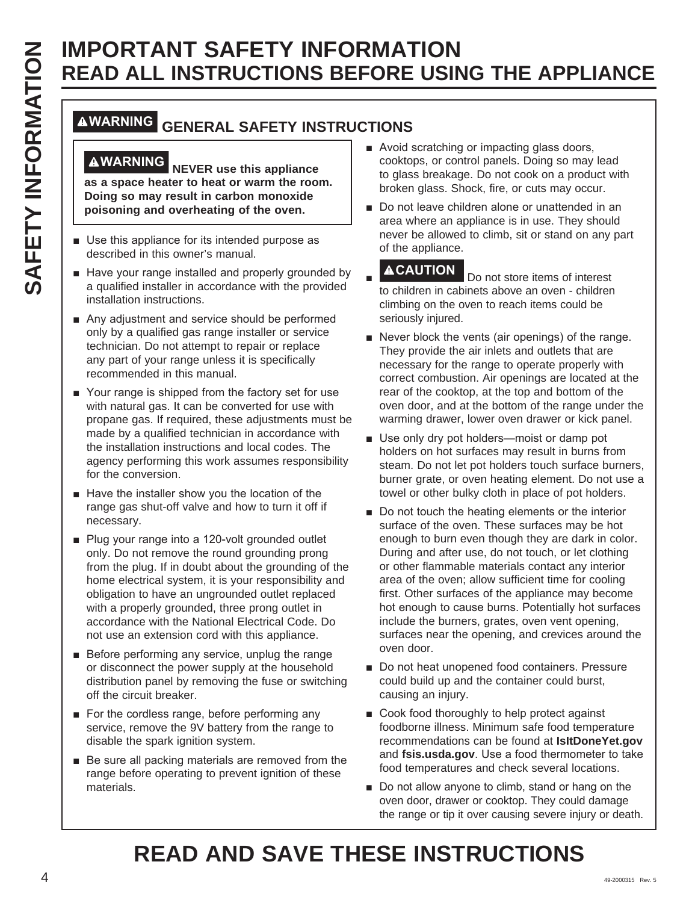# IMPORTANT SAFETY INFORMATION
# READ ALL INSTRUCTIONS BEFORE USING THE APPLIANCE

## ⚠WARNING GENERAL SAFETY INSTRUCTIONS

**⚠WARNING NEVER use this appliance as a space heater to heat or warm the room. Doing so may result in carbon monoxide poisoning and overheating of the oven.**

- Use this appliance for its intended purpose as described in this owner's manual.
- Have your range installed and properly grounded by a qualified installer in accordance with the provided installation instructions.
- Any adjustment and service should be performed only by a qualified gas range installer or service technician. Do not attempt to repair or replace any part of your range unless it is specifically recommended in this manual.
- Your range is shipped from the factory set for use with natural gas. It can be converted for use with propane gas. If required, these adjustments must be made by a qualified technician in accordance with the installation instructions and local codes. The agency performing this work assumes responsibility for the conversion.
- Have the installer show you the location of the range gas shut-off valve and how to turn it off if necessary.
- Plug your range into a 120-volt grounded outlet only. Do not remove the round grounding prong from the plug. If in doubt about the grounding of the home electrical system, it is your responsibility and obligation to have an ungrounded outlet replaced with a properly grounded, three prong outlet in accordance with the National Electrical Code. Do not use an extension cord with this appliance.
- Before performing any service, unplug the range or disconnect the power supply at the household distribution panel by removing the fuse or switching off the circuit breaker.
- For the cordless range, before performing any service, remove the 9V battery from the range to disable the spark ignition system.
- Be sure all packing materials are removed from the range before operating to prevent ignition of these materials.
- Avoid scratching or impacting glass doors, cooktops, or control panels. Doing so may lead to glass breakage. Do not cook on a product with broken glass. Shock, fire, or cuts may occur.
- Do not leave children alone or unattended in an area where an appliance is in use. They should never be allowed to climb, sit or stand on any part of the appliance.
- **⚠CAUTION** Do not store items of interest to children in cabinets above an oven - children climbing on the oven to reach items could be seriously injured.
- Never block the vents (air openings) of the range. They provide the air inlets and outlets that are necessary for the range to operate properly with correct combustion. Air openings are located at the rear of the cooktop, at the top and bottom of the oven door, and at the bottom of the range under the warming drawer, lower oven drawer or kick panel.
- Use only dry pot holders—moist or damp pot holders on hot surfaces may result in burns from steam. Do not let pot holders touch surface burners, burner grate, or oven heating element. Do not use a towel or other bulky cloth in place of pot holders.
- Do not touch the heating elements or the interior surface of the oven. These surfaces may be hot enough to burn even though they are dark in color. During and after use, do not touch, or let clothing or other flammable materials contact any interior area of the oven; allow sufficient time for cooling first. Other surfaces of the appliance may become hot enough to cause burns. Potentially hot surfaces include the burners, grates, oven vent opening, surfaces near the opening, and crevices around the oven door.
- Do not heat unopened food containers. Pressure could build up and the container could burst, causing an injury.
- Cook food thoroughly to help protect against foodborne illness. Minimum safe food temperature recommendations can be found at **IsItDoneYet.gov** and **fsis.usda.gov**. Use a food thermometer to take food temperatures and check several locations.
- Do not allow anyone to climb, stand or hang on the oven door, drawer or cooktop. They could damage the range or tip it over causing severe injury or death.

# READ AND SAVE THESE INSTRUCTIONS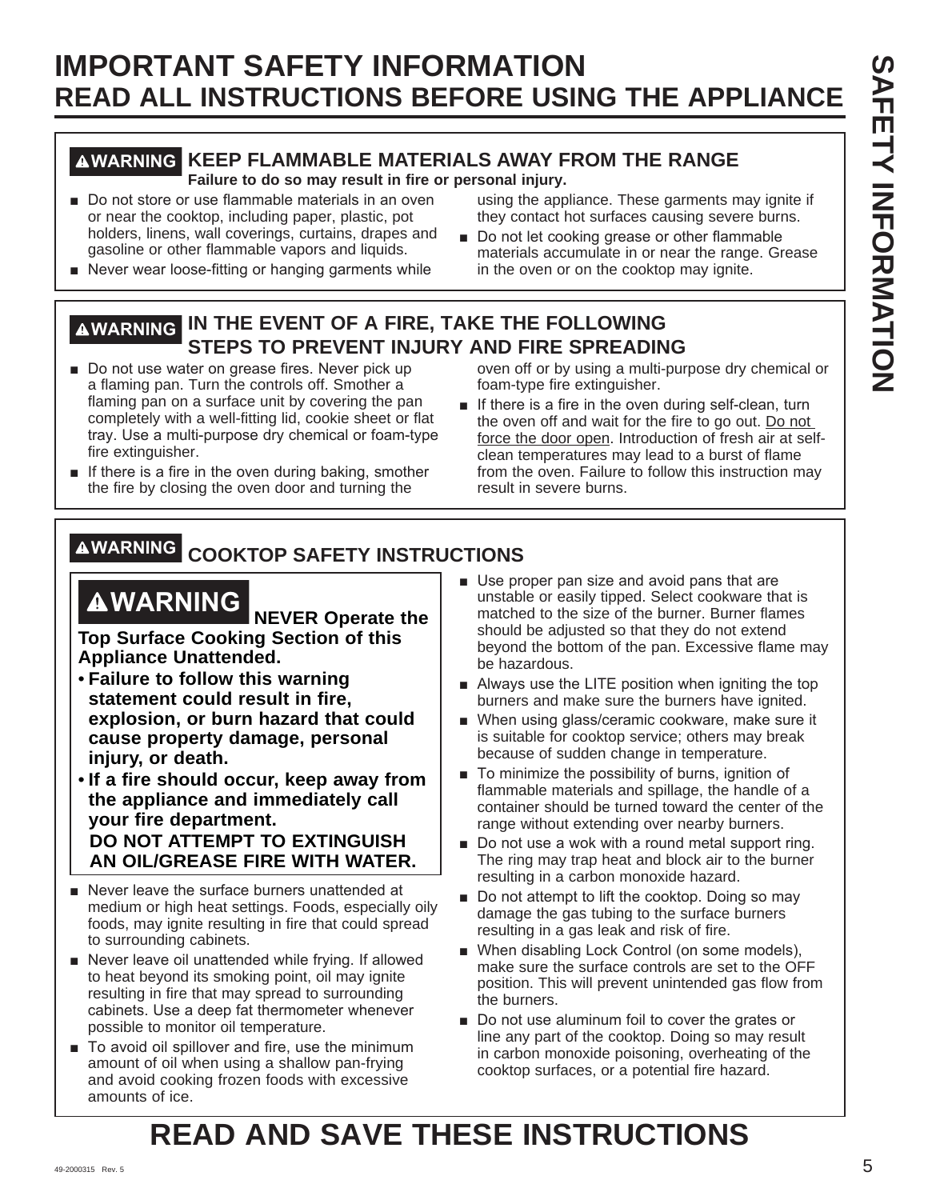# IMPORTANT SAFETY INFORMATION
## READ ALL INSTRUCTIONS BEFORE USING THE APPLIANCE

### ⚠WARNING KEEP FLAMMABLE MATERIALS AWAY FROM THE RANGE

**Failure to do so may result in fire or personal injury.**

- Do not store or use flammable materials in an oven or near the cooktop, including paper, plastic, pot holders, linens, wall coverings, curtains, drapes and gasoline or other flammable vapors and liquids.
- Never wear loose-fitting or hanging garments while using the appliance. These garments may ignite if they contact hot surfaces causing severe burns.
- Do not let cooking grease or other flammable materials accumulate in or near the range. Grease in the oven or on the cooktop may ignite.

### ⚠WARNING IN THE EVENT OF A FIRE, TAKE THE FOLLOWING STEPS TO PREVENT INJURY AND FIRE SPREADING

- Do not use water on grease fires. Never pick up a flaming pan. Turn the controls off. Smother a flaming pan on a surface unit by covering the pan completely with a well-fitting lid, cookie sheet or flat tray. Use a multi-purpose dry chemical or foam-type fire extinguisher.
- If there is a fire in the oven during baking, smother the fire by closing the oven door and turning the oven off or by using a multi-purpose dry chemical or foam-type fire extinguisher.
- If there is a fire in the oven during self-clean, turn the oven off and wait for the fire to go out. Do not force the door open. Introduction of fresh air at self-clean temperatures may lead to a burst of flame from the oven. Failure to follow this instruction may result in severe burns.

### ⚠WARNING COOKTOP SAFETY INSTRUCTIONS

**⚠WARNING NEVER Operate the Top Surface Cooking Section of this Appliance Unattended.**

- **Failure to follow this warning statement could result in fire, explosion, or burn hazard that could cause property damage, personal injury, or death.**
- **If a fire should occur, keep away from the appliance and immediately call your fire department.**
  **DO NOT ATTEMPT TO EXTINGUISH AN OIL/GREASE FIRE WITH WATER.**

- Never leave the surface burners unattended at medium or high heat settings. Foods, especially oily foods, may ignite resulting in fire that could spread to surrounding cabinets.
- Never leave oil unattended while frying. If allowed to heat beyond its smoking point, oil may ignite resulting in fire that may spread to surrounding cabinets. Use a deep fat thermometer whenever possible to monitor oil temperature.
- To avoid oil spillover and fire, use the minimum amount of oil when using a shallow pan-frying and avoid cooking frozen foods with excessive amounts of ice.
- Use proper pan size and avoid pans that are unstable or easily tipped. Select cookware that is matched to the size of the burner. Burner flames should be adjusted so that they do not extend beyond the bottom of the pan. Excessive flame may be hazardous.
- Always use the LITE position when igniting the top burners and make sure the burners have ignited.
- When using glass/ceramic cookware, make sure it is suitable for cooktop service; others may break because of sudden change in temperature.
- To minimize the possibility of burns, ignition of flammable materials and spillage, the handle of a container should be turned toward the center of the range without extending over nearby burners.
- Do not use a wok with a round metal support ring. The ring may trap heat and block air to the burner resulting in a carbon monoxide hazard.
- Do not attempt to lift the cooktop. Doing so may damage the gas tubing to the surface burners resulting in a gas leak and risk of fire.
- When disabling Lock Control (on some models), make sure the surface controls are set to the OFF position. This will prevent unintended gas flow from the burners.
- Do not use aluminum foil to cover the grates or line any part of the cooktop. Doing so may result in carbon monoxide poisoning, overheating of the cooktop surfaces, or a potential fire hazard.

## READ AND SAVE THESE INSTRUCTIONS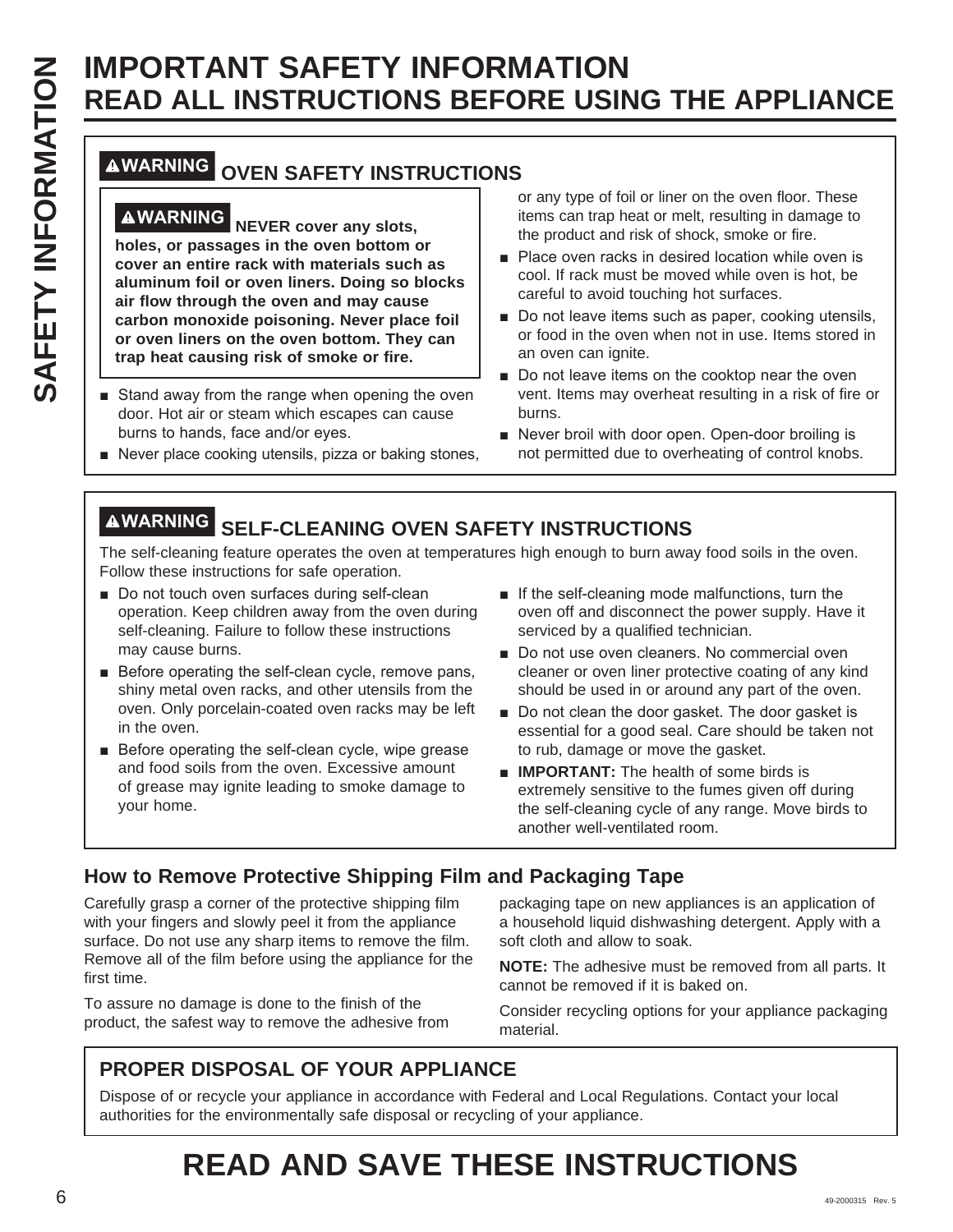# IMPORTANT SAFETY INFORMATION
# READ ALL INSTRUCTIONS BEFORE USING THE APPLIANCE

## ⚠WARNING OVEN SAFETY INSTRUCTIONS

**⚠WARNING NEVER cover any slots, holes, or passages in the oven bottom or cover an entire rack with materials such as aluminum foil or oven liners. Doing so blocks air flow through the oven and may cause carbon monoxide poisoning. Never place foil or oven liners on the oven bottom. They can trap heat causing risk of smoke or fire.**

- Stand away from the range when opening the oven door. Hot air or steam which escapes can cause burns to hands, face and/or eyes.
- Never place cooking utensils, pizza or baking stones, or any type of foil or liner on the oven floor. These items can trap heat or melt, resulting in damage to the product and risk of shock, smoke or fire.
- Place oven racks in desired location while oven is cool. If rack must be moved while oven is hot, be careful to avoid touching hot surfaces.
- Do not leave items such as paper, cooking utensils, or food in the oven when not in use. Items stored in an oven can ignite.
- Do not leave items on the cooktop near the oven vent. Items may overheat resulting in a risk of fire or burns.
- Never broil with door open. Open-door broiling is not permitted due to overheating of control knobs.

## ⚠WARNING SELF-CLEANING OVEN SAFETY INSTRUCTIONS

The self-cleaning feature operates the oven at temperatures high enough to burn away food soils in the oven. Follow these instructions for safe operation.

- Do not touch oven surfaces during self-clean operation. Keep children away from the oven during self-cleaning. Failure to follow these instructions may cause burns.
- Before operating the self-clean cycle, remove pans, shiny metal oven racks, and other utensils from the oven. Only porcelain-coated oven racks may be left in the oven.
- Before operating the self-clean cycle, wipe grease and food soils from the oven. Excessive amount of grease may ignite leading to smoke damage to your home.
- If the self-cleaning mode malfunctions, turn the oven off and disconnect the power supply. Have it serviced by a qualified technician.
- Do not use oven cleaners. No commercial oven cleaner or oven liner protective coating of any kind should be used in or around any part of the oven.
- Do not clean the door gasket. The door gasket is essential for a good seal. Care should be taken not to rub, damage or move the gasket.
- **IMPORTANT:** The health of some birds is extremely sensitive to the fumes given off during the self-cleaning cycle of any range. Move birds to another well-ventilated room.

## How to Remove Protective Shipping Film and Packaging Tape

Carefully grasp a corner of the protective shipping film with your fingers and slowly peel it from the appliance surface. Do not use any sharp items to remove the film. Remove all of the film before using the appliance for the first time.

To assure no damage is done to the finish of the product, the safest way to remove the adhesive from packaging tape on new appliances is an application of a household liquid dishwashing detergent. Apply with a soft cloth and allow to soak.

**NOTE:** The adhesive must be removed from all parts. It cannot be removed if it is baked on.

Consider recycling options for your appliance packaging material.

## PROPER DISPOSAL OF YOUR APPLIANCE

Dispose of or recycle your appliance in accordance with Federal and Local Regulations. Contact your local authorities for the environmentally safe disposal or recycling of your appliance.

# READ AND SAVE THESE INSTRUCTIONS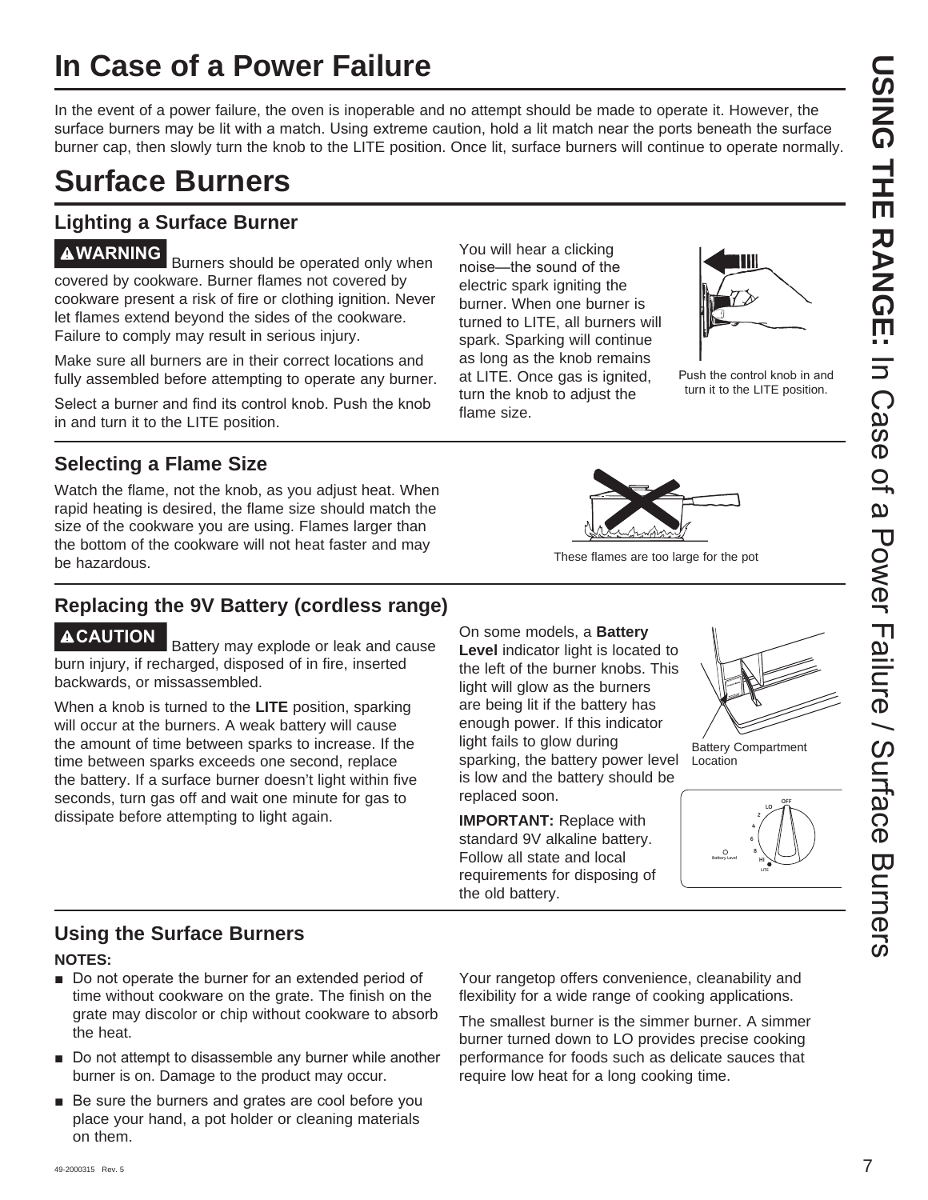# In Case of a Power Failure

In the event of a power failure, the oven is inoperable and no attempt should be made to operate it. However, the surface burners may be lit with a match. Using extreme caution, hold a lit match near the ports beneath the surface burner cap, then slowly turn the knob to the LITE position. Once lit, surface burners will continue to operate normally.

# Surface Burners

## Lighting a Surface Burner

**⚠WARNING** Burners should be operated only when covered by cookware. Burner flames not covered by cookware present a risk of fire or clothing ignition. Never let flames extend beyond the sides of the cookware. Failure to comply may result in serious injury.

Make sure all burners are in their correct locations and fully assembled before attempting to operate any burner.

Select a burner and find its control knob. Push the knob in and turn it to the LITE position.

You will hear a clicking noise—the sound of the electric spark igniting the burner. When one burner is turned to LITE, all burners will spark. Sparking will continue as long as the knob remains at LITE. Once gas is ignited, turn the knob to adjust the flame size.

Push the control knob in and turn it to the LITE position.

## Selecting a Flame Size

Watch the flame, not the knob, as you adjust heat. When rapid heating is desired, the flame size should match the size of the cookware you are using. Flames larger than the bottom of the cookware will not heat faster and may be hazardous.

These flames are too large for the pot

## Replacing the 9V Battery (cordless range)

**⚠CAUTION** Battery may explode or leak and cause burn injury, if recharged, disposed of in fire, inserted backwards, or missassembled.

When a knob is turned to the **LITE** position, sparking will occur at the burners. A weak battery will cause the amount of time between sparks to increase. If the time between sparks exceeds one second, replace the battery. If a surface burner doesn't light within five seconds, turn gas off and wait one minute for gas to dissipate before attempting to light again.

On some models, a **Battery Level** indicator light is located to the left of the burner knobs. This light will glow as the burners are being lit if the battery has enough power. If this indicator light fails to glow during sparking, the battery power level is low and the battery should be replaced soon.

**IMPORTANT:** Replace with standard 9V alkaline battery. Follow all state and local requirements for disposing of the old battery.

Battery Compartment Location

## Using the Surface Burners

**NOTES:**

- Do not operate the burner for an extended period of time without cookware on the grate. The finish on the grate may discolor or chip without cookware to absorb the heat.
- Do not attempt to disassemble any burner while another burner is on. Damage to the product may occur.
- Be sure the burners and grates are cool before you place your hand, a pot holder or cleaning materials on them.

Your rangetop offers convenience, cleanability and flexibility for a wide range of cooking applications.

The smallest burner is the simmer burner. A simmer burner turned down to LO provides precise cooking performance for foods such as delicate sauces that require low heat for a long cooking time.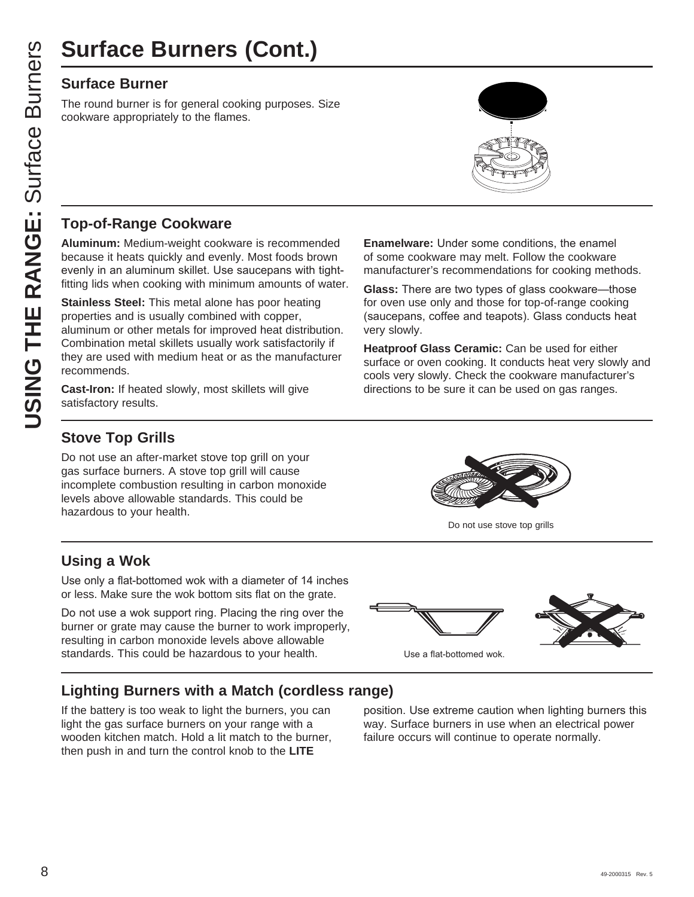# Surface Burners (Cont.)

## Surface Burner

The round burner is for general cooking purposes. Size cookware appropriately to the flames.

## Top-of-Range Cookware

**Aluminum:** Medium-weight cookware is recommended because it heats quickly and evenly. Most foods brown evenly in an aluminum skillet. Use saucepans with tight-fitting lids when cooking with minimum amounts of water.

**Stainless Steel:** This metal alone has poor heating properties and is usually combined with copper, aluminum or other metals for improved heat distribution. Combination metal skillets usually work satisfactorily if they are used with medium heat or as the manufacturer recommends.

**Cast-Iron:** If heated slowly, most skillets will give satisfactory results.

**Enamelware:** Under some conditions, the enamel of some cookware may melt. Follow the cookware manufacturer's recommendations for cooking methods.

**Glass:** There are two types of glass cookware—those for oven use only and those for top-of-range cooking (saucepans, coffee and teapots). Glass conducts heat very slowly.

**Heatproof Glass Ceramic:** Can be used for either surface or oven cooking. It conducts heat very slowly and cools very slowly. Check the cookware manufacturer's directions to be sure it can be used on gas ranges.

## Stove Top Grills

Do not use an after-market stove top grill on your gas surface burners. A stove top grill will cause incomplete combustion resulting in carbon monoxide levels above allowable standards. This could be hazardous to your health.

Do not use stove top grills

## Using a Wok

Use only a flat-bottomed wok with a diameter of 14 inches or less. Make sure the wok bottom sits flat on the grate.

Do not use a wok support ring. Placing the ring over the burner or grate may cause the burner to work improperly, resulting in carbon monoxide levels above allowable standards. This could be hazardous to your health.

Use a flat-bottomed wok.

## Lighting Burners with a Match (cordless range)

If the battery is too weak to light the burners, you can light the gas surface burners on your range with a wooden kitchen match. Hold a lit match to the burner, then push in and turn the control knob to the **LITE** position. Use extreme caution when lighting burners this way. Surface burners in use when an electrical power failure occurs will continue to operate normally.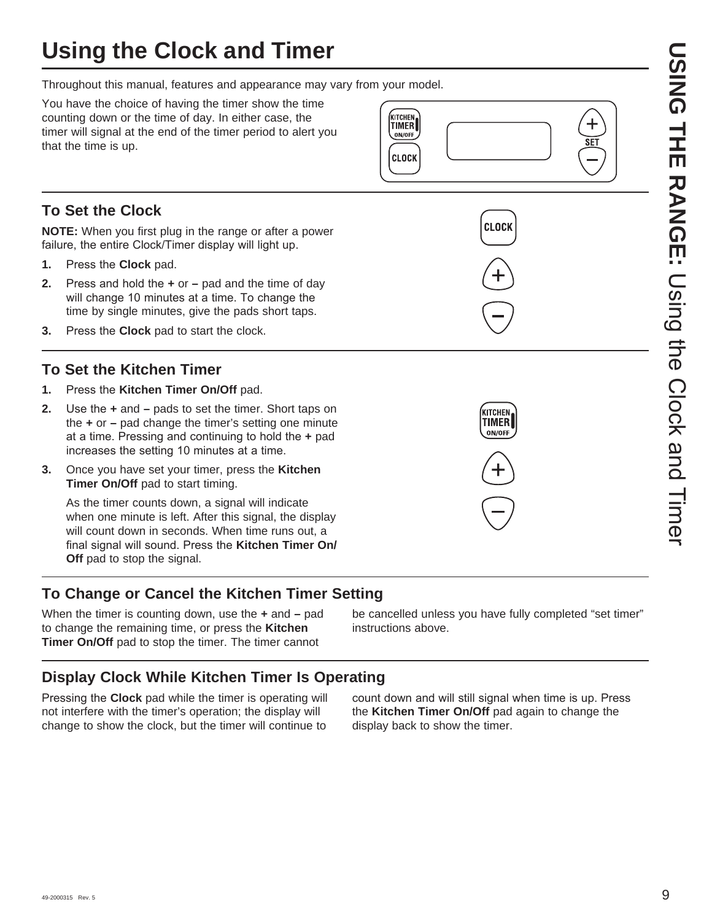# Using the Clock and Timer

Throughout this manual, features and appearance may vary from your model.

You have the choice of having the timer show the time counting down or the time of day. In either case, the timer will signal at the end of the timer period to alert you that the time is up.

## To Set the Clock

**NOTE:** When you first plug in the range or after a power failure, the entire Clock/Timer display will light up.

1. Press the **Clock** pad.
2. Press and hold the **+** or **–** pad and the time of day will change 10 minutes at a time. To change the time by single minutes, give the pads short taps.
3. Press the **Clock** pad to start the clock.

## To Set the Kitchen Timer

1. Press the **Kitchen Timer On/Off** pad.
2. Use the **+** and **–** pads to set the timer. Short taps on the **+** or **–** pad change the timer's setting one minute at a time. Pressing and continuing to hold the **+** pad increases the setting 10 minutes at a time.
3. Once you have set your timer, press the **Kitchen Timer On/Off** pad to start timing.

   As the timer counts down, a signal will indicate when one minute is left. After this signal, the display will count down in seconds. When time runs out, a final signal will sound. Press the **Kitchen Timer On/Off** pad to stop the signal.

## To Change or Cancel the Kitchen Timer Setting

When the timer is counting down, use the **+** and **–** pad to change the remaining time, or press the **Kitchen Timer On/Off** pad to stop the timer. The timer cannot be cancelled unless you have fully completed "set timer" instructions above.

## Display Clock While Kitchen Timer Is Operating

Pressing the **Clock** pad while the timer is operating will not interfere with the timer's operation; the display will change to show the clock, but the timer will continue to count down and will still signal when time is up. Press the **Kitchen Timer On/Off** pad again to change the display back to show the timer.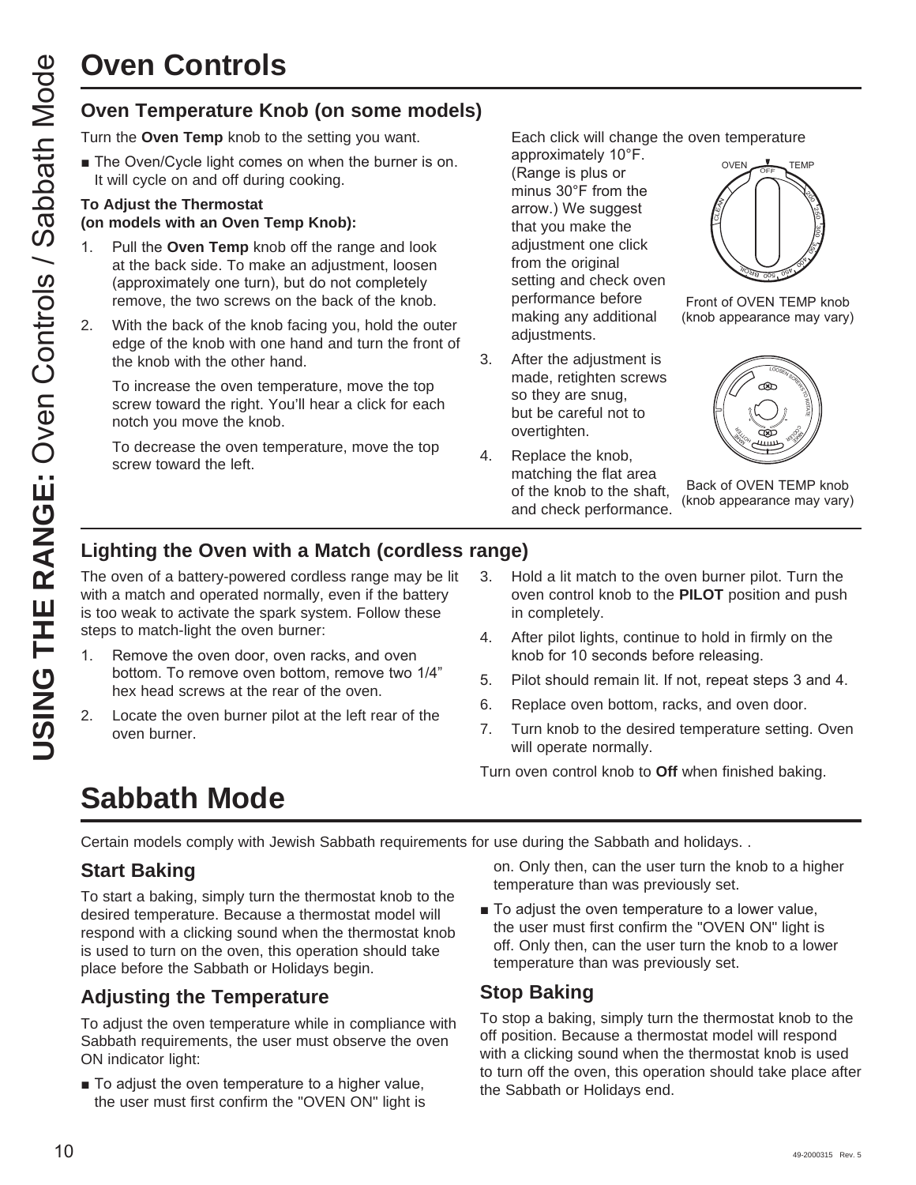# Oven Controls

## Oven Temperature Knob (on some models)

Turn the **Oven Temp** knob to the setting you want.

- The Oven/Cycle light comes on when the burner is on. It will cycle on and off during cooking.

**To Adjust the Thermostat (on models with an Oven Temp Knob):**

1. Pull the **Oven Temp** knob off the range and look at the back side. To make an adjustment, loosen (approximately one turn), but do not completely remove, the two screws on the back of the knob.
2. With the back of the knob facing you, hold the outer edge of the knob with one hand and turn the front of the knob with the other hand.

   To increase the oven temperature, move the top screw toward the right. You'll hear a click for each notch you move the knob.

   To decrease the oven temperature, move the top screw toward the left.

   Each click will change the oven temperature approximately 10°F. (Range is plus or minus 30°F from the arrow.) We suggest that you make the adjustment one click from the original setting and check oven performance before making any additional adjustments.
3. After the adjustment is made, retighten screws so they are snug, but be careful not to overtighten.
4. Replace the knob, matching the flat area of the knob to the shaft, and check performance.

Front of OVEN TEMP knob (knob appearance may vary)

Back of OVEN TEMP knob (knob appearance may vary)

## Lighting the Oven with a Match (cordless range)

The oven of a battery-powered cordless range may be lit with a match and operated normally, even if the battery is too weak to activate the spark system. Follow these steps to match-light the oven burner:

1. Remove the oven door, oven racks, and oven bottom. To remove oven bottom, remove two 1/4" hex head screws at the rear of the oven.
2. Locate the oven burner pilot at the left rear of the oven burner.
3. Hold a lit match to the oven burner pilot. Turn the oven control knob to the **PILOT** position and push in completely.
4. After pilot lights, continue to hold in firmly on the knob for 10 seconds before releasing.
5. Pilot should remain lit. If not, repeat steps 3 and 4.
6. Replace oven bottom, racks, and oven door.
7. Turn knob to the desired temperature setting. Oven will operate normally.

Turn oven control knob to **Off** when finished baking.

# Sabbath Mode

Certain models comply with Jewish Sabbath requirements for use during the Sabbath and holidays. .

## Start Baking

To start a baking, simply turn the thermostat knob to the desired temperature. Because a thermostat model will respond with a clicking sound when the thermostat knob is used to turn on the oven, this operation should take place before the Sabbath or Holidays begin.

## Adjusting the Temperature

To adjust the oven temperature while in compliance with Sabbath requirements, the user must observe the oven ON indicator light:

- To adjust the oven temperature to a higher value, the user must first confirm the "OVEN ON" light is on. Only then, can the user turn the knob to a higher temperature than was previously set.
- To adjust the oven temperature to a lower value, the user must first confirm the "OVEN ON" light is off. Only then, can the user turn the knob to a lower temperature than was previously set.

## Stop Baking

To stop a baking, simply turn the thermostat knob to the off position. Because a thermostat model will respond with a clicking sound when the thermostat knob is used to turn off the oven, this operation should take place after the Sabbath or Holidays end.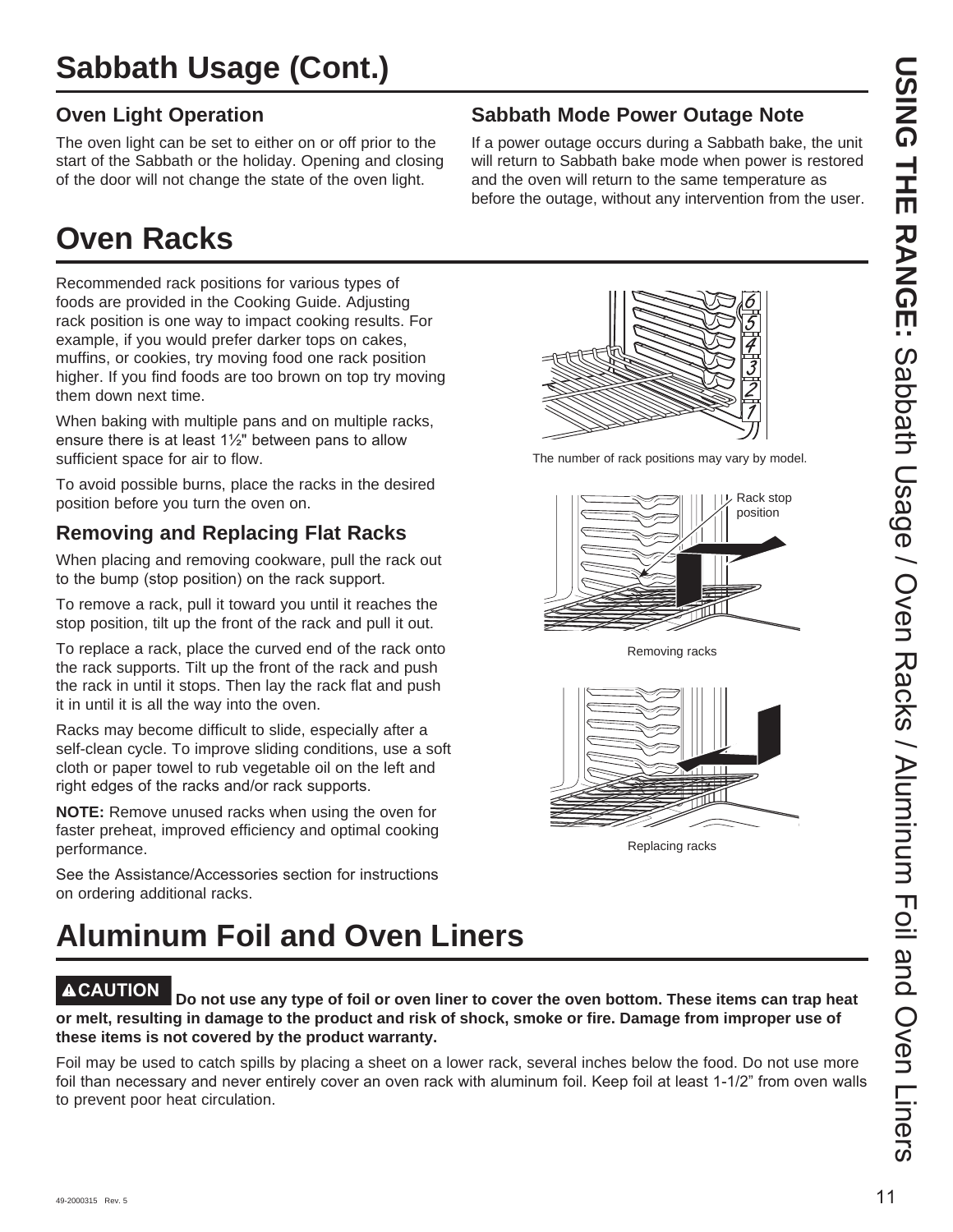# Sabbath Usage (Cont.)

## Oven Light Operation

The oven light can be set to either on or off prior to the start of the Sabbath or the holiday. Opening and closing of the door will not change the state of the oven light.

## Sabbath Mode Power Outage Note

If a power outage occurs during a Sabbath bake, the unit will return to Sabbath bake mode when power is restored and the oven will return to the same temperature as before the outage, without any intervention from the user.

# Oven Racks

Recommended rack positions for various types of foods are provided in the Cooking Guide. Adjusting rack position is one way to impact cooking results. For example, if you would prefer darker tops on cakes, muffins, or cookies, try moving food one rack position higher. If you find foods are too brown on top try moving them down next time.

When baking with multiple pans and on multiple racks, ensure there is at least 1½" between pans to allow sufficient space for air to flow.

To avoid possible burns, place the racks in the desired position before you turn the oven on.

The number of rack positions may vary by model.

## Removing and Replacing Flat Racks

When placing and removing cookware, pull the rack out to the bump (stop position) on the rack support.

To remove a rack, pull it toward you until it reaches the stop position, tilt up the front of the rack and pull it out.

To replace a rack, place the curved end of the rack onto the rack supports. Tilt up the front of the rack and push the rack in until it stops. Then lay the rack flat and push it in until it is all the way into the oven.

Racks may become difficult to slide, especially after a self-clean cycle. To improve sliding conditions, use a soft cloth or paper towel to rub vegetable oil on the left and right edges of the racks and/or rack supports.

**NOTE:** Remove unused racks when using the oven for faster preheat, improved efficiency and optimal cooking performance.

See the Assistance/Accessories section for instructions on ordering additional racks.

Rack stop position

Removing racks

Replacing racks

# Aluminum Foil and Oven Liners

**⚠CAUTION Do not use any type of foil or oven liner to cover the oven bottom. These items can trap heat or melt, resulting in damage to the product and risk of shock, smoke or fire. Damage from improper use of these items is not covered by the product warranty.**

Foil may be used to catch spills by placing a sheet on a lower rack, several inches below the food. Do not use more foil than necessary and never entirely cover an oven rack with aluminum foil. Keep foil at least 1-1/2" from oven walls to prevent poor heat circulation.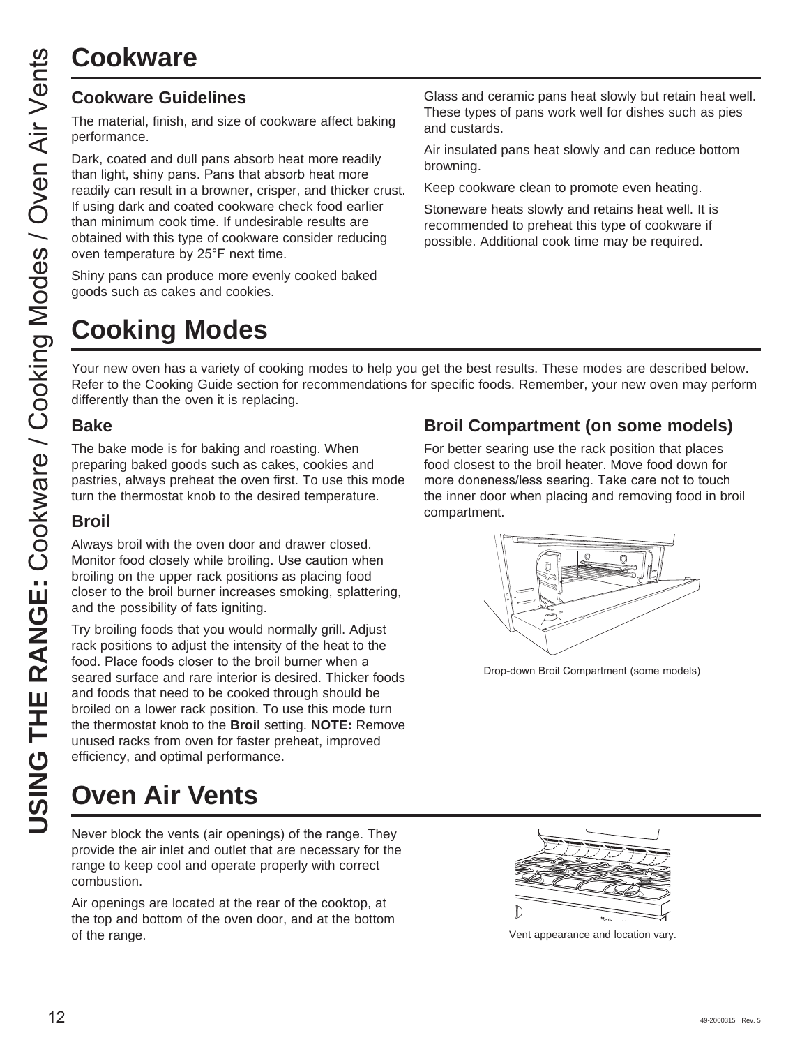# Cookware

## Cookware Guidelines

The material, finish, and size of cookware affect baking performance.

Dark, coated and dull pans absorb heat more readily than light, shiny pans. Pans that absorb heat more readily can result in a browner, crisper, and thicker crust. If using dark and coated cookware check food earlier than minimum cook time. If undesirable results are obtained with this type of cookware consider reducing oven temperature by 25°F next time.

Shiny pans can produce more evenly cooked baked goods such as cakes and cookies.

Glass and ceramic pans heat slowly but retain heat well. These types of pans work well for dishes such as pies and custards.

Air insulated pans heat slowly and can reduce bottom browning.

Keep cookware clean to promote even heating.

Stoneware heats slowly and retains heat well. It is recommended to preheat this type of cookware if possible. Additional cook time may be required.

# Cooking Modes

Your new oven has a variety of cooking modes to help you get the best results. These modes are described below. Refer to the Cooking Guide section for recommendations for specific foods. Remember, your new oven may perform differently than the oven it is replacing.

## Bake

The bake mode is for baking and roasting. When preparing baked goods such as cakes, cookies and pastries, always preheat the oven first. To use this mode turn the thermostat knob to the desired temperature.

## Broil

Always broil with the oven door and drawer closed. Monitor food closely while broiling. Use caution when broiling on the upper rack positions as placing food closer to the broil burner increases smoking, splattering, and the possibility of fats igniting.

Try broiling foods that you would normally grill. Adjust rack positions to adjust the intensity of the heat to the food. Place foods closer to the broil burner when a seared surface and rare interior is desired. Thicker foods and foods that need to be cooked through should be broiled on a lower rack position. To use this mode turn the thermostat knob to the **Broil** setting. **NOTE:** Remove unused racks from oven for faster preheat, improved efficiency, and optimal performance.

## Broil Compartment (on some models)

For better searing use the rack position that places food closest to the broil heater. Move food down for more doneness/less searing. Take care not to touch the inner door when placing and removing food in broil compartment.

Drop-down Broil Compartment (some models)

# Oven Air Vents

Never block the vents (air openings) of the range. They provide the air inlet and outlet that are necessary for the range to keep cool and operate properly with correct combustion.

Air openings are located at the rear of the cooktop, at the top and bottom of the oven door, and at the bottom of the range.

Vent appearance and location vary.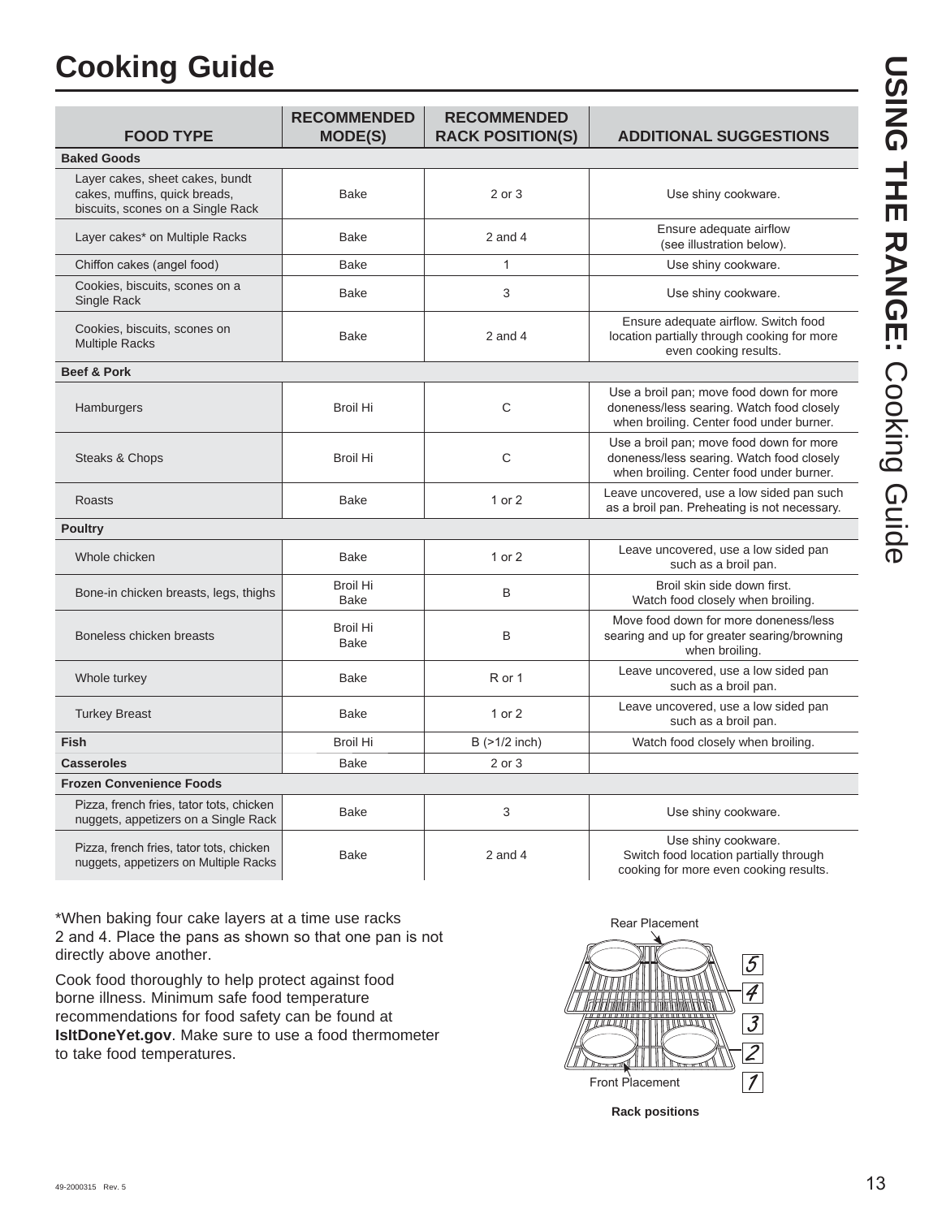# Cooking Guide

| FOOD TYPE | RECOMMENDED MODE(S) | RECOMMENDED RACK POSITION(S) | ADDITIONAL SUGGESTIONS |
|---|---|---|---|
| **Baked Goods** | | | |
| Layer cakes, sheet cakes, bundt cakes, muffins, quick breads, biscuits, scones on a Single Rack | Bake | 2 or 3 | Use shiny cookware. |
| Layer cakes* on Multiple Racks | Bake | 2 and 4 | Ensure adequate airflow (see illustration below). |
| Chiffon cakes (angel food) | Bake | 1 | Use shiny cookware. |
| Cookies, biscuits, scones on a Single Rack | Bake | 3 | Use shiny cookware. |
| Cookies, biscuits, scones on Multiple Racks | Bake | 2 and 4 | Ensure adequate airflow. Switch food location partially through cooking for more even cooking results. |
| **Beef & Pork** | | | |
| Hamburgers | Broil Hi | C | Use a broil pan; move food down for more doneness/less searing. Watch food closely when broiling. Center food under burner. |
| Steaks & Chops | Broil Hi | C | Use a broil pan; move food down for more doneness/less searing. Watch food closely when broiling. Center food under burner. |
| Roasts | Bake | 1 or 2 | Leave uncovered, use a low sided pan such as a broil pan. Preheating is not necessary. |
| **Poultry** | | | |
| Whole chicken | Bake | 1 or 2 | Leave uncovered, use a low sided pan such as a broil pan. |
| Bone-in chicken breasts, legs, thighs | Broil Hi<br>Bake | B | Broil skin side down first.<br>Watch food closely when broiling. |
| Boneless chicken breasts | Broil Hi<br>Bake | B | Move food down for more doneness/less searing and up for greater searing/browning when broiling. |
| Whole turkey | Bake | R or 1 | Leave uncovered, use a low sided pan such as a broil pan. |
| Turkey Breast | Bake | 1 or 2 | Leave uncovered, use a low sided pan such as a broil pan. |
| **Fish** | Broil Hi | B (>1/2 inch) | Watch food closely when broiling. |
| **Casseroles** | Bake | 2 or 3 | |
| **Frozen Convenience Foods** | | | |
| Pizza, french fries, tator tots, chicken nuggets, appetizers on a Single Rack | Bake | 3 | Use shiny cookware. |
| Pizza, french fries, tator tots, chicken nuggets, appetizers on Multiple Racks | Bake | 2 and 4 | Use shiny cookware.<br>Switch food location partially through cooking for more even cooking results. |

*When baking four cake layers at a time use racks 2 and 4. Place the pans as shown so that one pan is not directly above another.

Cook food thoroughly to help protect against food borne illness. Minimum safe food temperature recommendations for food safety can be found at **IsItDoneYet.gov**. Make sure to use a food thermometer to take food temperatures.

Rear Placement

Front Placement

5 4 3 2 1

**Rack positions**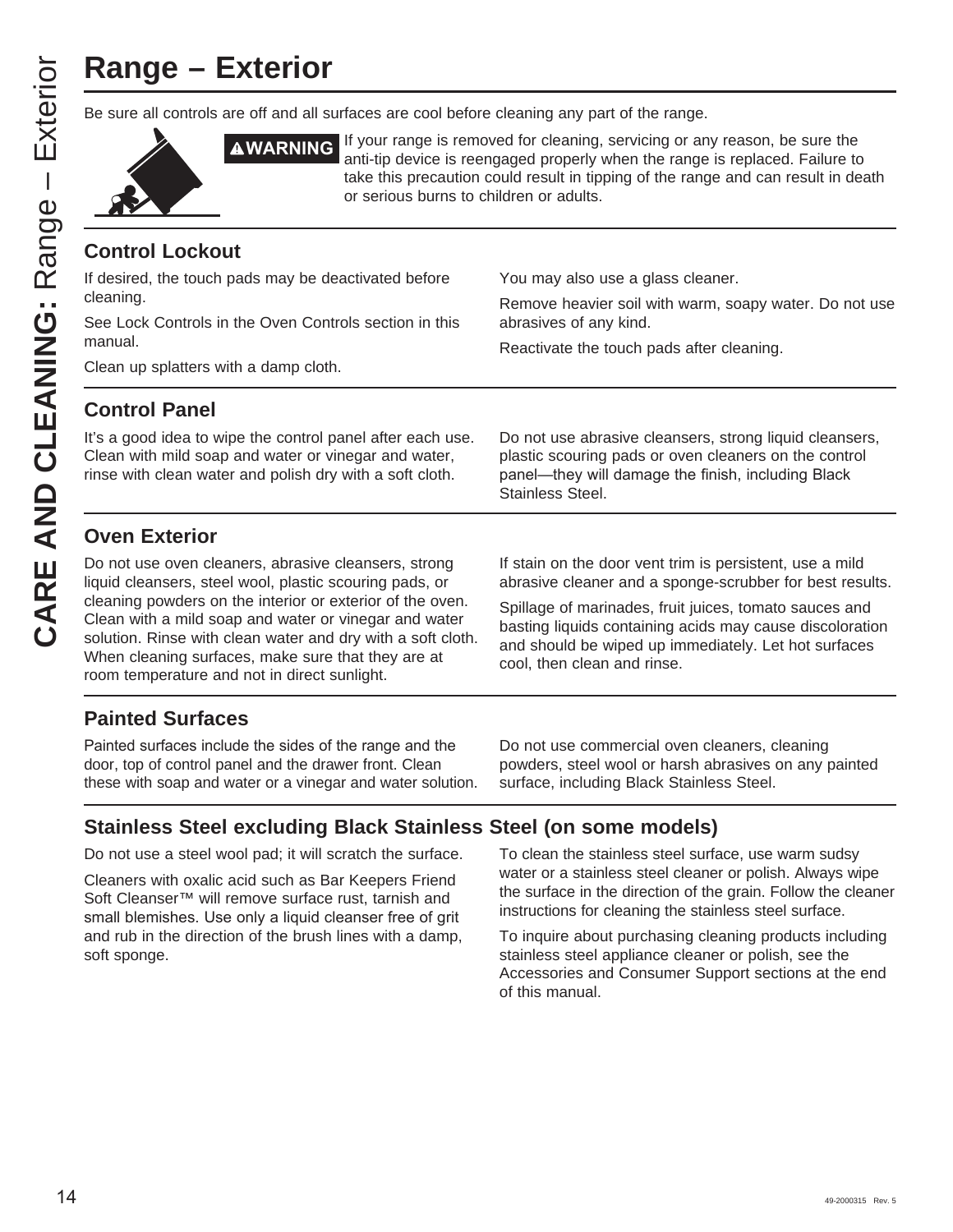# Range – Exterior

Be sure all controls are off and all surfaces are cool before cleaning any part of the range.

**⚠WARNING** If your range is removed for cleaning, servicing or any reason, be sure the anti-tip device is reengaged properly when the range is replaced. Failure to take this precaution could result in tipping of the range and can result in death or serious burns to children or adults.

## Control Lockout

If desired, the touch pads may be deactivated before cleaning.

See Lock Controls in the Oven Controls section in this manual.

Clean up splatters with a damp cloth.

You may also use a glass cleaner.

Remove heavier soil with warm, soapy water. Do not use abrasives of any kind.

Reactivate the touch pads after cleaning.

## Control Panel

It's a good idea to wipe the control panel after each use. Clean with mild soap and water or vinegar and water, rinse with clean water and polish dry with a soft cloth.

Do not use abrasive cleansers, strong liquid cleansers, plastic scouring pads or oven cleaners on the control panel—they will damage the finish, including Black Stainless Steel.

## Oven Exterior

Do not use oven cleaners, abrasive cleansers, strong liquid cleansers, steel wool, plastic scouring pads, or cleaning powders on the interior or exterior of the oven. Clean with a mild soap and water or vinegar and water solution. Rinse with clean water and dry with a soft cloth. When cleaning surfaces, make sure that they are at room temperature and not in direct sunlight.

If stain on the door vent trim is persistent, use a mild abrasive cleaner and a sponge-scrubber for best results.

Spillage of marinades, fruit juices, tomato sauces and basting liquids containing acids may cause discoloration and should be wiped up immediately. Let hot surfaces cool, then clean and rinse.

## Painted Surfaces

Painted surfaces include the sides of the range and the door, top of control panel and the drawer front. Clean these with soap and water or a vinegar and water solution.

Do not use commercial oven cleaners, cleaning powders, steel wool or harsh abrasives on any painted surface, including Black Stainless Steel.

## Stainless Steel excluding Black Stainless Steel (on some models)

Do not use a steel wool pad; it will scratch the surface.

Cleaners with oxalic acid such as Bar Keepers Friend Soft Cleanser™ will remove surface rust, tarnish and small blemishes. Use only a liquid cleanser free of grit and rub in the direction of the brush lines with a damp, soft sponge.

To clean the stainless steel surface, use warm sudsy water or a stainless steel cleaner or polish. Always wipe the surface in the direction of the grain. Follow the cleaner instructions for cleaning the stainless steel surface.

To inquire about purchasing cleaning products including stainless steel appliance cleaner or polish, see the Accessories and Consumer Support sections at the end of this manual.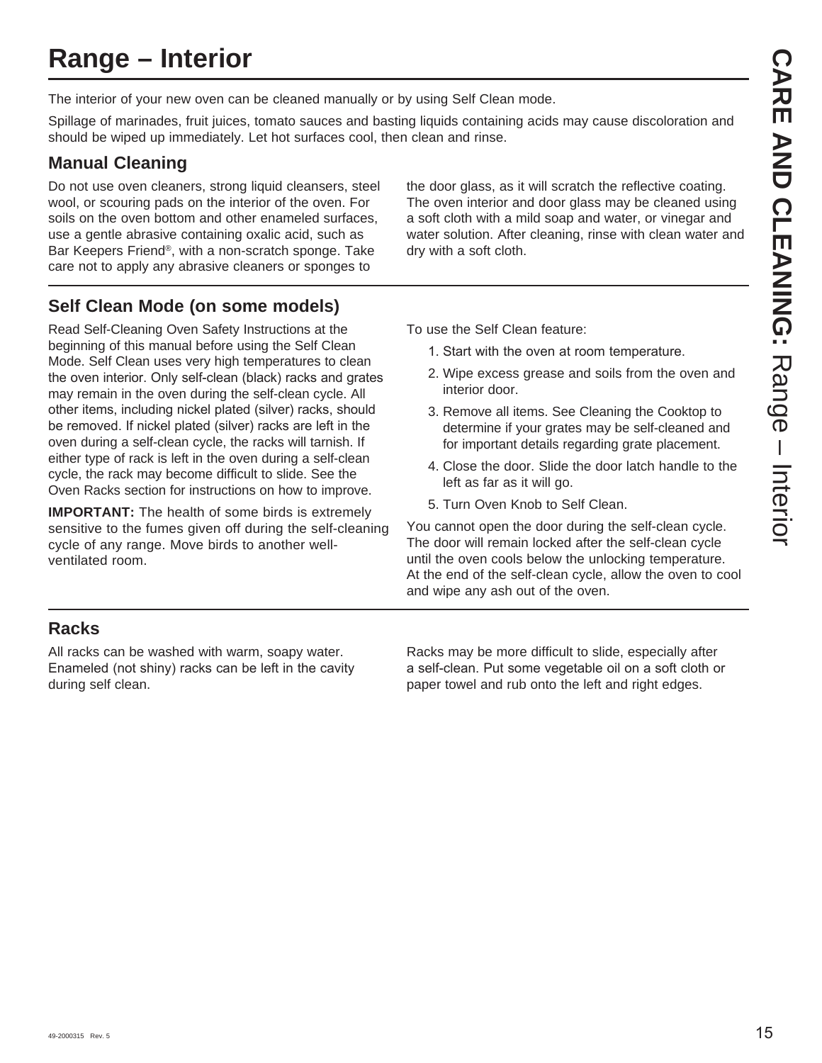# Range – Interior

The interior of your new oven can be cleaned manually or by using Self Clean mode.

Spillage of marinades, fruit juices, tomato sauces and basting liquids containing acids may cause discoloration and should be wiped up immediately. Let hot surfaces cool, then clean and rinse.

## Manual Cleaning

Do not use oven cleaners, strong liquid cleansers, steel wool, or scouring pads on the interior of the oven. For soils on the oven bottom and other enameled surfaces, use a gentle abrasive containing oxalic acid, such as Bar Keepers Friend®, with a non-scratch sponge. Take care not to apply any abrasive cleaners or sponges to the door glass, as it will scratch the reflective coating. The oven interior and door glass may be cleaned using a soft cloth with a mild soap and water, or vinegar and water solution. After cleaning, rinse with clean water and dry with a soft cloth.

## Self Clean Mode (on some models)

Read Self-Cleaning Oven Safety Instructions at the beginning of this manual before using the Self Clean Mode. Self Clean uses very high temperatures to clean the oven interior. Only self-clean (black) racks and grates may remain in the oven during the self-clean cycle. All other items, including nickel plated (silver) racks, should be removed. If nickel plated (silver) racks are left in the oven during a self-clean cycle, the racks will tarnish. If either type of rack is left in the oven during a self-clean cycle, the rack may become difficult to slide. See the Oven Racks section for instructions on how to improve.

**IMPORTANT:** The health of some birds is extremely sensitive to the fumes given off during the self-cleaning cycle of any range. Move birds to another well-ventilated room.

To use the Self Clean feature:

1. Start with the oven at room temperature.
2. Wipe excess grease and soils from the oven and interior door.
3. Remove all items. See Cleaning the Cooktop to determine if your grates may be self-cleaned and for important details regarding grate placement.
4. Close the door. Slide the door latch handle to the left as far as it will go.
5. Turn Oven Knob to Self Clean.

You cannot open the door during the self-clean cycle. The door will remain locked after the self-clean cycle until the oven cools below the unlocking temperature. At the end of the self-clean cycle, allow the oven to cool and wipe any ash out of the oven.

## Racks

All racks can be washed with warm, soapy water. Enameled (not shiny) racks can be left in the cavity during self clean.

Racks may be more difficult to slide, especially after a self-clean. Put some vegetable oil on a soft cloth or paper towel and rub onto the left and right edges.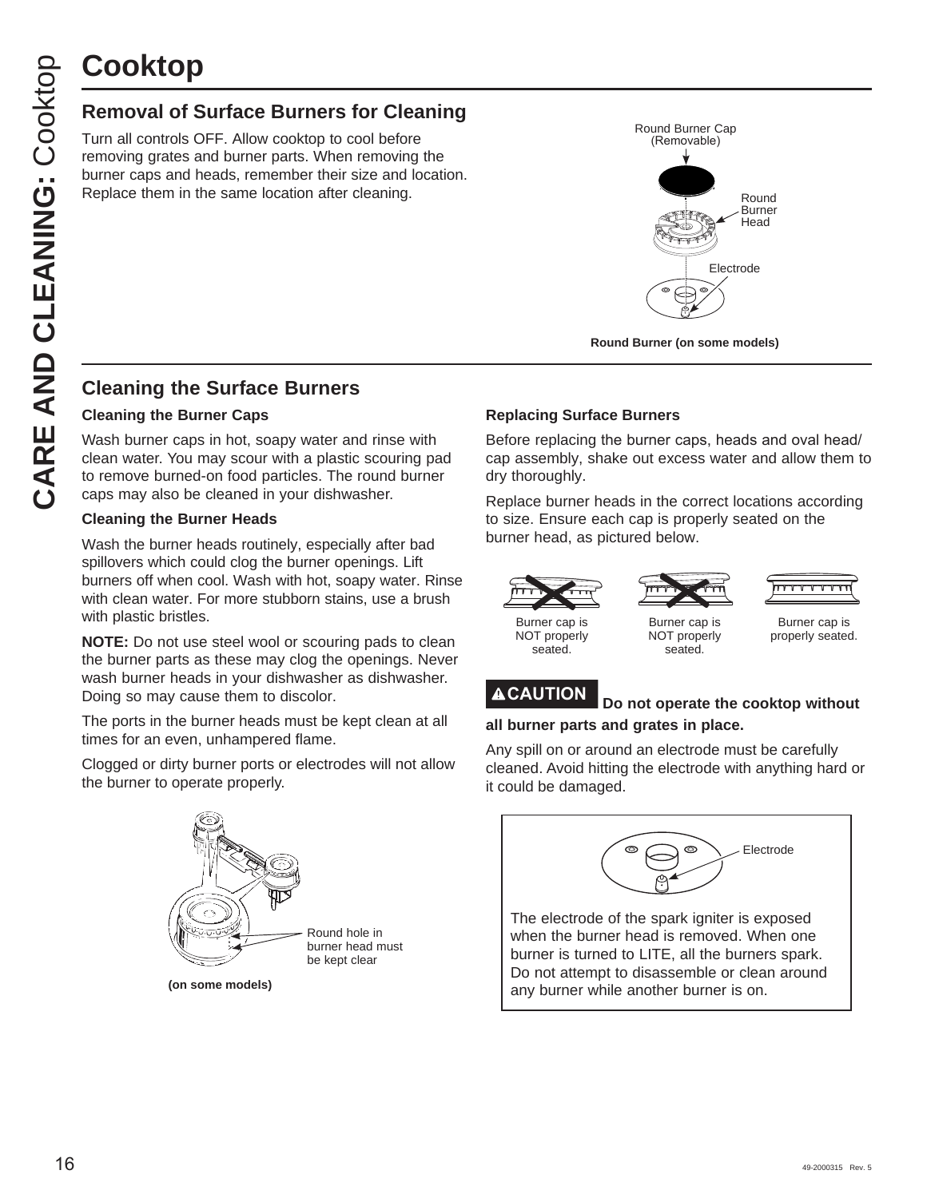# Cooktop

## Removal of Surface Burners for Cleaning

Turn all controls OFF. Allow cooktop to cool before removing grates and burner parts. When removing the burner caps and heads, remember their size and location. Replace them in the same location after cleaning.

Round Burner Cap (Removable)

Round Burner Head

Electrode

**Round Burner (on some models)**

## Cleaning the Surface Burners

**Cleaning the Burner Caps**

Wash burner caps in hot, soapy water and rinse with clean water. You may scour with a plastic scouring pad to remove burned-on food particles. The round burner caps may also be cleaned in your dishwasher.

**Cleaning the Burner Heads**

Wash the burner heads routinely, especially after bad spillovers which could clog the burner openings. Lift burners off when cool. Wash with hot, soapy water. Rinse with clean water. For more stubborn stains, use a brush with plastic bristles.

**NOTE:** Do not use steel wool or scouring pads to clean the burner parts as these may clog the openings. Never wash burner heads in your dishwasher as dishwasher. Doing so may cause them to discolor.

The ports in the burner heads must be kept clean at all times for an even, unhampered flame.

Clogged or dirty burner ports or electrodes will not allow the burner to operate properly.

Round hole in burner head must be kept clear

**(on some models)**

**Replacing Surface Burners**

Before replacing the burner caps, heads and oval head/cap assembly, shake out excess water and allow them to dry thoroughly.

Replace burner heads in the correct locations according to size. Ensure each cap is properly seated on the burner head, as pictured below.

Burner cap is NOT properly seated.

Burner cap is NOT properly seated.

Burner cap is properly seated.

**⚠CAUTION Do not operate the cooktop without all burner parts and grates in place.**

Any spill on or around an electrode must be carefully cleaned. Avoid hitting the electrode with anything hard or it could be damaged.

Electrode

The electrode of the spark igniter is exposed when the burner head is removed. When one burner is turned to LITE, all the burners spark. Do not attempt to disassemble or clean around any burner while another burner is on.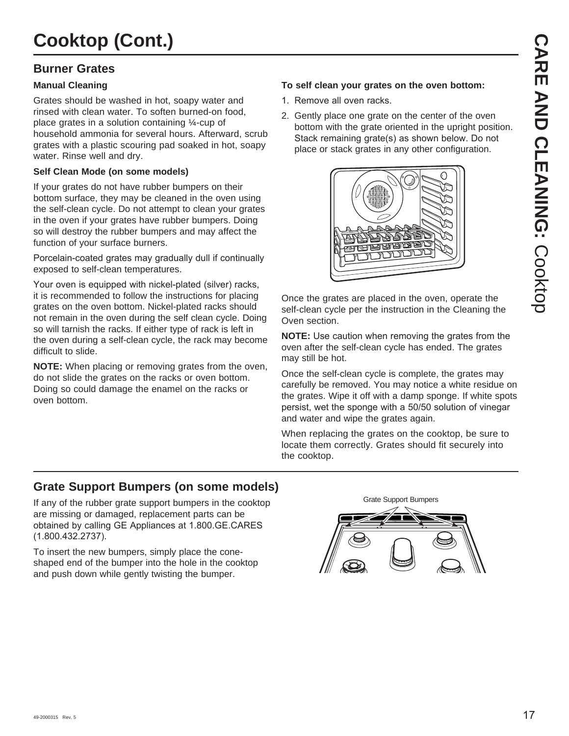# Cooktop (Cont.)

## Burner Grates

### Manual Cleaning

Grates should be washed in hot, soapy water and rinsed with clean water. To soften burned-on food, place grates in a solution containing ¼-cup of household ammonia for several hours. Afterward, scrub grates with a plastic scouring pad soaked in hot, soapy water. Rinse well and dry.

### Self Clean Mode (on some models)

If your grates do not have rubber bumpers on their bottom surface, they may be cleaned in the oven using the self-clean cycle. Do not attempt to clean your grates in the oven if your grates have rubber bumpers. Doing so will destroy the rubber bumpers and may affect the function of your surface burners.

Porcelain-coated grates may gradually dull if continually exposed to self-clean temperatures.

Your oven is equipped with nickel-plated (silver) racks, it is recommended to follow the instructions for placing grates on the oven bottom. Nickel-plated racks should not remain in the oven during the self clean cycle. Doing so will tarnish the racks. If either type of rack is left in the oven during a self-clean cycle, the rack may become difficult to slide.

**NOTE:** When placing or removing grates from the oven, do not slide the grates on the racks or oven bottom. Doing so could damage the enamel on the racks or oven bottom.

**To self clean your grates on the oven bottom:**

1. Remove all oven racks.
2. Gently place one grate on the center of the oven bottom with the grate oriented in the upright position. Stack remaining grate(s) as shown below. Do not place or stack grates in any other configuration.

Once the grates are placed in the oven, operate the self-clean cycle per the instruction in the Cleaning the Oven section.

**NOTE:** Use caution when removing the grates from the oven after the self-clean cycle has ended. The grates may still be hot.

Once the self-clean cycle is complete, the grates may carefully be removed. You may notice a white residue on the grates. Wipe it off with a damp sponge. If white spots persist, wet the sponge with a 50/50 solution of vinegar and water and wipe the grates again.

When replacing the grates on the cooktop, be sure to locate them correctly. Grates should fit securely into the cooktop.

## Grate Support Bumpers (on some models)

If any of the rubber grate support bumpers in the cooktop are missing or damaged, replacement parts can be obtained by calling GE Appliances at 1.800.GE.CARES (1.800.432.2737).

To insert the new bumpers, simply place the cone-shaped end of the bumper into the hole in the cooktop and push down while gently twisting the bumper.

Grate Support Bumpers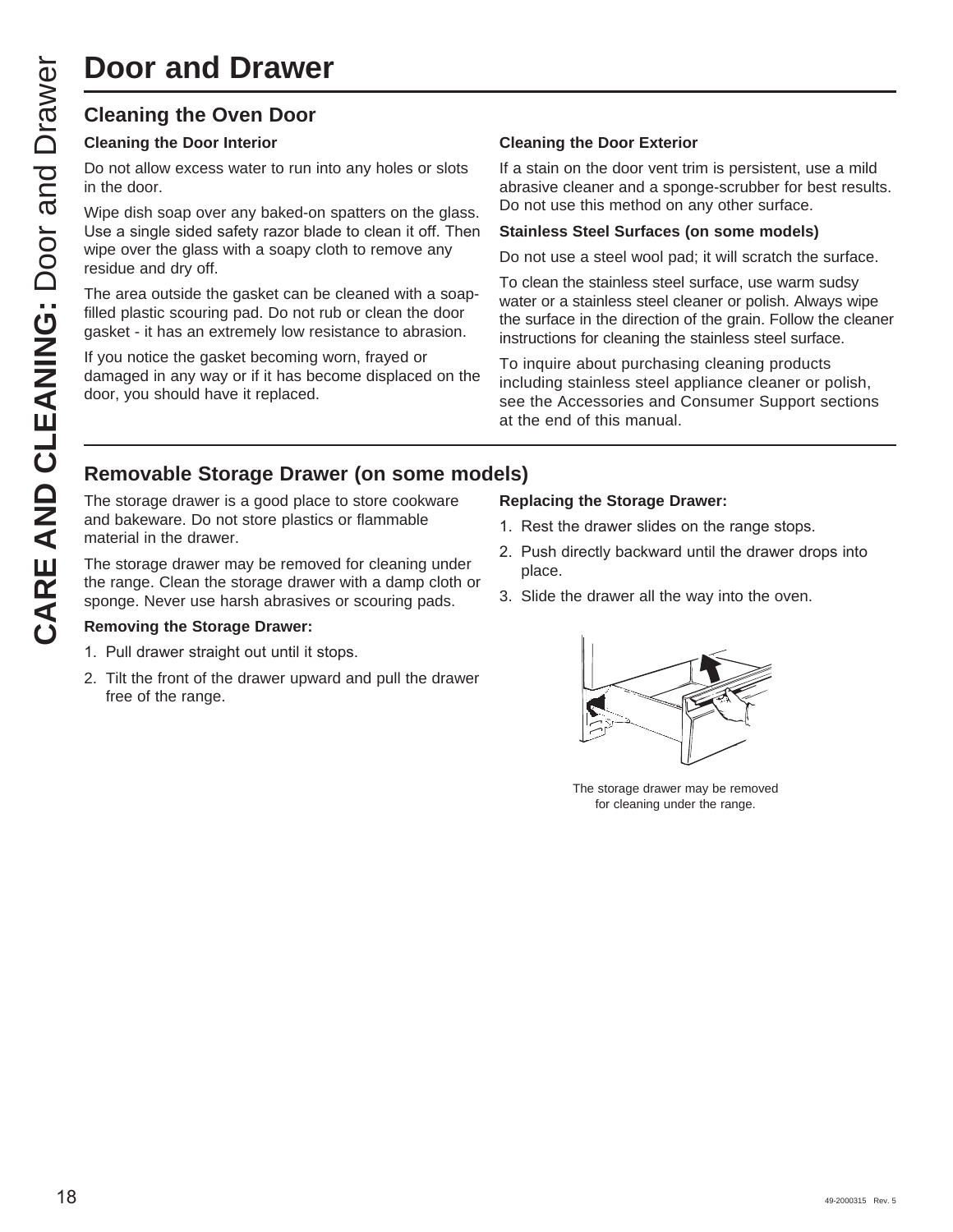# Door and Drawer

## Cleaning the Oven Door

### Cleaning the Door Interior

Do not allow excess water to run into any holes or slots in the door.

Wipe dish soap over any baked-on spatters on the glass. Use a single sided safety razor blade to clean it off. Then wipe over the glass with a soapy cloth to remove any residue and dry off.

The area outside the gasket can be cleaned with a soap-filled plastic scouring pad. Do not rub or clean the door gasket - it has an extremely low resistance to abrasion.

If you notice the gasket becoming worn, frayed or damaged in any way or if it has become displaced on the door, you should have it replaced.

### Cleaning the Door Exterior

If a stain on the door vent trim is persistent, use a mild abrasive cleaner and a sponge-scrubber for best results. Do not use this method on any other surface.

**Stainless Steel Surfaces (on some models)**

Do not use a steel wool pad; it will scratch the surface.

To clean the stainless steel surface, use warm sudsy water or a stainless steel cleaner or polish. Always wipe the surface in the direction of the grain. Follow the cleaner instructions for cleaning the stainless steel surface.

To inquire about purchasing cleaning products including stainless steel appliance cleaner or polish, see the Accessories and Consumer Support sections at the end of this manual.

## Removable Storage Drawer (on some models)

The storage drawer is a good place to store cookware and bakeware. Do not store plastics or flammable material in the drawer.

The storage drawer may be removed for cleaning under the range. Clean the storage drawer with a damp cloth or sponge. Never use harsh abrasives or scouring pads.

**Removing the Storage Drawer:**

1. Pull drawer straight out until it stops.
2. Tilt the front of the drawer upward and pull the drawer free of the range.

**Replacing the Storage Drawer:**

1. Rest the drawer slides on the range stops.
2. Push directly backward until the drawer drops into place.
3. Slide the drawer all the way into the oven.

The storage drawer may be removed for cleaning under the range.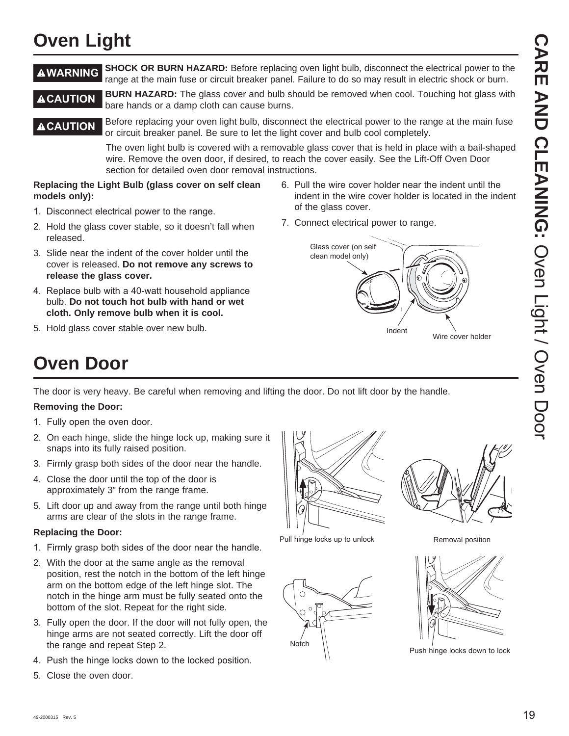# Oven Light

**⚠WARNING** **SHOCK OR BURN HAZARD:** Before replacing oven light bulb, disconnect the electrical power to the range at the main fuse or circuit breaker panel. Failure to do so may result in electric shock or burn.

**⚠CAUTION** **BURN HAZARD:** The glass cover and bulb should be removed when cool. Touching hot glass with bare hands or a damp cloth can cause burns.

**⚠CAUTION** Before replacing your oven light bulb, disconnect the electrical power to the range at the main fuse or circuit breaker panel. Be sure to let the light cover and bulb cool completely.

The oven light bulb is covered with a removable glass cover that is held in place with a bail-shaped wire. Remove the oven door, if desired, to reach the cover easily. See the Lift-Off Oven Door section for detailed oven door removal instructions.

**Replacing the Light Bulb (glass cover on self clean models only):**

1. Disconnect electrical power to the range.
2. Hold the glass cover stable, so it doesn't fall when released.
3. Slide near the indent of the cover holder until the cover is released. **Do not remove any screws to release the glass cover.**
4. Replace bulb with a 40-watt household appliance bulb. **Do not touch hot bulb with hand or wet cloth. Only remove bulb when it is cool.**
5. Hold glass cover stable over new bulb.
6. Pull the wire cover holder near the indent until the indent in the wire cover holder is located in the indent of the glass cover.
7. Connect electrical power to range.

Glass cover (on self clean model only)

Indent

Wire cover holder

# Oven Door

The door is very heavy. Be careful when removing and lifting the door. Do not lift door by the handle.

**Removing the Door:**

1. Fully open the oven door.
2. On each hinge, slide the hinge lock up, making sure it snaps into its fully raised position.
3. Firmly grasp both sides of the door near the handle.
4. Close the door until the top of the door is approximately 3" from the range frame.
5. Lift door up and away from the range until both hinge arms are clear of the slots in the range frame.

**Replacing the Door:**

1. Firmly grasp both sides of the door near the handle.
2. With the door at the same angle as the removal position, rest the notch in the bottom of the left hinge arm on the bottom edge of the left hinge slot. The notch in the hinge arm must be fully seated onto the bottom of the slot. Repeat for the right side.
3. Fully open the door. If the door will not fully open, the hinge arms are not seated correctly. Lift the door off the range and repeat Step 2.
4. Push the hinge locks down to the locked position.
5. Close the oven door.

Pull hinge locks up to unlock

Removal position

Notch

Push hinge locks down to lock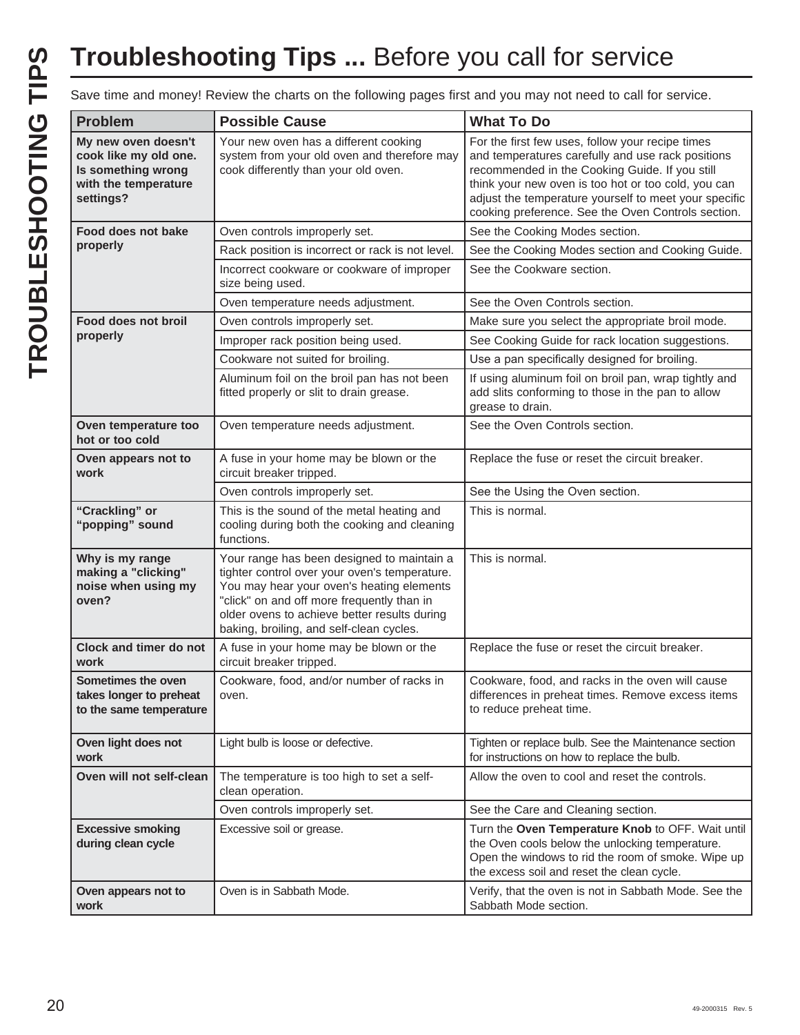# Troubleshooting Tips ... Before you call for service

Save time and money! Review the charts on the following pages first and you may not need to call for service.

| Problem | Possible Cause | What To Do |
|---|---|---|
| **My new oven doesn't cook like my old one. Is something wrong with the temperature settings?** | Your new oven has a different cooking system from your old oven and therefore may cook differently than your old oven. | For the first few uses, follow your recipe times and temperatures carefully and use rack positions recommended in the Cooking Guide. If you still think your new oven is too hot or too cold, you can adjust the temperature yourself to meet your specific cooking preference. See the Oven Controls section. |
| **Food does not bake properly** | Oven controls improperly set. | See the Cooking Modes section. |
| | Rack position is incorrect or rack is not level. | See the Cooking Modes section and Cooking Guide. |
| | Incorrect cookware or cookware of improper size being used. | See the Cookware section. |
| | Oven temperature needs adjustment. | See the Oven Controls section. |
| **Food does not broil properly** | Oven controls improperly set. | Make sure you select the appropriate broil mode. |
| | Improper rack position being used. | See Cooking Guide for rack location suggestions. |
| | Cookware not suited for broiling. | Use a pan specifically designed for broiling. |
| | Aluminum foil on the broil pan has not been fitted properly or slit to drain grease. | If using aluminum foil on broil pan, wrap tightly and add slits conforming to those in the pan to allow grease to drain. |
| **Oven temperature too hot or too cold** | Oven temperature needs adjustment. | See the Oven Controls section. |
| **Oven appears not to work** | A fuse in your home may be blown or the circuit breaker tripped. | Replace the fuse or reset the circuit breaker. |
| | Oven controls improperly set. | See the Using the Oven section. |
| **"Crackling" or "popping" sound** | This is the sound of the metal heating and cooling during both the cooking and cleaning functions. | This is normal. |
| **Why is my range making a "clicking" noise when using my oven?** | Your range has been designed to maintain a tighter control over your oven's temperature. You may hear your oven's heating elements "click" on and off more frequently than in older ovens to achieve better results during baking, broiling, and self-clean cycles. | This is normal. |
| **Clock and timer do not work** | A fuse in your home may be blown or the circuit breaker tripped. | Replace the fuse or reset the circuit breaker. |
| **Sometimes the oven takes longer to preheat to the same temperature** | Cookware, food, and/or number of racks in oven. | Cookware, food, and racks in the oven will cause differences in preheat times. Remove excess items to reduce preheat time. |
| **Oven light does not work** | Light bulb is loose or defective. | Tighten or replace bulb. See the Maintenance section for instructions on how to replace the bulb. |
| **Oven will not self-clean** | The temperature is too high to set a self-clean operation. | Allow the oven to cool and reset the controls. |
| | Oven controls improperly set. | See the Care and Cleaning section. |
| **Excessive smoking during clean cycle** | Excessive soil or grease. | Turn the **Oven Temperature Knob** to OFF. Wait until the Oven cools below the unlocking temperature. Open the windows to rid the room of smoke. Wipe up the excess soil and reset the clean cycle. |
| **Oven appears not to work** | Oven is in Sabbath Mode. | Verify, that the oven is not in Sabbath Mode. See the Sabbath Mode section. |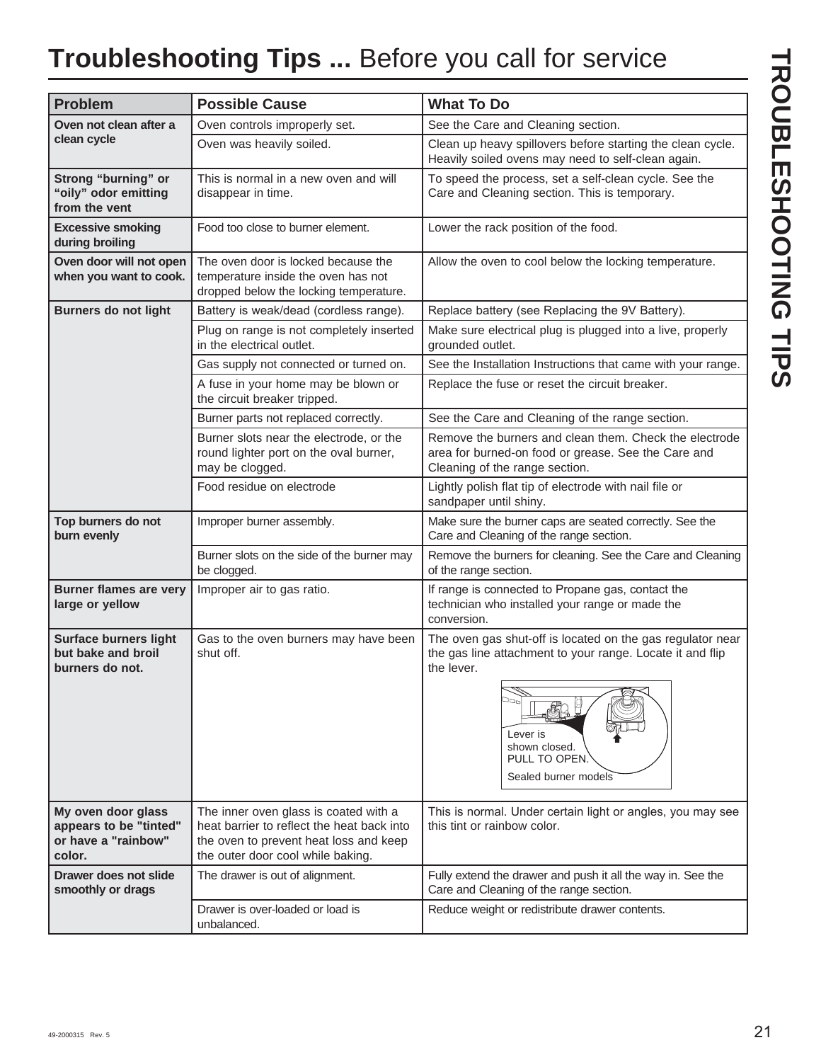# Troubleshooting Tips ... Before you call for service

| Problem | Possible Cause | What To Do |
|---|---|---|
| **Oven not clean after a clean cycle** | Oven controls improperly set. | See the Care and Cleaning section. |
| | Oven was heavily soiled. | Clean up heavy spillovers before starting the clean cycle. Heavily soiled ovens may need to self-clean again. |
| **Strong "burning" or "oily" odor emitting from the vent** | This is normal in a new oven and will disappear in time. | To speed the process, set a self-clean cycle. See the Care and Cleaning section. This is temporary. |
| **Excessive smoking during broiling** | Food too close to burner element. | Lower the rack position of the food. |
| **Oven door will not open when you want to cook.** | The oven door is locked because the temperature inside the oven has not dropped below the locking temperature. | Allow the oven to cool below the locking temperature. |
| **Burners do not light** | Battery is weak/dead (cordless range). | Replace battery (see Replacing the 9V Battery). |
| | Plug on range is not completely inserted in the electrical outlet. | Make sure electrical plug is plugged into a live, properly grounded outlet. |
| | Gas supply not connected or turned on. | See the Installation Instructions that came with your range. |
| | A fuse in your home may be blown or the circuit breaker tripped. | Replace the fuse or reset the circuit breaker. |
| | Burner parts not replaced correctly. | See the Care and Cleaning of the range section. |
| | Burner slots near the electrode, or the round lighter port on the oval burner, may be clogged. | Remove the burners and clean them. Check the electrode area for burned-on food or grease. See the Care and Cleaning of the range section. |
| | Food residue on electrode | Lightly polish flat tip of electrode with nail file or sandpaper until shiny. |
| **Top burners do not burn evenly** | Improper burner assembly. | Make sure the burner caps are seated correctly. See the Care and Cleaning of the range section. |
| | Burner slots on the side of the burner may be clogged. | Remove the burners for cleaning. See the Care and Cleaning of the range section. |
| **Burner flames are very large or yellow** | Improper air to gas ratio. | If range is connected to Propane gas, contact the technician who installed your range or made the conversion. |
| **Surface burners light but bake and broil burners do not.** | Gas to the oven burners may have been shut off. | The oven gas shut-off is located on the gas regulator near the gas line attachment to your range. Locate it and flip the lever. Lever is shown closed. PULL TO OPEN. Sealed burner models |
| **My oven door glass appears to be "tinted" or have a "rainbow" color.** | The inner oven glass is coated with a heat barrier to reflect the heat back into the oven to prevent heat loss and keep the outer door cool while baking. | This is normal. Under certain light or angles, you may see this tint or rainbow color. |
| **Drawer does not slide smoothly or drags** | The drawer is out of alignment. | Fully extend the drawer and push it all the way in. See the Care and Cleaning of the range section. |
| | Drawer is over-loaded or load is unbalanced. | Reduce weight or redistribute drawer contents. |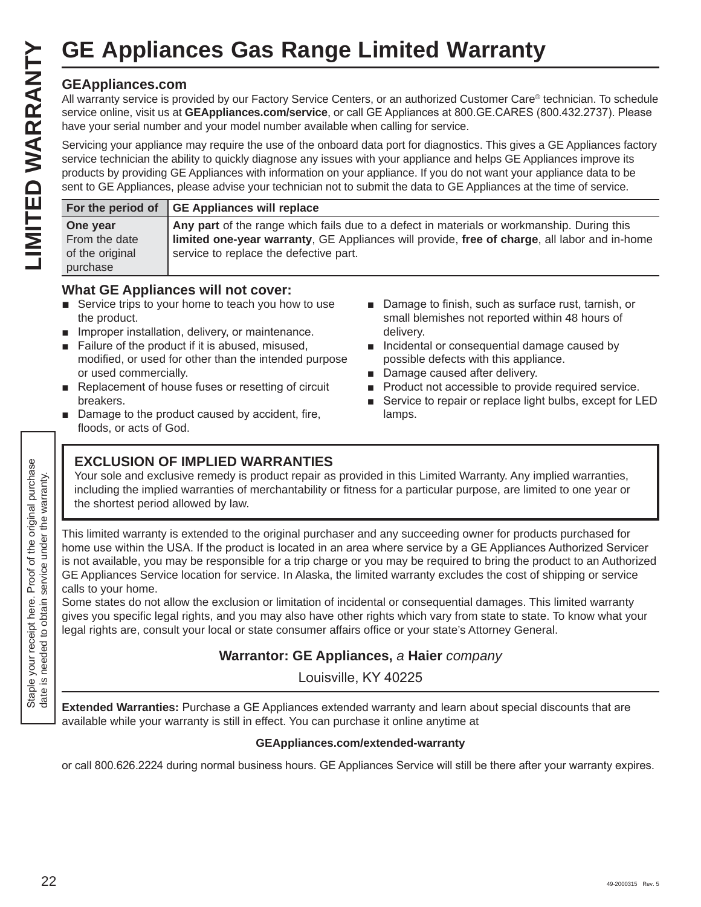# GE Appliances Gas Range Limited Warranty

### GEAppliances.com

All warranty service is provided by our Factory Service Centers, or an authorized Customer Care® technician. To schedule service online, visit us at **GEAppliances.com/service**, or call GE Appliances at 800.GE.CARES (800.432.2737). Please have your serial number and your model number available when calling for service.

Servicing your appliance may require the use of the onboard data port for diagnostics. This gives a GE Appliances factory service technician the ability to quickly diagnose any issues with your appliance and helps GE Appliances improve its products by providing GE Appliances with information on your appliance. If you do not want your appliance data to be sent to GE Appliances, please advise your technician not to submit the data to GE Appliances at the time of service.

| For the period of | GE Appliances will replace |
|---|---|
| **One year** From the date of the original purchase | **Any part** of the range which fails due to a defect in materials or workmanship. During this **limited one-year warranty**, GE Appliances will provide, **free of charge**, all labor and in-home service to replace the defective part. |

### What GE Appliances will not cover:

- Service trips to your home to teach you how to use the product.
- Improper installation, delivery, or maintenance.
- Failure of the product if it is abused, misused, modified, or used for other than the intended purpose or used commercially.
- Replacement of house fuses or resetting of circuit breakers.
- Damage to the product caused by accident, fire, floods, or acts of God.
- Damage to finish, such as surface rust, tarnish, or small blemishes not reported within 48 hours of delivery.
- Incidental or consequential damage caused by possible defects with this appliance.
- Damage caused after delivery.
- Product not accessible to provide required service.
- Service to repair or replace light bulbs, except for LED lamps.

### EXCLUSION OF IMPLIED WARRANTIES

Your sole and exclusive remedy is product repair as provided in this Limited Warranty. Any implied warranties, including the implied warranties of merchantability or fitness for a particular purpose, are limited to one year or the shortest period allowed by law.

This limited warranty is extended to the original purchaser and any succeeding owner for products purchased for home use within the USA. If the product is located in an area where service by a GE Appliances Authorized Servicer is not available, you may be responsible for a trip charge or you may be required to bring the product to an Authorized GE Appliances Service location for service. In Alaska, the limited warranty excludes the cost of shipping or service calls to your home.

Some states do not allow the exclusion or limitation of incidental or consequential damages. This limited warranty gives you specific legal rights, and you may also have other rights which vary from state to state. To know what your legal rights are, consult your local or state consumer affairs office or your state's Attorney General.

**Warrantor: GE Appliances,** *a* **Haier** *company*

Louisville, KY 40225

Staple your receipt here. Proof of the original purchase date is needed to obtain service under the warranty.

**Extended Warranties:** Purchase a GE Appliances extended warranty and learn about special discounts that are available while your warranty is still in effect. You can purchase it online anytime at

**GEAppliances.com/extended-warranty**

or call 800.626.2224 during normal business hours. GE Appliances Service will still be there after your warranty expires.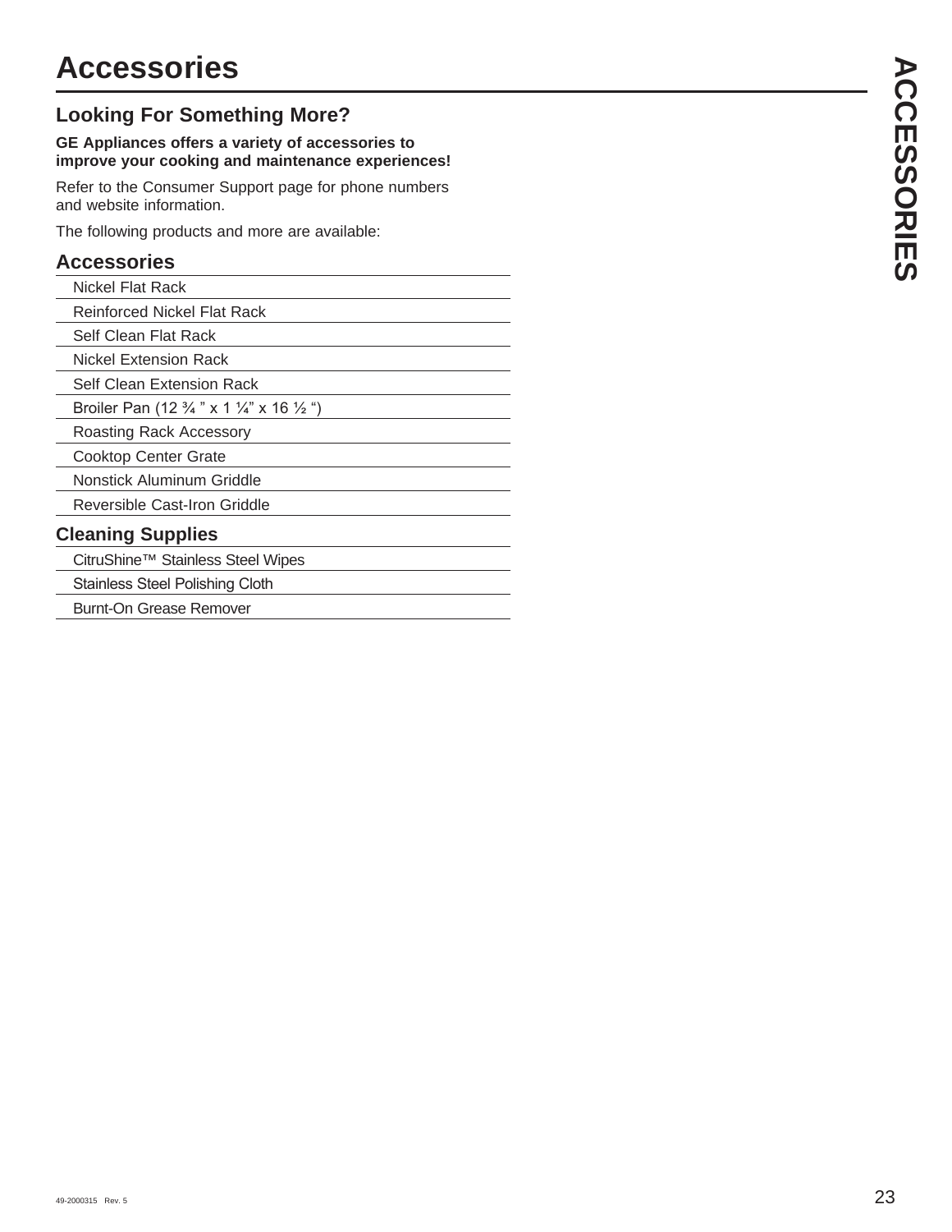# Accessories

## Looking For Something More?

**GE Appliances offers a variety of accessories to improve your cooking and maintenance experiences!**

Refer to the Consumer Support page for phone numbers and website information.

The following products and more are available:

### Accessories

- Nickel Flat Rack
- Reinforced Nickel Flat Rack
- Self Clean Flat Rack
- Nickel Extension Rack
- Self Clean Extension Rack
- Broiler Pan (12 ¾ " x 1 ¼" x 16 ½ ")
- Roasting Rack Accessory
- Cooktop Center Grate
- Nonstick Aluminum Griddle
- Reversible Cast-Iron Griddle

### Cleaning Supplies

- CitruShine™ Stainless Steel Wipes
- Stainless Steel Polishing Cloth
- Burnt-On Grease Remover

49-2000315 Rev. 5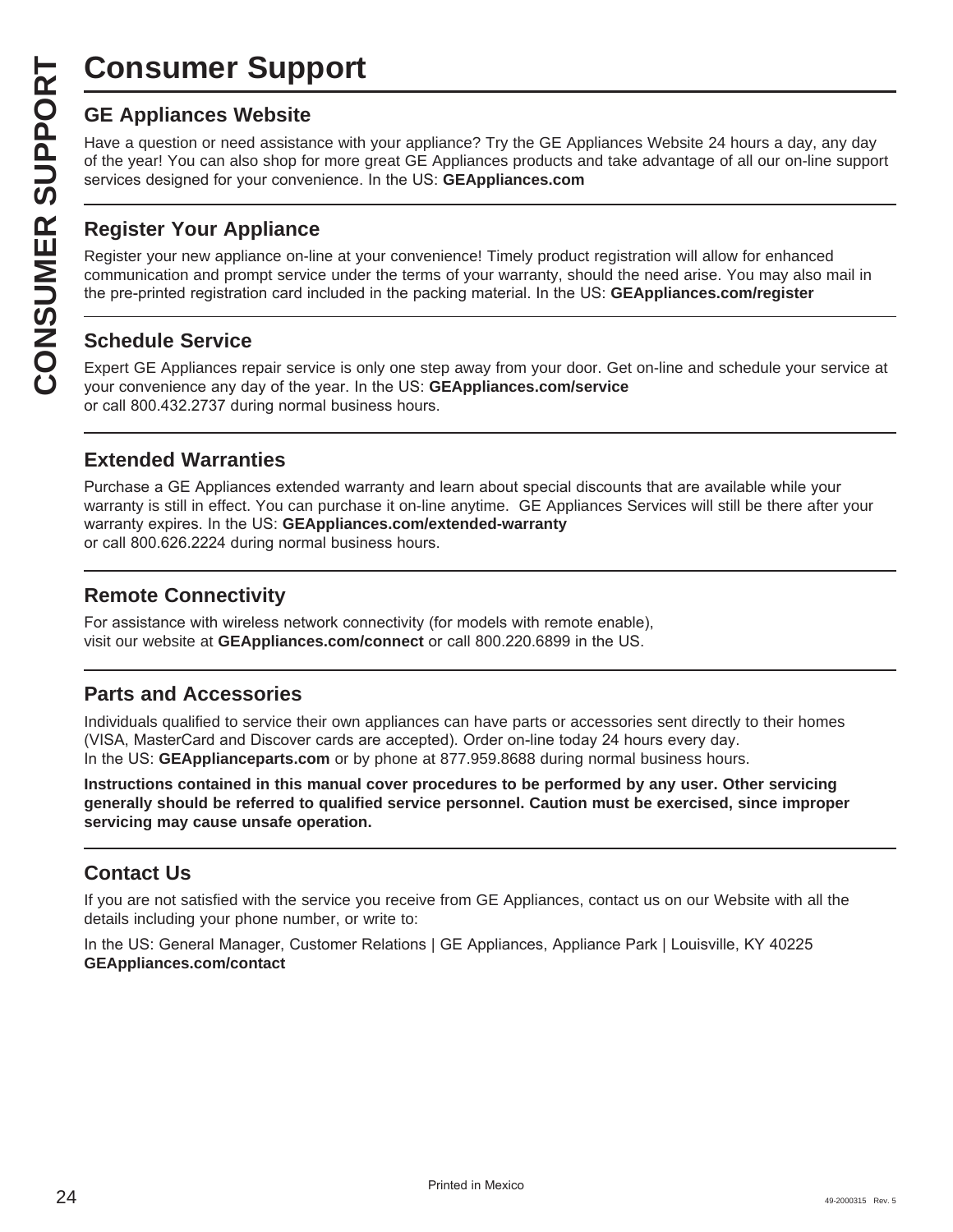# Consumer Support

## GE Appliances Website

Have a question or need assistance with your appliance? Try the GE Appliances Website 24 hours a day, any day of the year! You can also shop for more great GE Appliances products and take advantage of all our on-line support services designed for your convenience. In the US: **GEAppliances.com**

## Register Your Appliance

Register your new appliance on-line at your convenience! Timely product registration will allow for enhanced communication and prompt service under the terms of your warranty, should the need arise. You may also mail in the pre-printed registration card included in the packing material. In the US: **GEAppliances.com/register**

## Schedule Service

Expert GE Appliances repair service is only one step away from your door. Get on-line and schedule your service at your convenience any day of the year. In the US: **GEAppliances.com/service**
or call 800.432.2737 during normal business hours.

## Extended Warranties

Purchase a GE Appliances extended warranty and learn about special discounts that are available while your warranty is still in effect. You can purchase it on-line anytime. GE Appliances Services will still be there after your warranty expires. In the US: **GEAppliances.com/extended-warranty**
or call 800.626.2224 during normal business hours.

## Remote Connectivity

For assistance with wireless network connectivity (for models with remote enable),
visit our website at **GEAppliances.com/connect** or call 800.220.6899 in the US.

## Parts and Accessories

Individuals qualified to service their own appliances can have parts or accessories sent directly to their homes (VISA, MasterCard and Discover cards are accepted). Order on-line today 24 hours every day.
In the US: **GEApplianceparts.com** or by phone at 877.959.8688 during normal business hours.

**Instructions contained in this manual cover procedures to be performed by any user. Other servicing generally should be referred to qualified service personnel. Caution must be exercised, since improper servicing may cause unsafe operation.**

## Contact Us

If you are not satisfied with the service you receive from GE Appliances, contact us on our Website with all the details including your phone number, or write to:

In the US: General Manager, Customer Relations | GE Appliances, Appliance Park | Louisville, KY 40225
**GEAppliances.com/contact**

Printed in Mexico

49-2000315 Rev. 5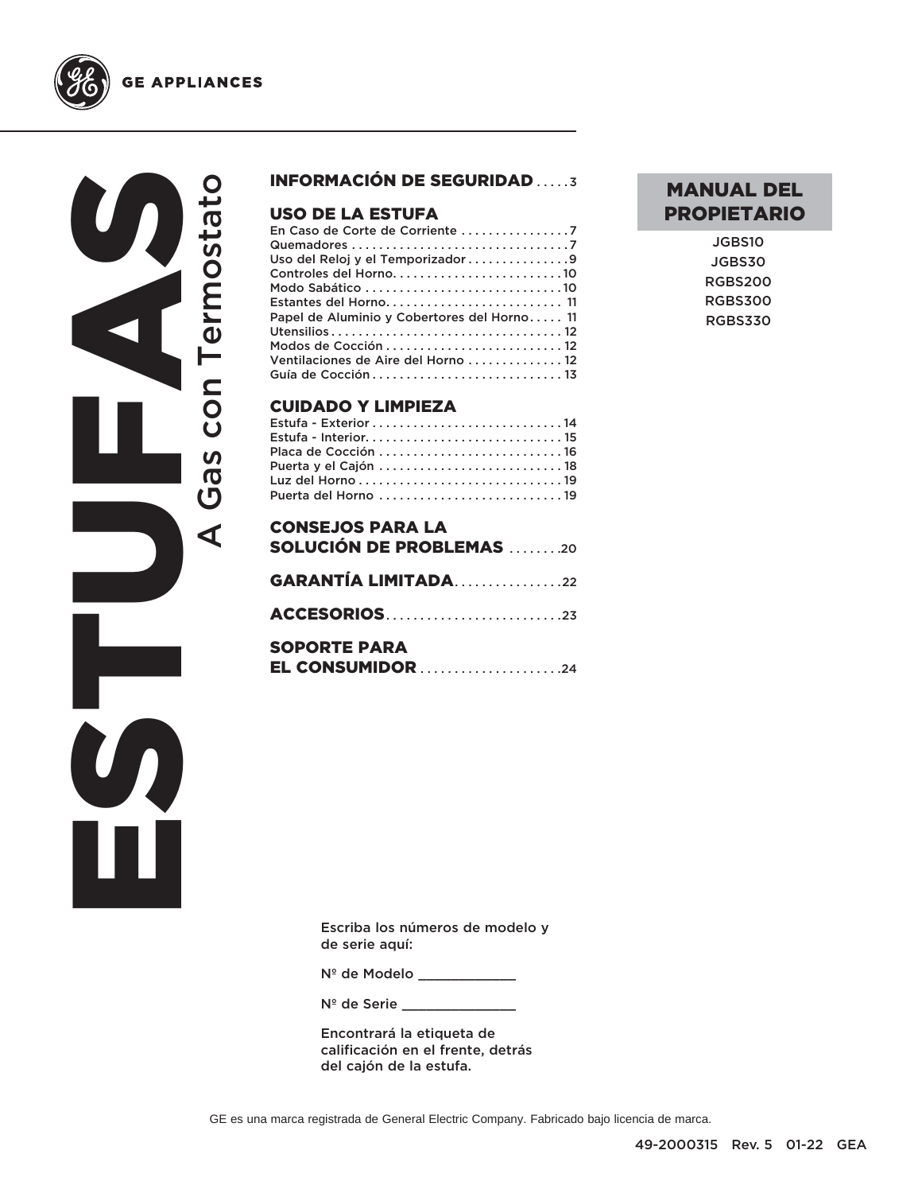GE APPLIANCES

# ESTUFAS

## A Gas con Termostato

**INFORMACIÓN DE SEGURIDAD** . . . . .3

**USO DE LA ESTUFA**
En Caso de Corte de Corriente . . . . . . . . . . . . . . . .7
Quemadores . . . . . . . . . . . . . . . . . . . . . . . . . . . . . . .7
Uso del Reloj y el Temporizador . . . . . . . . . . . . . . .9
Controles del Horno. . . . . . . . . . . . . . . . . . . . . . . . .10
Modo Sabático . . . . . . . . . . . . . . . . . . . . . . . . . . . .10
Estantes del Horno. . . . . . . . . . . . . . . . . . . . . . . . . 11
Papel de Aluminio y Cobertores del Horno . . . . . 11
Utensilios . . . . . . . . . . . . . . . . . . . . . . . . . . . . . . . . . 12
Modos de Cocción . . . . . . . . . . . . . . . . . . . . . . . . . 12
Ventilaciones de Aire del Horno . . . . . . . . . . . . . . 12
Guía de Cocción . . . . . . . . . . . . . . . . . . . . . . . . . . . 13

**CUIDADO Y LIMPIEZA**
Estufa - Exterior . . . . . . . . . . . . . . . . . . . . . . . . . . . 14
Estufa - Interior. . . . . . . . . . . . . . . . . . . . . . . . . . . . 15
Placa de Cocción . . . . . . . . . . . . . . . . . . . . . . . . . . 16
Puerta y el Cajón . . . . . . . . . . . . . . . . . . . . . . . . . . 18
Luz del Horno . . . . . . . . . . . . . . . . . . . . . . . . . . . . . 19
Puerta del Horno . . . . . . . . . . . . . . . . . . . . . . . . . . 19

**CONSEJOS PARA LA SOLUCIÓN DE PROBLEMAS** . . . . . . . .20

**GARANTÍA LIMITADA**. . . . . . . . . . . . . . .22

**ACCESORIOS**. . . . . . . . . . . . . . . . . . . . . . . . .23

**SOPORTE PARA EL CONSUMIDOR** . . . . . . . . . . . . . . . . . . . . .24

**MANUAL DEL PROPIETARIO**

JGBS10
JGBS30
RGBS200
RGBS300
RGBS330

Escriba los números de modelo y de serie aquí:

Nº de Modelo ____________

Nº de Serie ______________

Encontrará la etiqueta de calificación en el frente, detrás del cajón de la estufa.

GE es una marca registrada de General Electric Company. Fabricado bajo licencia de marca.

49-2000315 Rev. 5 01-22 GEA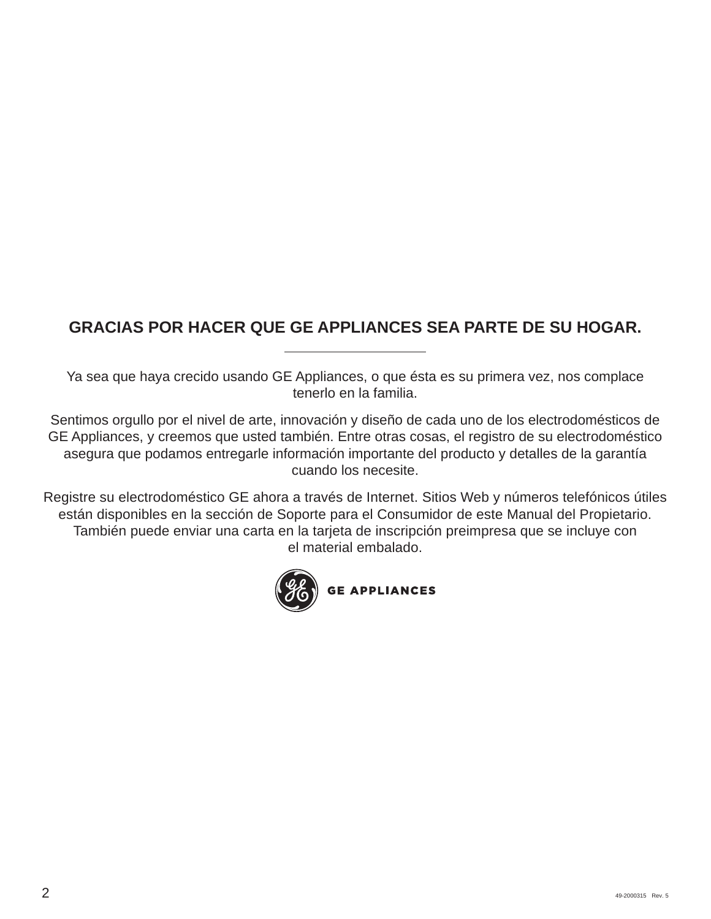# GRACIAS POR HACER QUE GE APPLIANCES SEA PARTE DE SU HOGAR.

---

Ya sea que haya crecido usando GE Appliances, o que ésta es su primera vez, nos complace tenerlo en la familia.

Sentimos orgullo por el nivel de arte, innovación y diseño de cada uno de los electrodomésticos de GE Appliances, y creemos que usted también. Entre otras cosas, el registro de su electrodoméstico asegura que podamos entregarle información importante del producto y detalles de la garantía cuando los necesite.

Registre su electrodoméstico GE ahora a través de Internet. Sitios Web y números telefónicos útiles están disponibles en la sección de Soporte para el Consumidor de este Manual del Propietario. También puede enviar una carta en la tarjeta de inscripción preimpresa que se incluye con el material embalado.

GE APPLIANCES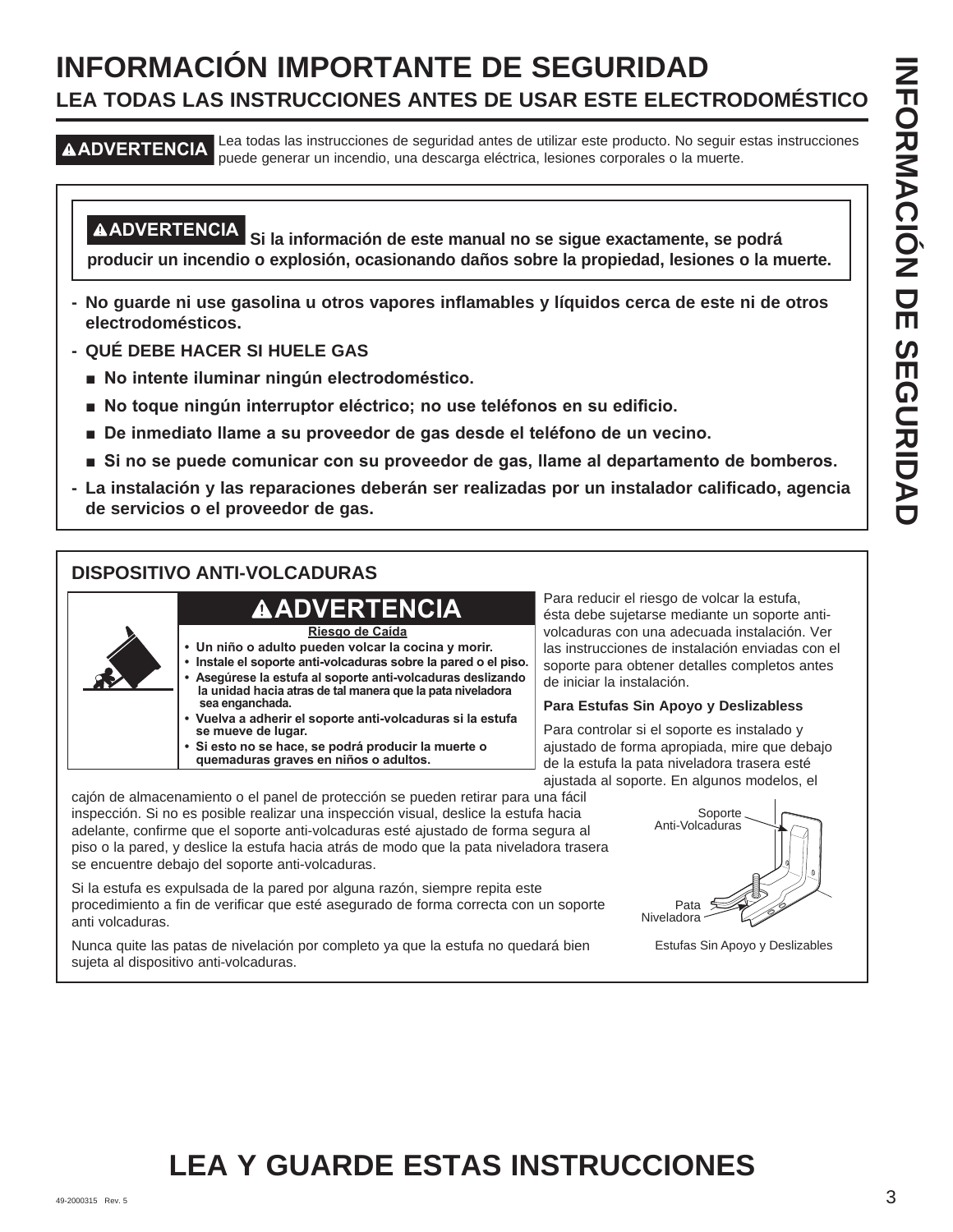# INFORMACIÓN IMPORTANTE DE SEGURIDAD

## LEA TODAS LAS INSTRUCCIONES ANTES DE USAR ESTE ELECTRODOMÉSTICO

**⚠ADVERTENCIA** Lea todas las instrucciones de seguridad antes de utilizar este producto. No seguir estas instrucciones puede generar un incendio, una descarga eléctrica, lesiones corporales o la muerte.

**⚠ADVERTENCIA Si la información de este manual no se sigue exactamente, se podrá producir un incendio o explosión, ocasionando daños sobre la propiedad, lesiones o la muerte.**

- **No guarde ni use gasolina u otros vapores inflamables y líquidos cerca de este ni de otros electrodomésticos.**
- **QUÉ DEBE HACER SI HUELE GAS**
  - **No intente iluminar ningún electrodoméstico.**
  - **No toque ningún interruptor eléctrico; no use teléfonos en su edificio.**
  - **De inmediato llame a su proveedor de gas desde el teléfono de un vecino.**
  - **Si no se puede comunicar con su proveedor de gas, llame al departamento de bomberos.**
- **La instalación y las reparaciones deberán ser realizadas por un instalador calificado, agencia de servicios o el proveedor de gas.**

### DISPOSITIVO ANTI-VOLCADURAS

**⚠ADVERTENCIA**

**Riesgo de Caída**

- **Un niño o adulto pueden volcar la cocina y morir.**
- **Instale el soporte anti-volcaduras sobre la pared o el piso.**
- **Asegúrese la estufa al soporte anti-volcaduras deslizando la unidad hacia atras de tal manera que la pata niveladora sea enganchada.**
- **Vuelva a adherir el soporte anti-volcaduras si la estufa se mueve de lugar.**
- **Si esto no se hace, se podrá producir la muerte o quemaduras graves en niños o adultos.**

Para reducir el riesgo de volcar la estufa, ésta debe sujetarse mediante un soporte anti-volcaduras con una adecuada instalación. Ver las instrucciones de instalación enviadas con el soporte para obtener detalles completos antes de iniciar la instalación.

**Para Estufas Sin Apoyo y Deslizabless**

Para controlar si el soporte es instalado y ajustado de forma apropiada, mire que debajo de la estufa la pata niveladora trasera esté ajustada al soporte. En algunos modelos, el cajón de almacenamiento o el panel de protección se pueden retirar para una fácil inspección. Si no es posible realizar una inspección visual, deslice la estufa hacia adelante, confirme que el soporte anti-volcaduras esté ajustado de forma segura al piso o la pared, y deslice la estufa hacia atrás de modo que la pata niveladora trasera se encuentre debajo del soporte anti-volcaduras.

Si la estufa es expulsada de la pared por alguna razón, siempre repita este procedimiento a fin de verificar que esté asegurado de forma correcta con un soporte anti volcaduras.

Nunca quite las patas de nivelación por completo ya que la estufa no quedará bien sujeta al dispositivo anti-volcaduras.

Soporte Anti-Volcaduras

Pata Niveladora

Estufas Sin Apoyo y Deslizables

# LEA Y GUARDE ESTAS INSTRUCCIONES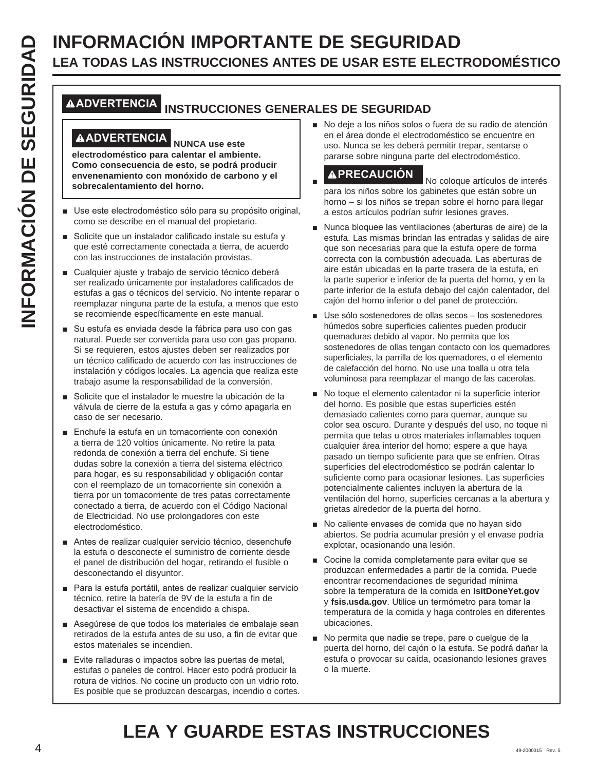# INFORMACIÓN IMPORTANTE DE SEGURIDAD

## LEA TODAS LAS INSTRUCCIONES ANTES DE USAR ESTE ELECTRODOMÉSTICO

### ⚠ADVERTENCIA INSTRUCCIONES GENERALES DE SEGURIDAD

**⚠ADVERTENCIA NUNCA use este electrodoméstico para calentar el ambiente. Como consecuencia de esto, se podrá producir envenenamiento con monóxido de carbono y el sobrecalentamiento del horno.**

- Use este electrodoméstico sólo para su propósito original, como se describe en el manual del propietario.
- Solicite que un instalador calificado instale su estufa y que esté correctamente conectada a tierra, de acuerdo con las instrucciones de instalación provistas.
- Cualquier ajuste y trabajo de servicio técnico deberá ser realizado únicamente por instaladores calificados de estufas a gas o técnicos del servicio. No intente reparar o reemplazar ninguna parte de la estufa, a menos que esto se recomiende específicamente en este manual.
- Su estufa es enviada desde la fábrica para uso con gas natural. Puede ser convertida para uso con gas propano. Si se requieren, estos ajustes deben ser realizados por un técnico calificado de acuerdo con las instrucciones de instalación y códigos locales. La agencia que realiza este trabajo asume la responsabilidad de la conversión.
- Solicite que el instalador le muestre la ubicación de la válvula de cierre de la estufa a gas y cómo apagarla en caso de ser necesario.
- Enchufe la estufa en un tomacorriente con conexión a tierra de 120 voltios únicamente. No retire la pata redonda de conexión a tierra del enchufe. Si tiene dudas sobre la conexión a tierra del sistema eléctrico para hogar, es su responsabilidad y obligación contar con el reemplazo de un tomacorriente sin conexión a tierra por un tomacorriente de tres patas correctamente conectado a tierra, de acuerdo con el Código Nacional de Electricidad. No use prolongadores con este electrodoméstico.
- Antes de realizar cualquier servicio técnico, desenchufe la estufa o desconecte el suministro de corriente desde el panel de distribución del hogar, retirando el fusible o desconectando el disyuntor.
- Para la estufa portátil, antes de realizar cualquier servicio técnico, retire la batería de 9V de la estufa a fin de desactivar el sistema de encendido a chispa.
- Asegúrese de que todos los materiales de embalaje sean retirados de la estufa antes de su uso, a fin de evitar que estos materiales se incendien.
- Evite ralladuras o impactos sobre las puertas de metal, estufas o paneles de control. Hacer esto podrá producir la rotura de vidrios. No cocine un producto con un vidrio roto. Es posible que se produzcan descargas, incendio o cortes.
- No deje a los niños solos o fuera de su radio de atención en el área donde el electrodoméstico se encuentre en uso. Nunca se les deberá permitir trepar, sentarse o pararse sobre ninguna parte del electrodoméstico.
- **⚠PRECAUCIÓN** No coloque artículos de interés para los niños sobre los gabinetes que están sobre un horno – si los niños se trepan sobre el horno para llegar a estos artículos podrían sufrir lesiones graves.
- Nunca bloquee las ventilaciones (aberturas de aire) de la estufa. Las mismas brindan las entradas y salidas de aire que son necesarias para que la estufa opere de forma correcta con la combustión adecuada. Las aberturas de aire están ubicadas en la parte trasera de la estufa, en la parte superior e inferior de la puerta del horno, y en la parte inferior de la estufa debajo del cajón calentador, del cajón del horno inferior o del panel de protección.
- Use sólo sostenedores de ollas secos – los sostenedores húmedos sobre superficies calientes pueden producir quemaduras debido al vapor. No permita que los sostenedores de ollas tengan contacto con los quemadores superficiales, la parrilla de los quemadores, o el elemento de calefacción del horno. No use una toalla u otra tela voluminosa para reemplazar el mango de las cacerolas.
- No toque el elemento calentador ni la superficie interior del horno. Es posible que estas superficies estén demasiado calientes como para quemar, aunque su color sea oscuro. Durante y después del uso, no toque ni permita que telas u otros materiales inflamables toquen cualquier área interior del horno; espere a que haya pasado un tiempo suficiente para que se enfríen. Otras superficies del electrodoméstico se podrán calentar lo suficiente como para ocasionar lesiones. Las superficies potencialmente calientes incluyen la abertura de la ventilación del horno, superficies cercanas a la abertura y grietas alrededor de la puerta del horno.
- No caliente envases de comida que no hayan sido abiertos. Se podría acumular presión y el envase podría explotar, ocasionando una lesión.
- Cocine la comida completamente para evitar que se produzcan enfermedades a partir de la comida. Puede encontrar recomendaciones de seguridad mínima sobre la temperatura de la comida en **IsItDoneYet.gov** y **fsis.usda.gov**. Utilice un termómetro para tomar la temperatura de la comida y haga controles en diferentes ubicaciones.
- No permita que nadie se trepe, pare o cuelgue de la puerta del horno, del cajón o la estufa. Se podrá dañar la estufa o provocar su caída, ocasionando lesiones graves o la muerte.

# LEA Y GUARDE ESTAS INSTRUCCIONES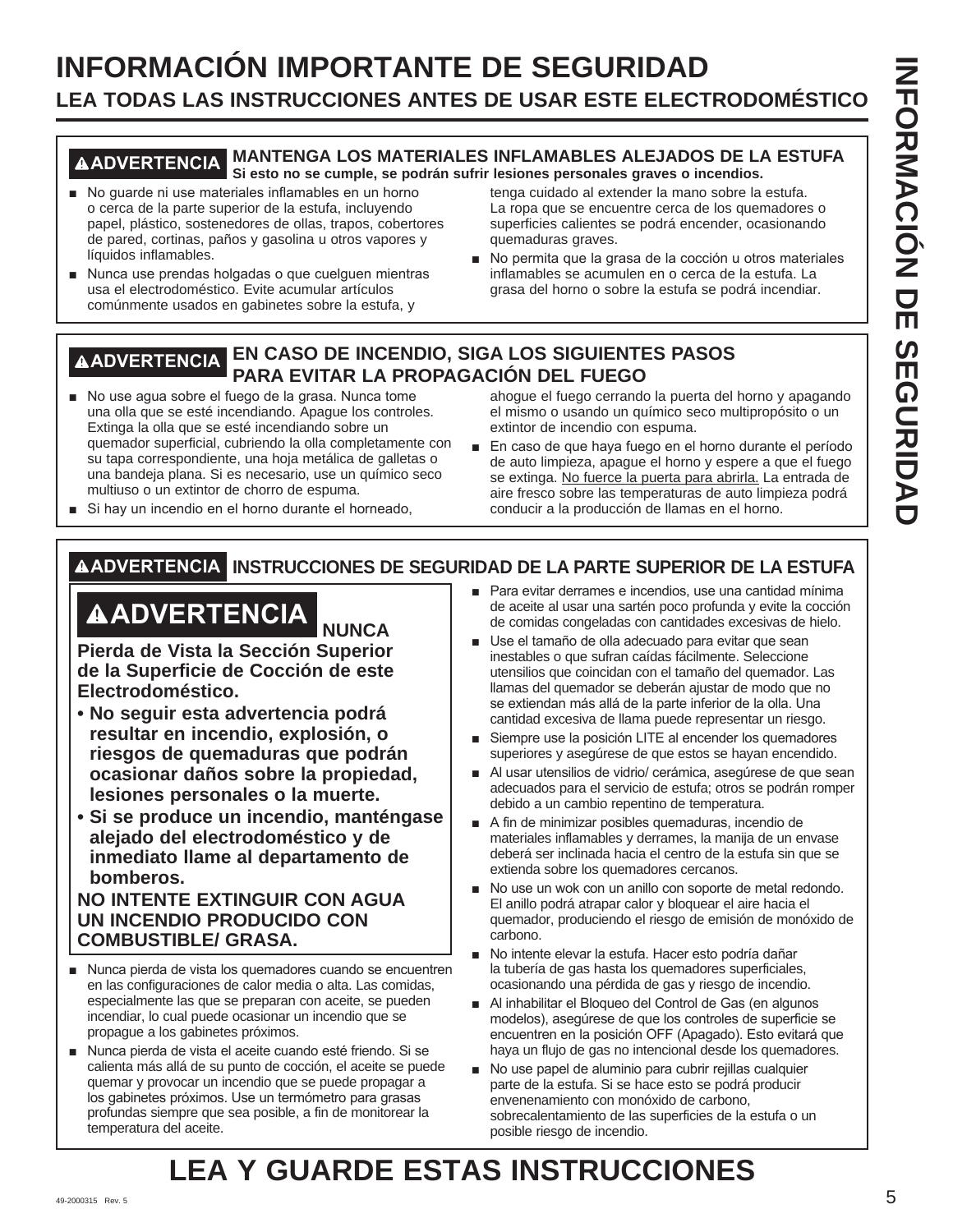# INFORMACIÓN IMPORTANTE DE SEGURIDAD

## LEA TODAS LAS INSTRUCCIONES ANTES DE USAR ESTE ELECTRODOMÉSTICO

### ⚠ADVERTENCIA MANTENGA LOS MATERIALES INFLAMABLES ALEJADOS DE LA ESTUFA

**Si esto no se cumple, se podrán sufrir lesiones personales graves o incendios.**

- No guarde ni use materiales inflamables en un horno o cerca de la parte superior de la estufa, incluyendo papel, plástico, sostenedores de ollas, trapos, cobertores de pared, cortinas, paños y gasolina u otros vapores y líquidos inflamables.
- Nunca use prendas holgadas o que cuelguen mientras usa el electrodoméstico. Evite acumular artículos comúnmente usados en gabinetes sobre la estufa, y tenga cuidado al extender la mano sobre la estufa. La ropa que se encuentre cerca de los quemadores o superficies calientes se podrá encender, ocasionando quemaduras graves.
- No permita que la grasa de la cocción u otros materiales inflamables se acumulen en o cerca de la estufa. La grasa del horno o sobre la estufa se podrá incendiar.

### ⚠ADVERTENCIA EN CASO DE INCENDIO, SIGA LOS SIGUIENTES PASOS PARA EVITAR LA PROPAGACIÓN DEL FUEGO

- No use agua sobre el fuego de la grasa. Nunca tome una olla que se esté incendiando. Apague los controles. Extinga la olla que se esté incendiando sobre un quemador superficial, cubriendo la olla completamente con su tapa correspondiente, una hoja metálica de galletas o una bandeja plana. Si es necesario, use un químico seco multiuso o un extintor de chorro de espuma.
- Si hay un incendio en el horno durante el horneado, ahogue el fuego cerrando la puerta del horno y apagando el mismo o usando un químico seco multipropósito o un extintor de incendio con espuma.
- En caso de que haya fuego en el horno durante el período de auto limpieza, apague el horno y espere a que el fuego se extinga. No fuerce la puerta para abrirla. La entrada de aire fresco sobre las temperaturas de auto limpieza podrá conducir a la producción de llamas en el horno.

### ⚠ADVERTENCIA INSTRUCCIONES DE SEGURIDAD DE LA PARTE SUPERIOR DE LA ESTUFA

**⚠ADVERTENCIA NUNCA Pierda de Vista la Sección Superior de la Superficie de Cocción de este Electrodoméstico.**

- **No seguir esta advertencia podrá resultar en incendio, explosión, o riesgos de quemaduras que podrán ocasionar daños sobre la propiedad, lesiones personales o la muerte.**
- **Si se produce un incendio, manténgase alejado del electrodoméstico y de inmediato llame al departamento de bomberos.**

**NO INTENTE EXTINGUIR CON AGUA UN INCENDIO PRODUCIDO CON COMBUSTIBLE/ GRASA.**

- Nunca pierda de vista los quemadores cuando se encuentren en las configuraciones de calor media o alta. Las comidas, especialmente las que se preparan con aceite, se pueden incendiar, lo cual puede ocasionar un incendio que se propague a los gabinetes próximos.
- Nunca pierda de vista el aceite cuando esté friendo. Si se calienta más allá de su punto de cocción, el aceite se puede quemar y provocar un incendio que se puede propagar a los gabinetes próximos. Use un termómetro para grasas profundas siempre que sea posible, a fin de monitorear la temperatura del aceite.
- Para evitar derrames e incendios, use una cantidad mínima de aceite al usar una sartén poco profunda y evite la cocción de comidas congeladas con cantidades excesivas de hielo.
- Use el tamaño de olla adecuado para evitar que sean inestables o que sufran caídas fácilmente. Seleccione utensilios que coincidan con el tamaño del quemador. Las llamas del quemador se deberán ajustar de modo que no se extiendan más allá de la parte inferior de la olla. Una cantidad excesiva de llama puede representar un riesgo.
- Siempre use la posición LITE al encender los quemadores superiores y asegúrese de que estos se hayan encendido.
- Al usar utensilios de vidrio/ cerámica, asegúrese de que sean adecuados para el servicio de estufa; otros se podrán romper debido a un cambio repentino de temperatura.
- A fin de minimizar posibles quemaduras, incendio de materiales inflamables y derrames, la manija de un envase deberá ser inclinada hacia el centro de la estufa sin que se extienda sobre los quemadores cercanos.
- No use un wok con un anillo con soporte de metal redondo. El anillo podrá atrapar calor y bloquear el aire hacia el quemador, produciendo el riesgo de emisión de monóxido de carbono.
- No intente elevar la estufa. Hacer esto podría dañar la tubería de gas hasta los quemadores superficiales, ocasionando una pérdida de gas y riesgo de incendio.
- Al inhabilitar el Bloqueo del Control de Gas (en algunos modelos), asegúrese de que los controles de superficie se encuentren en la posición OFF (Apagado). Esto evitará que haya un flujo de gas no intencional desde los quemadores.
- No use papel de aluminio para cubrir rejillas cualquier parte de la estufa. Si se hace esto se podrá producir envenenamiento con monóxido de carbono, sobrecalentamiento de las superficies de la estufa o un posible riesgo de incendio.

# LEA Y GUARDE ESTAS INSTRUCCIONES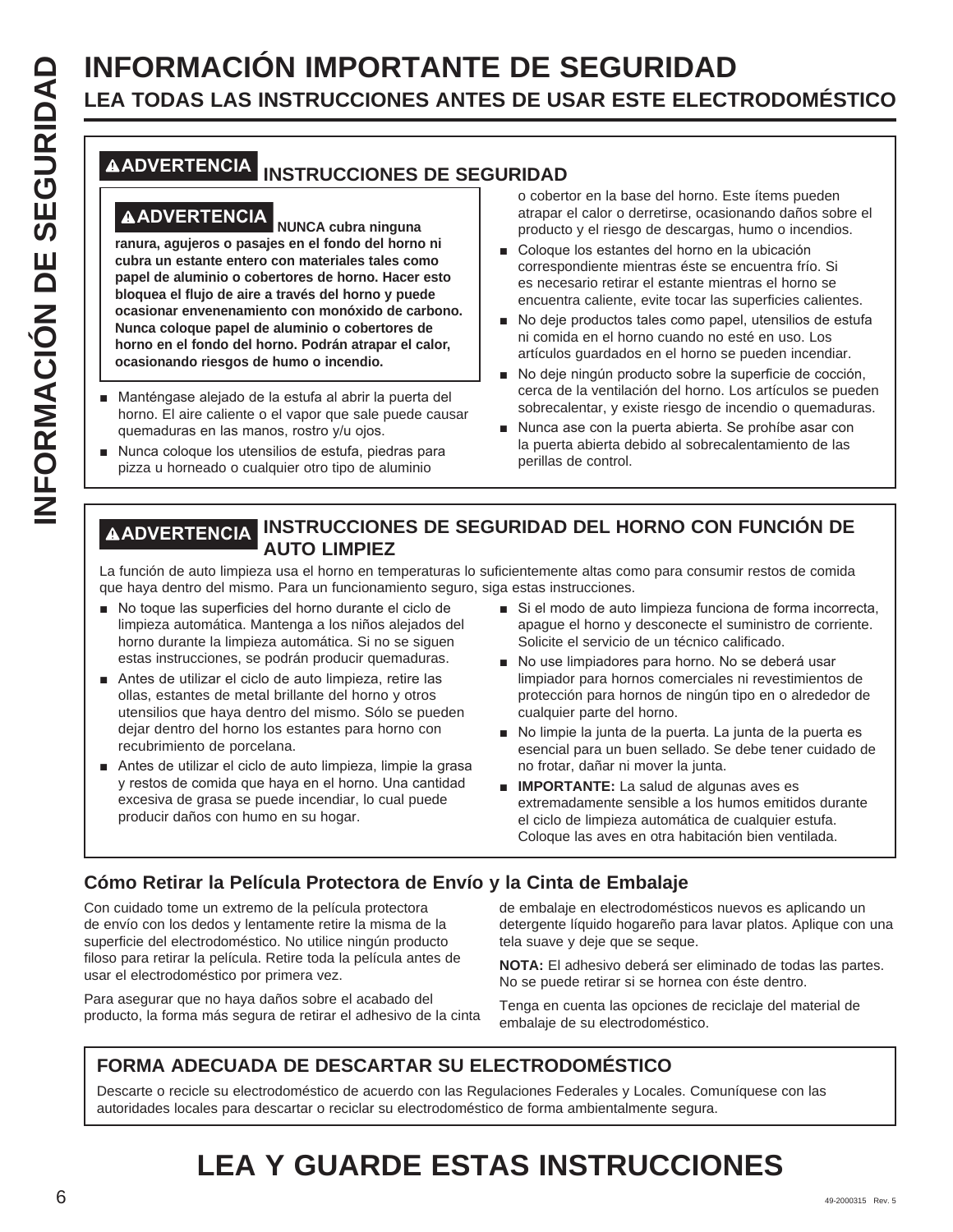# INFORMACIÓN IMPORTANTE DE SEGURIDAD

## LEA TODAS LAS INSTRUCCIONES ANTES DE USAR ESTE ELECTRODOMÉSTICO

### ⚠ADVERTENCIA INSTRUCCIONES DE SEGURIDAD

**⚠ADVERTENCIA NUNCA cubra ninguna ranura, agujeros o pasajes en el fondo del horno ni cubra un estante entero con materiales tales como papel de aluminio o cobertores de horno. Hacer esto bloquea el flujo de aire a través del horno y puede ocasionar envenenamiento con monóxido de carbono. Nunca coloque papel de aluminio o cobertores de horno en el fondo del horno. Podrán atrapar el calor, ocasionando riesgos de humo o incendio.**

- Manténgase alejado de la estufa al abrir la puerta del horno. El aire caliente o el vapor que sale puede causar quemaduras en las manos, rostro y/u ojos.
- Nunca coloque los utensilios de estufa, piedras para pizza u horneado o cualquier otro tipo de aluminio o cobertor en la base del horno. Este ítems pueden atrapar el calor o derretirse, ocasionando daños sobre el producto y el riesgo de descargas, humo o incendios.
- Coloque los estantes del horno en la ubicación correspondiente mientras éste se encuentra frío. Si es necesario retirar el estante mientras el horno se encuentra caliente, evite tocar las superficies calientes.
- No deje productos tales como papel, utensilios de estufa ni comida en el horno cuando no esté en uso. Los artículos guardados en el horno se pueden incendiar.
- No deje ningún producto sobre la superficie de cocción, cerca de la ventilación del horno. Los artículos se pueden sobrecalentar, y existe riesgo de incendio o quemaduras.
- Nunca ase con la puerta abierta. Se prohíbe asar con la puerta abierta debido al sobrecalentamiento de las perillas de control.

### ⚠ADVERTENCIA INSTRUCCIONES DE SEGURIDAD DEL HORNO CON FUNCIÓN DE AUTO LIMPIEZ

La función de auto limpieza usa el horno en temperaturas lo suficientemente altas como para consumir restos de comida que haya dentro del mismo. Para un funcionamiento seguro, siga estas instrucciones.

- No toque las superficies del horno durante el ciclo de limpieza automática. Mantenga a los niños alejados del horno durante la limpieza automática. Si no se siguen estas instrucciones, se podrán producir quemaduras.
- Antes de utilizar el ciclo de auto limpieza, retire las ollas, estantes de metal brillante del horno y otros utensilios que haya dentro del mismo. Sólo se pueden dejar dentro del horno los estantes para horno con recubrimiento de porcelana.
- Antes de utilizar el ciclo de auto limpieza, limpie la grasa y restos de comida que haya en el horno. Una cantidad excesiva de grasa se puede incendiar, lo cual puede producir daños con humo en su hogar.
- Si el modo de auto limpieza funciona de forma incorrecta, apague el horno y desconecte el suministro de corriente. Solicite el servicio de un técnico calificado.
- No use limpiadores para horno. No se deberá usar limpiador para hornos de comerciales ni revestimientos de protección para hornos de ningún tipo en o alrededor de cualquier parte del horno.
- No limpie la junta de la puerta. La junta de la puerta es esencial para un buen sellado. Se debe tener cuidado de no frotar, dañar ni mover la junta.
- **IMPORTANTE:** La salud de algunas aves es extremadamente sensible a los humos emitidos durante el ciclo de limpieza automática de cualquier estufa. Coloque las aves en otra habitación bien ventilada.

### Cómo Retirar la Película Protectora de Envío y la Cinta de Embalaje

Con cuidado tome un extremo de la película protectora de envío con los dedos y lentamente retire la misma de la superficie del electrodoméstico. No utilice ningún producto filoso para retirar la película. Retire toda la película antes de usar el electrodoméstico por primera vez.

Para asegurar que no haya daños sobre el acabado del producto, la forma más segura de retirar el adhesivo de la cinta de embalaje en electrodomésticos nuevos es aplicando un detergente líquido hogareño para lavar platos. Aplique con una tela suave y deje que se seque.

**NOTA:** El adhesivo deberá ser eliminado de todas las partes. No se puede retirar si se hornea con éste dentro.

Tenga en cuenta las opciones de reciclaje del material de embalaje de su electrodoméstico.

### FORMA ADECUADA DE DESCARTAR SU ELECTRODOMÉSTICO

Descarte o recicle su electrodoméstico de acuerdo con las Regulaciones Federales y Locales. Comuníquese con las autoridades locales para descartar o reciclar su electrodoméstico de forma ambientalmente segura.

# LEA Y GUARDE ESTAS INSTRUCCIONES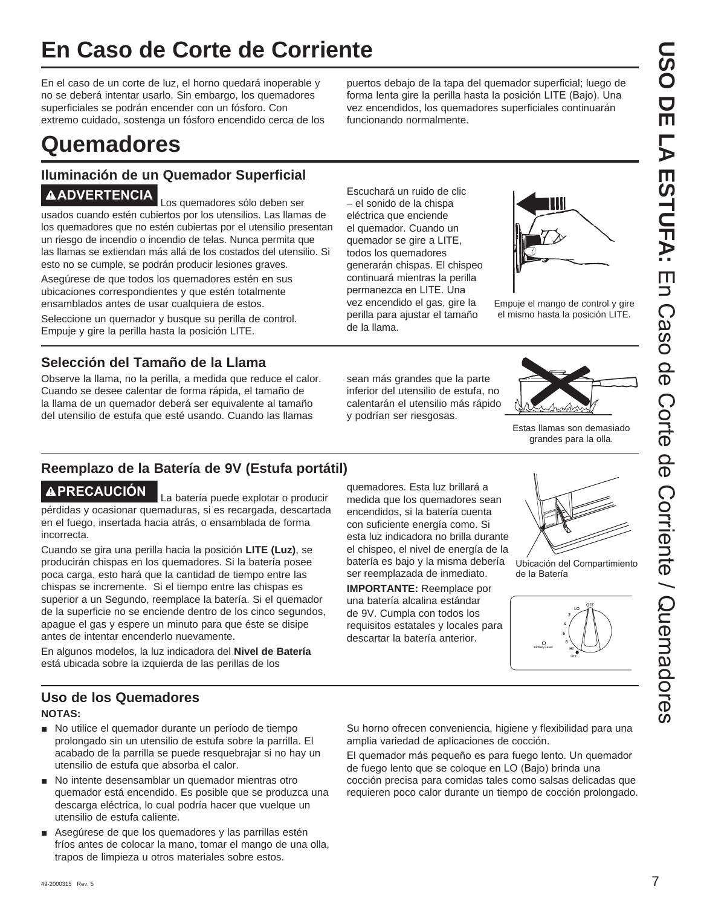# En Caso de Corte de Corriente

En el caso de un corte de luz, el horno quedará inoperable y no se deberá intentar usarlo. Sin embargo, los quemadores superficiales se podrán encender con un fósforo. Con extremo cuidado, sostenga un fósforo encendido cerca de los puertos debajo de la tapa del quemador superficial; luego de forma lenta gire la perilla hasta la posición LITE (Bajo). Una vez encendidos, los quemadores superficiales continuarán funcionando normalmente.

# Quemadores

## Iluminación de un Quemador Superficial

**⚠ADVERTENCIA** Los quemadores sólo deben ser usados cuando estén cubiertos por los utensilios. Las llamas de los quemadores que no estén cubiertas por el utensilio presentan un riesgo de incendio o incendio de telas. Nunca permita que las llamas se extiendan más allá de los costados del utensilio. Si esto no se cumple, se podrán producir lesiones graves.

Asegúrese de que todos los quemadores estén en sus ubicaciones correspondientes y que estén totalmente ensamblados antes de usar cualquiera de estos.

Seleccione un quemador y busque su perilla de control. Empuje y gire la perilla hasta la posición LITE.

Escuchará un ruido de clic – el sonido de la chispa eléctrica que enciende el quemador. Cuando un quemador se gire a LITE, todos los quemadores generarán chispas. El chispeo continuará mientras la perilla permanezca en LITE. Una vez encendido el gas, gire la perilla para ajustar el tamaño de la llama.

Empuje el mango de control y gire el mismo hasta la posición LITE.

## Selección del Tamaño de la Llama

Observe la llama, no la perilla, a medida que reduce el calor. Cuando se desee calentar de forma rápida, el tamaño de la llama de un quemador deberá ser equivalente al tamaño del utensilio de estufa que esté usando. Cuando las llamas sean más grandes que la parte inferior del utensilio de estufa, no calentarán el utensilio más rápido y podrían ser riesgosas.

Estas llamas son demasiado grandes para la olla.

## Reemplazo de la Batería de 9V (Estufa portátil)

**⚠PRECAUCIÓN** La batería puede explotar o producir pérdidas y ocasionar quemaduras, si es recargada, descartada en el fuego, insertada hacia atrás, o ensamblada de forma incorrecta.

Cuando se gira una perilla hacia la posición **LITE (Luz)**, se producirán chispas en los quemadores. Si la batería posee poca carga, esto hará que la cantidad de tiempo entre las chispas se incremente. Si el tiempo entre las chispas es superior a un Segundo, reemplace la batería. Si el quemador de la superficie no se enciende dentro de los cinco segundos, apague el gas y espere un minuto para que éste se disipe antes de intentar encenderlo nuevamente.

En algunos modelos, la luz indicadora del **Nivel de Batería** está ubicada sobre la izquierda de las perillas de los quemadores. Esta luz brillará a medida que los quemadores sean encendidos, si la batería cuenta con suficiente energía como. Si esta luz indicadora no brilla durante el chispeo, el nivel de energía de la batería es bajo y la misma debería ser reemplazada de inmediato.

**IMPORTANTE:** Reemplace por una batería alcalina estándar de 9V. Cumpla con todos los requisitos estatales y locales para descartar la batería anterior.

Ubicación del Compartimiento de la Batería

## Uso de los Quemadores

**NOTAS:**

- No utilice el quemador durante un período de tiempo prolongado sin un utensilio de estufa sobre la parrilla. El acabado de la parrilla se puede resquebrajar si no hay un utensilio de estufa que absorba el calor.
- No intente desensamblar un quemador mientras otro quemador está encendido. Es posible que se produzca una descarga eléctrica, lo cual podría hacer que vuelque un utensilio de estufa caliente.
- Asegúrese de que los quemadores y las parrillas estén fríos antes de colocar la mano, tomar el mango de una olla, trapos de limpieza u otros materiales sobre estos.

Su horno ofrecen conveniencia, higiene y flexibilidad para una amplia variedad de aplicaciones de cocción.

El quemador más pequeño es para fuego lento. Un quemador de fuego lento que se coloque en LO (Bajo) brinda una cocción precisa para comidas tales como salsas delicadas que requieren poco calor durante un tiempo de cocción prolongado.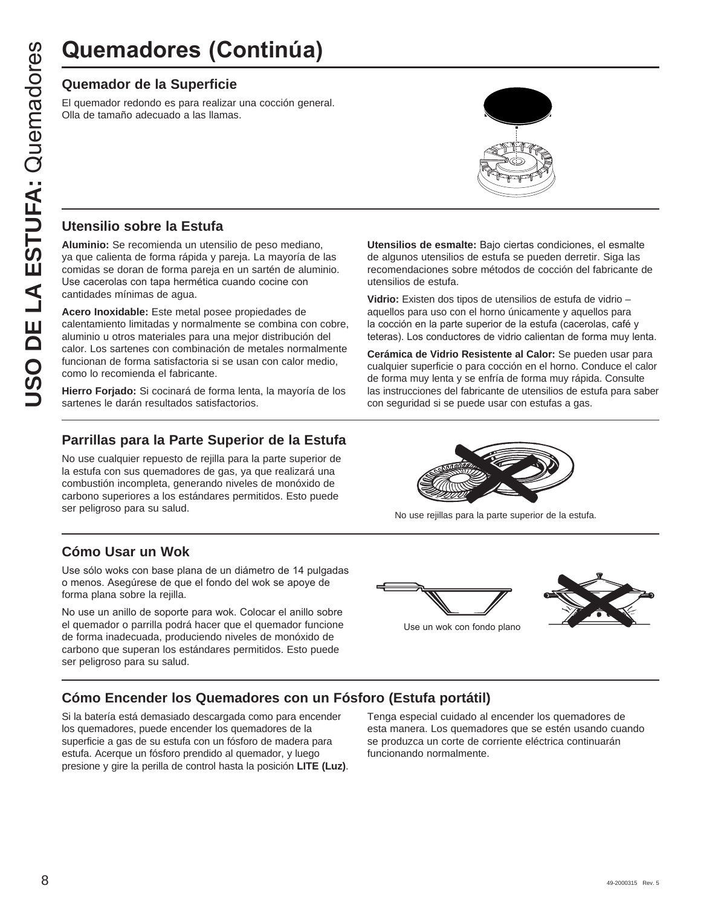# Quemadores (Continúa)

## Quemador de la Superficie

El quemador redondo es para realizar una cocción general. Olla de tamaño adecuado a las llamas.

## Utensilio sobre la Estufa

**Aluminio:** Se recomienda un utensilio de peso mediano, ya que calienta de forma rápida y pareja. La mayoría de las comidas se doran de forma pareja en un sartén de aluminio. Use cacerolas con tapa hermética cuando cocine con cantidades mínimas de agua.

**Acero Inoxidable:** Este metal posee propiedades de calentamiento limitadas y normalmente se combina con cobre, aluminio u otros materiales para una mejor distribución del calor. Los sartenes con combinación de metales normalmente funcionan de forma satisfactoria si se usan con calor medio, como lo recomienda el fabricante.

**Hierro Forjado:** Si cocinará de forma lenta, la mayoría de los sartenes le darán resultados satisfactorios.

**Utensilios de esmalte:** Bajo ciertas condiciones, el esmalte de algunos utensilios de estufa se pueden derretir. Siga las recomendaciones sobre métodos de cocción del fabricante de utensilios de estufa.

**Vidrio:** Existen dos tipos de utensilios de estufa de vidrio – aquellos para uso con el horno únicamente y aquellos para la cocción en la parte superior de la estufa (cacerolas, café y teteras). Los conductores de vidrio calientan de forma muy lenta.

**Cerámica de Vidrio Resistente al Calor:** Se pueden usar para cualquier superficie o para cocción en el horno. Conduce el calor de forma muy lenta y se enfría de forma muy rápida. Consulte las instrucciones del fabricante de utensilios de estufa para saber con seguridad si se puede usar con estufas a gas.

## Parrillas para la Parte Superior de la Estufa

No use cualquier repuesto de rejilla para la parte superior de la estufa con sus quemadores de gas, ya que realizará una combustión incompleta, generando niveles de monóxido de carbono superiores a los estándares permitidos. Esto puede ser peligroso para su salud.

No use rejillas para la parte superior de la estufa.

## Cómo Usar un Wok

Use sólo woks con base plana de un diámetro de 14 pulgadas o menos. Asegúrese de que el fondo del wok se apoye de forma plana sobre la rejilla.

No use un anillo de soporte para wok. Colocar el anillo sobre el quemador o parrilla podrá hacer que el quemador funcione de forma inadecuada, produciendo niveles de monóxido de carbono que superan los estándares permitidos. Esto puede ser peligroso para su salud.

Use un wok con fondo plano

## Cómo Encender los Quemadores con un Fósforo (Estufa portátil)

Si la batería está demasiado descargada como para encender los quemadores, puede encender los quemadores de la superficie a gas de su estufa con un fósforo de madera para estufa. Acerque un fósforo prendido al quemador, y luego presione y gire la perilla de control hasta la posición **LITE (Luz)**.

Tenga especial cuidado al encender los quemadores de esta manera. Los quemadores que se estén usando cuando se produzca un corte de corriente eléctrica continuarán funcionando normalmente.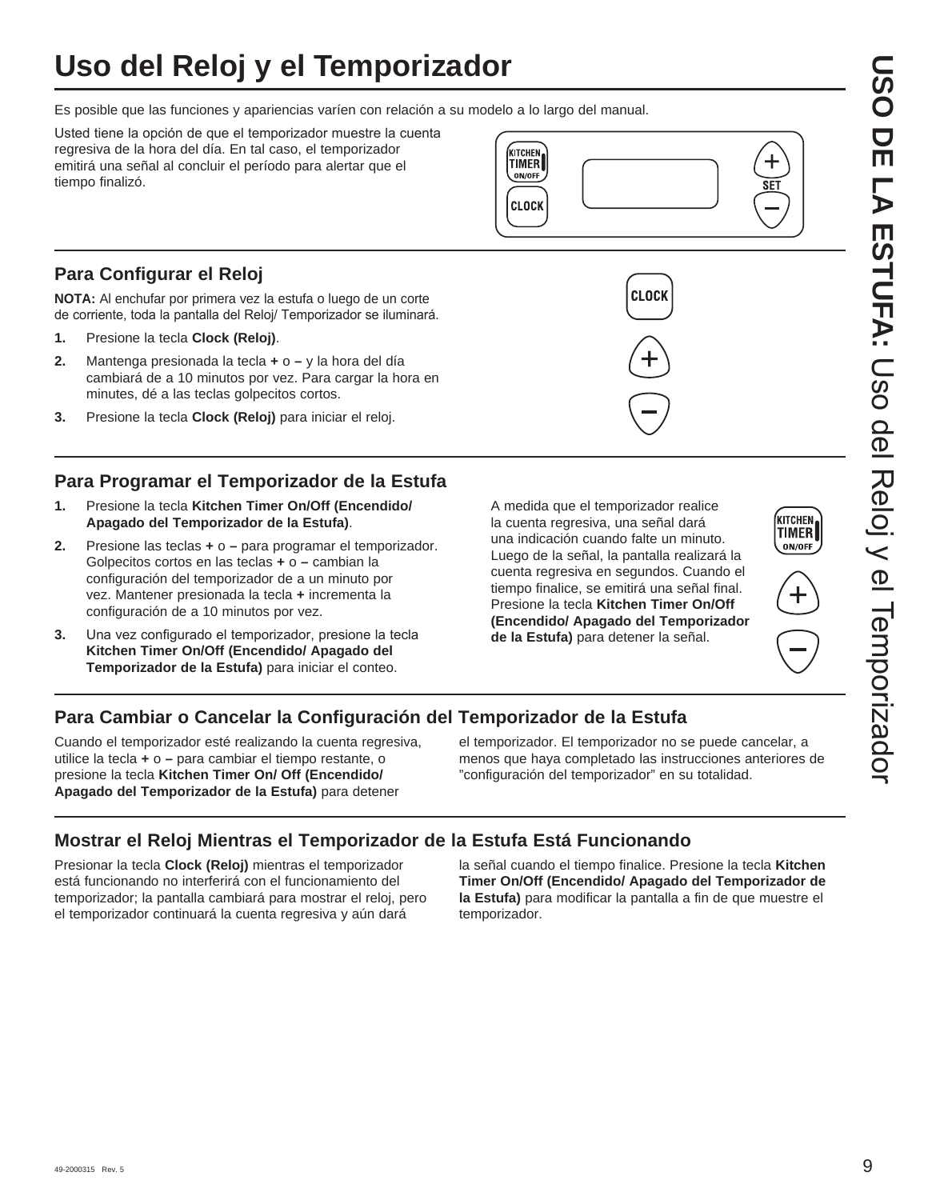# Uso del Reloj y el Temporizador

Es posible que las funciones y apariencias varíen con relación a su modelo a lo largo del manual.

Usted tiene la opción de que el temporizador muestre la cuenta regresiva de la hora del día. En tal caso, el temporizador emitirá una señal al concluir el período para alertar que el tiempo finalizó.

## Para Configurar el Reloj

**NOTA:** Al enchufar por primera vez la estufa o luego de un corte de corriente, toda la pantalla del Reloj/ Temporizador se iluminará.

1. Presione la tecla **Clock (Reloj)**.
2. Mantenga presionada la tecla **+** o **–** y la hora del día cambiará de a 10 minutos por vez. Para cargar la hora en minutes, dé a las teclas golpecitos cortos.
3. Presione la tecla **Clock (Reloj)** para iniciar el reloj.

## Para Programar el Temporizador de la Estufa

1. Presione la tecla **Kitchen Timer On/Off (Encendido/ Apagado del Temporizador de la Estufa)**.
2. Presione las teclas **+** o **–** para programar el temporizador. Golpecitos cortos en las teclas **+** o **–** cambian la configuración del temporizador de a un minuto por vez. Mantener presionada la tecla **+** incrementa la configuración de a 10 minutos por vez.
3. Una vez configurado el temporizador, presione la tecla **Kitchen Timer On/Off (Encendido/ Apagado del Temporizador de la Estufa)** para iniciar el conteo.

A medida que el temporizador realice la cuenta regresiva, una señal dará una indicación cuando falte un minuto. Luego de la señal, la pantalla realizará la cuenta regresiva en segundos. Cuando el tiempo finalice, se emitirá una señal final. Presione la tecla **Kitchen Timer On/Off (Encendido/ Apagado del Temporizador de la Estufa)** para detener la señal.

## Para Cambiar o Cancelar la Configuración del Temporizador de la Estufa

Cuando el temporizador esté realizando la cuenta regresiva, utilice la tecla **+** o **–** para cambiar el tiempo restante, o presione la tecla **Kitchen Timer On/ Off (Encendido/ Apagado del Temporizador de la Estufa)** para detener el temporizador. El temporizador no se puede cancelar, a menos que haya completado las instrucciones anteriores de "configuración del temporizador" en su totalidad.

## Mostrar el Reloj Mientras el Temporizador de la Estufa Está Funcionando

Presionar la tecla **Clock (Reloj)** mientras el temporizador está funcionando no interferirá con el funcionamiento del temporizador; la pantalla cambiará para mostrar el reloj, pero el temporizador continuará la cuenta regresiva y aún dará la señal cuando el tiempo finalice. Presione la tecla **Kitchen Timer On/Off (Encendido/ Apagado del Temporizador de la Estufa)** para modificar la pantalla a fin de que muestre el temporizador.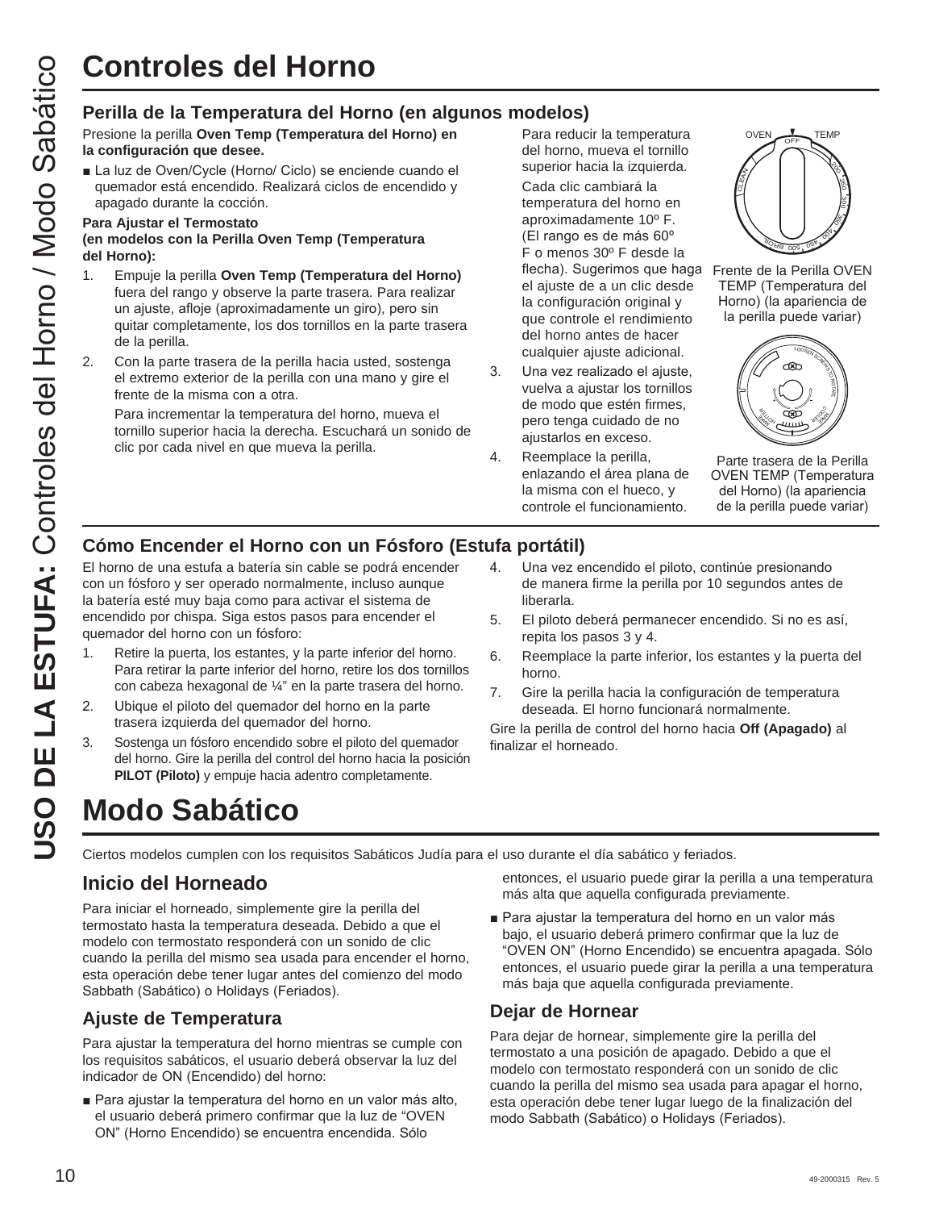# Controles del Horno

## Perilla de la Temperatura del Horno (en algunos modelos)

Presione la perilla **Oven Temp (Temperatura del Horno) en la configuración que desee.**

- La luz de Oven/Cycle (Horno/ Ciclo) se enciende cuando el quemador está encendido. Realizará ciclos de encendido y apagado durante la cocción.

**Para Ajustar el Termostato (en modelos con la Perilla Oven Temp (Temperatura del Horno):**

1. Empuje la perilla **Oven Temp (Temperatura del Horno)** fuera del rango y observe la parte trasera. Para realizar un ajuste, afloje (aproximadamente un giro), pero sin quitar completamente, los dos tornillos en la parte trasera de la perilla.
2. Con la parte trasera de la perilla hacia usted, sostenga el extremo exterior de la perilla con una mano y gire el frente de la misma con a otra.

   Para incrementar la temperatura del horno, mueva el tornillo superior hacia la derecha. Escuchará un sonido de clic por cada nivel en que mueva la perilla.

   Para reducir la temperatura del horno, mueva el tornillo superior hacia la izquierda.

   Cada clic cambiará la temperatura del horno en aproximadamente 10º F. (El rango es de más 60º F o menos 30º F desde la flecha). Sugerimos que haga el ajuste de a un clic desde la configuración original y que controle el rendimiento del horno antes de hacer cualquier ajuste adicional.
3. Una vez realizado el ajuste, vuelva a ajustar los tornillos de modo que estén firmes, pero tenga cuidado de no ajustarlos en exceso.
4. Reemplace la perilla, enlazando el área plana de la misma con el hueco, y controle el funcionamiento.

Frente de la Perilla OVEN TEMP (Temperatura del Horno) (la apariencia de la perilla puede variar)

Parte trasera de la Perilla OVEN TEMP (Temperatura del Horno) (la apariencia de la perilla puede variar)

## Cómo Encender el Horno con un Fósforo (Estufa portátil)

El horno de una estufa a batería sin cable se podrá encender con un fósforo y ser operado normalmente, incluso aunque la batería esté muy baja como para activar el sistema de encendido por chispa. Siga estos pasos para encender el quemador del horno con un fósforo:

1. Retire la puerta, los estantes, y la parte inferior del horno. Para retirar la parte inferior del horno, retire los dos tornillos con cabeza hexagonal de ¼" en la parte trasera del horno.
2. Ubique el piloto del quemador del horno en la parte trasera izquierda del quemador del horno.
3. Sostenga un fósforo encendido sobre el piloto del quemador del horno. Gire la perilla del control del horno hacia la posición **PILOT (Piloto)** y empuje hacia adentro completamente.
4. Una vez encendido el piloto, continúe presionando de manera firme la perilla por 10 segundos antes de liberarla.
5. El piloto deberá permanecer encendido. Si no es así, repita los pasos 3 y 4.
6. Reemplace la parte inferior, los estantes y la puerta del horno.
7. Gire la perilla hacia la configuración de temperatura deseada. El horno funcionará normalmente.

Gire la perilla de control del horno hacia **Off (Apagado)** al finalizar el horneado.

# Modo Sabático

Ciertos modelos cumplen con los requisitos Sabáticos Judía para el uso durante el día sabático y feriados.

## Inicio del Horneado

Para iniciar el horneado, simplemente gire la perilla del termostato hasta la temperatura deseada. Debido a que el modelo con termostato responderá con un sonido de clic cuando la perilla del mismo sea usada para encender el horno, esta operación debe tener lugar antes del comienzo del modo Sabbath (Sabático) o Holidays (Feriados).

## Ajuste de Temperatura

Para ajustar la temperatura del horno mientras se cumple con los requisitos sabáticos, el usuario deberá observar la luz del indicador de ON (Encendido) del horno:

- Para ajustar la temperatura del horno en un valor más alto, el usuario deberá primero confirmar que la luz de "OVEN ON" (Horno Encendido) se encuentra encendida. Sólo entonces, el usuario puede girar la perilla a una temperatura más alta que aquella configurada previamente.
- Para ajustar la temperatura del horno en un valor más bajo, el usuario deberá primero confirmar que la luz de "OVEN ON" (Horno Encendido) se encuentra apagada. Sólo entonces, el usuario puede girar la perilla a una temperatura más baja que aquella configurada previamente.

## Dejar de Hornear

Para dejar de hornear, simplemente gire la perilla del termostato a una posición de apagado. Debido a que el modelo con termostato responderá con un sonido de clic cuando la perilla del mismo sea usada para apagar el horno, esta operación debe tener lugar luego de la finalización del modo Sabbath (Sabático) o Holidays (Feriados).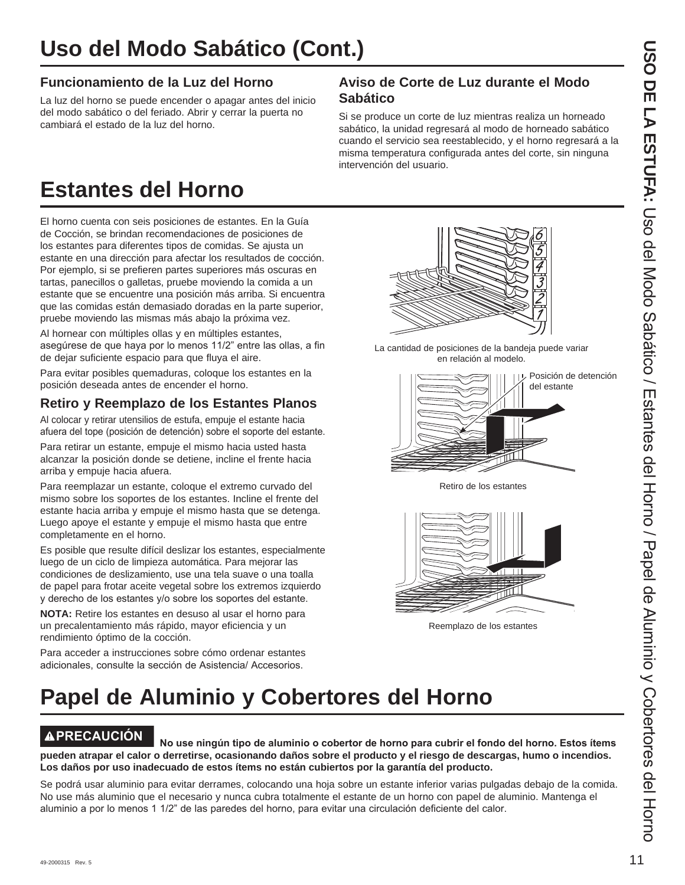# Uso del Modo Sabático (Cont.)

### Funcionamiento de la Luz del Horno

La luz del horno se puede encender o apagar antes del inicio del modo sabático o del feriado. Abrir y cerrar la puerta no cambiará el estado de la luz del horno.

### Aviso de Corte de Luz durante el Modo Sabático

Si se produce un corte de luz mientras realiza un horneado sabático, la unidad regresará al modo de horneado sabático cuando el servicio sea reestablecido, y el horno regresará a la misma temperatura configurada antes del corte, sin ninguna intervención del usuario.

# Estantes del Horno

El horno cuenta con seis posiciones de estantes. En la Guía de Cocción, se brindan recomendaciones de posiciones de los estantes para diferentes tipos de comidas. Se ajusta un estante en una dirección para afectar los resultados de cocción. Por ejemplo, si se prefieren partes superiores más oscuras en tartas, panecillos o galletas, pruebe moviendo la comida a un estante que se encuentre una posición más arriba. Si encuentra que las comidas están demasiado doradas en la parte superior, pruebe moviendo las mismas más abajo la próxima vez.

Al hornear con múltiples ollas y en múltiples estantes, asegúrese de que haya por lo menos 11/2" entre las ollas, a fin de dejar suficiente espacio para que fluya el aire.

Para evitar posibles quemaduras, coloque los estantes en la posición deseada antes de encender el horno.

La cantidad de posiciones de la bandeja puede variar en relación al modelo.

### Retiro y Reemplazo de los Estantes Planos

Al colocar y retirar utensilios de estufa, empuje el estante hacia afuera del tope (posición de detención) sobre el soporte del estante.

Para retirar un estante, empuje el mismo hacia usted hasta alcanzar la posición donde se detiene, incline el frente hacia arriba y empuje hacia afuera.

Para reemplazar un estante, coloque el extremo curvado del mismo sobre los soportes de los estantes. Incline el frente del estante hacia arriba y empuje el mismo hasta que se detenga. Luego apoye el estante y empuje el mismo hasta que entre completamente en el horno.

Es posible que resulte difícil deslizar los estantes, especialmente luego de un ciclo de limpieza automática. Para mejorar las condiciones de deslizamiento, use una tela suave o una toalla de papel para frotar aceite vegetal sobre los extremos izquierdo y derecho de los estantes y/o sobre los soportes del estante.

**NOTA:** Retire los estantes en desuso al usar el horno para un precalentamiento más rápido, mayor eficiencia y un rendimiento óptimo de la cocción.

Para acceder a instrucciones sobre cómo ordenar estantes adicionales, consulte la sección de Asistencia/ Accesorios.

Posición de detención del estante

Retiro de los estantes

Reemplazo de los estantes

# Papel de Aluminio y Cobertores del Horno

**⚠PRECAUCIÓN No use ningún tipo de aluminio o cobertor de horno para cubrir el fondo del horno. Estos ítems pueden atrapar el calor o derretirse, ocasionando daños sobre el producto y el riesgo de descargas, humo o incendios. Los daños por uso inadecuado de estos ítems no están cubiertos por la garantía del producto.**

Se podrá usar aluminio para evitar derrames, colocando una hoja sobre un estante inferior varias pulgadas debajo de la comida. No use más aluminio que el necesario y nunca cubra totalmente el estante de un horno con papel de aluminio. Mantenga el aluminio a por lo menos 1 1/2" de las paredes del horno, para evitar una circulación deficiente del calor.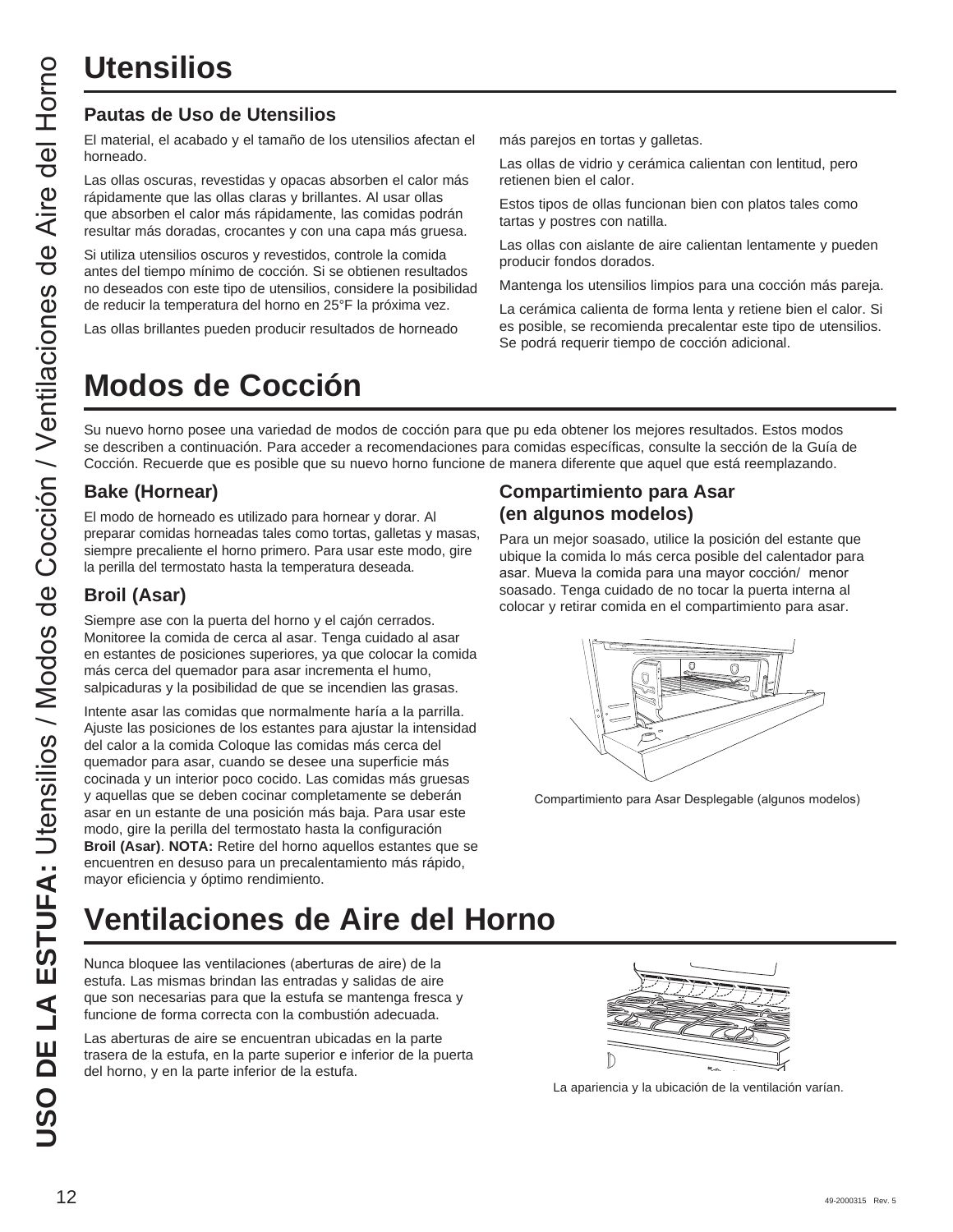# Utensilios

## Pautas de Uso de Utensilios

El material, el acabado y el tamaño de los utensilios afectan el horneado.

Las ollas oscuras, revestidas y opacas absorben el calor más rápidamente que las ollas claras y brillantes. Al usar ollas que absorben el calor más rápidamente, las comidas podrán resultar más doradas, crocantes y con una capa más gruesa.

Si utiliza utensilios oscuros y revestidos, controle la comida antes del tiempo mínimo de cocción. Si se obtienen resultados no deseados con este tipo de utensilios, considere la posibilidad de reducir la temperatura del horno en 25°F la próxima vez.

Las ollas brillantes pueden producir resultados de horneado más parejos en tortas y galletas.

Las ollas de vidrio y cerámica calientan con lentitud, pero retienen bien el calor.

Estos tipos de ollas funcionan bien con platos tales como tartas y postres con natilla.

Las ollas con aislante de aire calientan lentamente y pueden producir fondos dorados.

Mantenga los utensilios limpios para una cocción más pareja.

La cerámica calienta de forma lenta y retiene bien el calor. Si es posible, se recomienda precalentar este tipo de utensilios. Se podrá requerir tiempo de cocción adicional.

# Modos de Cocción

Su nuevo horno posee una variedad de modos de cocción para que pu eda obtener los mejores resultados. Estos modos se describen a continuación. Para acceder a recomendaciones para comidas específicas, consulte la sección de la Guía de Cocción. Recuerde que es posible que su nuevo horno funcione de manera diferente que aquel que está reemplazando.

## Bake (Hornear)

El modo de horneado es utilizado para hornear y dorar. Al preparar comidas horneadas tales como tortas, galletas y masas, siempre precaliente el horno primero. Para usar este modo, gire la perilla del termostato hasta la temperatura deseada.

## Broil (Asar)

Siempre ase con la puerta del horno y el cajón cerrados. Monitoree la comida de cerca al asar. Tenga cuidado al asar en estantes de posiciones superiores, ya que colocar la comida más cerca del quemador para asar incrementa el humo, salpicaduras y la posibilidad de que se incendien las grasas.

Intente asar las comidas que normalmente haría a la parrilla. Ajuste las posiciones de los estantes para ajustar la intensidad del calor a la comida Coloque las comidas más cerca del quemador para asar, cuando se desee una superficie más cocinada y un interior poco cocido. Las comidas más gruesas y aquellas que se deben cocinar completamente se deberán asar en un estante de una posición más baja. Para usar este modo, gire la perilla del termostato hasta la configuración **Broil (Asar)**. **NOTA:** Retire del horno aquellos estantes que se encuentren en desuso para un precalentamiento más rápido, mayor eficiencia y óptimo rendimiento.

## Compartimiento para Asar (en algunos modelos)

Para un mejor soasado, utilice la posición del estante que ubique la comida lo más cerca posible del calentador para asar. Mueva la comida para una mayor cocción/ menor soasado. Tenga cuidado de no tocar la puerta interna al colocar y retirar comida en el compartimiento para asar.

Compartimiento para Asar Desplegable (algunos modelos)

# Ventilaciones de Aire del Horno

Nunca bloquee las ventilaciones (aberturas de aire) de la estufa. Las mismas brindan las entradas y salidas de aire que son necesarias para que la estufa se mantenga fresca y funcione de forma correcta con la combustión adecuada.

Las aberturas de aire se encuentran ubicadas en la parte trasera de la estufa, en la parte superior e inferior de la puerta del horno, y en la parte inferior de la estufa.

La apariencia y la ubicación de la ventilación varían.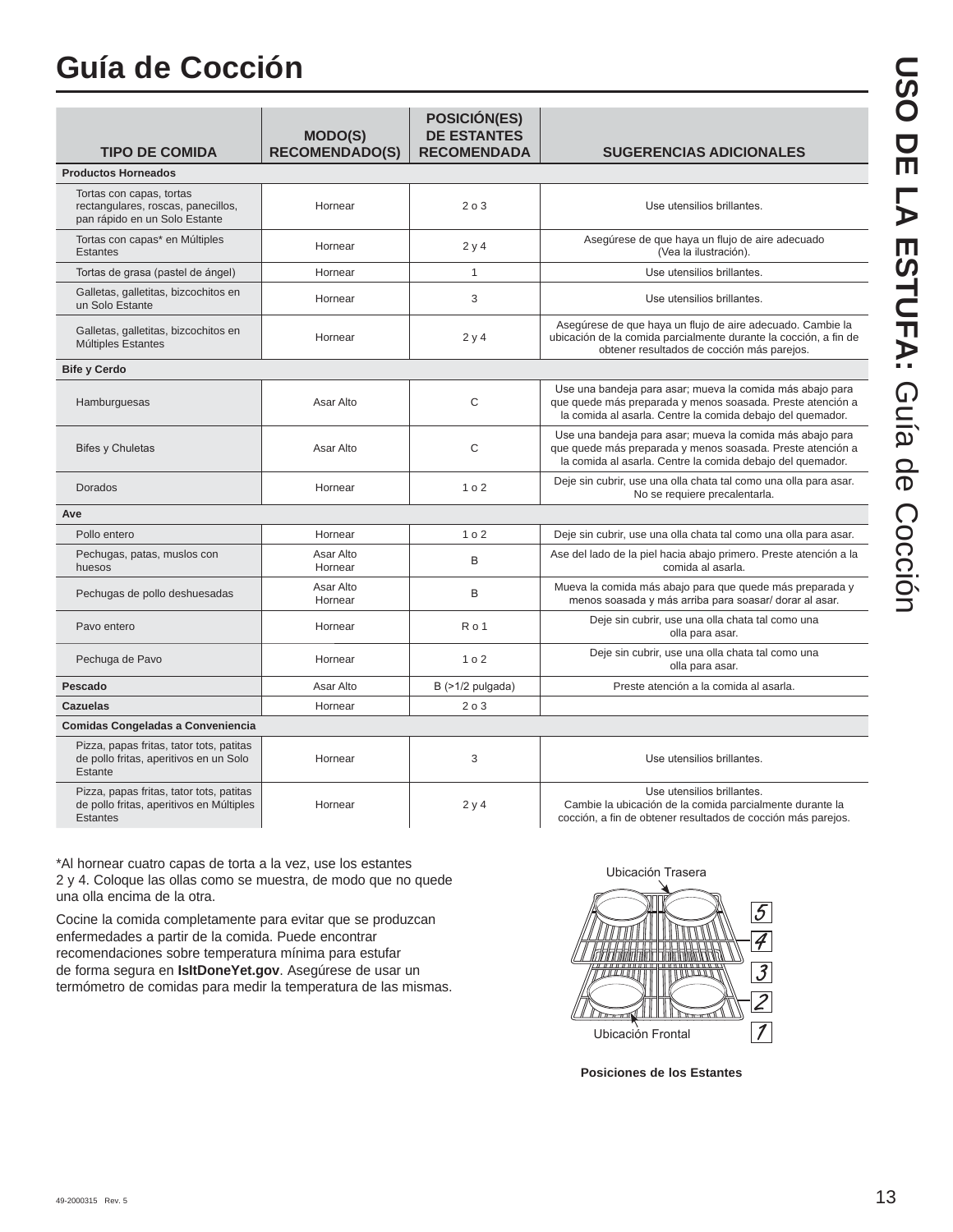# Guía de Cocción

| TIPO DE COMIDA | MODO(S) RECOMENDADO(S) | POSICIÓN(ES) DE ESTANTES RECOMENDADA | SUGERENCIAS ADICIONALES |
|---|---|---|---|
| **Productos Horneados** | | | |
| Tortas con capas, tortas rectangulares, roscas, panecillos, pan rápido en un Solo Estante | Hornear | 2 o 3 | Use utensilios brillantes. |
| Tortas con capas* en Múltiples Estantes | Hornear | 2 y 4 | Asegúrese de que haya un flujo de aire adecuado (Vea la ilustración). |
| Tortas de grasa (pastel de ángel) | Hornear | 1 | Use utensilios brillantes. |
| Galletas, galletitas, bizcochitos en un Solo Estante | Hornear | 3 | Use utensilios brillantes. |
| Galletas, galletitas, bizcochitos en Múltiples Estantes | Hornear | 2 y 4 | Asegúrese de que haya un flujo de aire adecuado. Cambie la ubicación de la comida parcialmente durante la cocción, a fin de obtener resultados de cocción más parejos. |
| **Bife y Cerdo** | | | |
| Hamburguesas | Asar Alto | C | Use una bandeja para asar; mueva la comida más abajo para que quede más preparada y menos soasada. Preste atención a la comida al asarla. Centre la comida debajo del quemador. |
| Bifes y Chuletas | Asar Alto | C | Use una bandeja para asar; mueva la comida más abajo para que quede más preparada y menos soasada. Preste atención a la comida al asarla. Centre la comida debajo del quemador. |
| Dorados | Hornear | 1 o 2 | Deje sin cubrir, use una olla chata tal como una olla para asar. No se requiere precalentarla. |
| **Ave** | | | |
| Pollo entero | Hornear | 1 o 2 | Deje sin cubrir, use una olla chata tal como una olla para asar. |
| Pechugas, patas, muslos con huesos | Asar Alto<br>Hornear | B | Ase del lado de la piel hacia abajo primero. Preste atención a la comida al asarla. |
| Pechugas de pollo deshuesadas | Asar Alto<br>Hornear | B | Mueva la comida más abajo para que quede más preparada y menos soasada y más arriba para soasar/ dorar al asar. |
| Pavo entero | Hornear | R o 1 | Deje sin cubrir, use una olla chata tal como una olla para asar. |
| Pechuga de Pavo | Hornear | 1 o 2 | Deje sin cubrir, use una olla chata tal como una olla para asar. |
| **Pescado** | Asar Alto | B (>1/2 pulgada) | Preste atención a la comida al asarla. |
| **Cazuelas** | Hornear | 2 o 3 | |
| **Comidas Congeladas a Conveniencia** | | | |
| Pizza, papas fritas, tator tots, patitas de pollo fritas, aperitivos en un Solo Estante | Hornear | 3 | Use utensilios brillantes. |
| Pizza, papas fritas, tator tots, patitas de pollo fritas, aperitivos en Múltiples Estantes | Hornear | 2 y 4 | Use utensilios brillantes. Cambie la ubicación de la comida parcialmente durante la cocción, a fin de obtener resultados de cocción más parejos. |

*Al hornear cuatro capas de torta a la vez, use los estantes 2 y 4. Coloque las ollas como se muestra, de modo que no quede una olla encima de la otra.

Cocine la comida completamente para evitar que se produzcan enfermedades a partir de la comida. Puede encontrar recomendaciones sobre temperatura mínima para estufar de forma segura en **IsItDoneYet.gov**. Asegúrese de usar un termómetro de comidas para medir la temperatura de las mismas.

Ubicación Trasera

5
4
3
2
1

Ubicación Frontal

**Posiciones de los Estantes**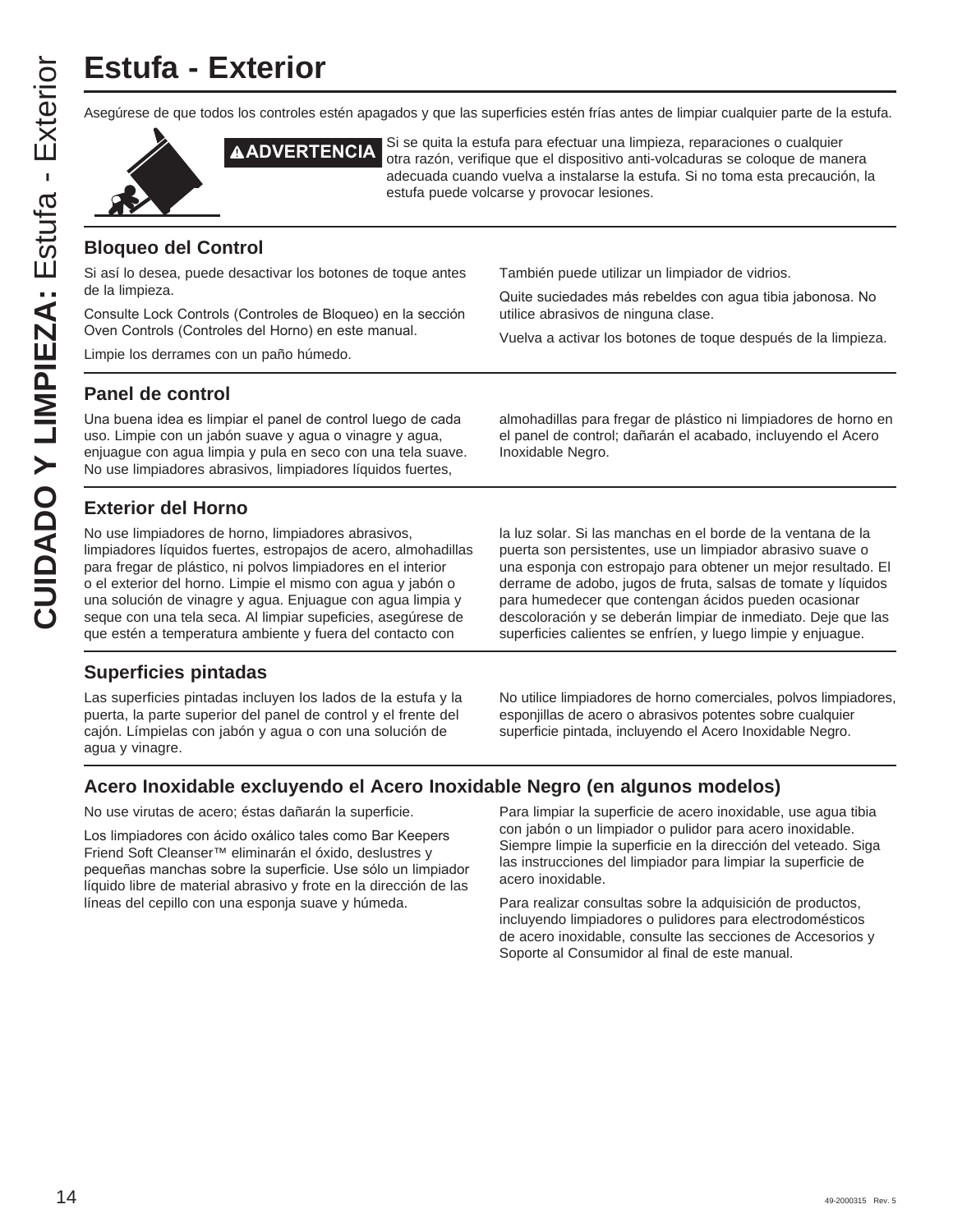# Estufa - Exterior

Asegúrese de que todos los controles estén apagados y que las superficies estén frías antes de limpiar cualquier parte de la estufa.

**⚠ADVERTENCIA** Si se quita la estufa para efectuar una limpieza, reparaciones o cualquier otra razón, verifique que el dispositivo anti-volcaduras se coloque de manera adecuada cuando vuelva a instalarse la estufa. Si no toma esta precaución, la estufa puede volcarse y provocar lesiones.

## Bloqueo del Control

Si así lo desea, puede desactivar los botones de toque antes de la limpieza.

Consulte Lock Controls (Controles de Bloqueo) en la sección Oven Controls (Controles del Horno) en este manual.

Limpie los derrames con un paño húmedo.

También puede utilizar un limpiador de vidrios.

Quite suciedades más rebeldes con agua tibia jabonosa. No utilice abrasivos de ninguna clase.

Vuelva a activar los botones de toque después de la limpieza.

## Panel de control

Una buena idea es limpiar el panel de control luego de cada uso. Limpie con un jabón suave y agua o vinagre y agua, enjuague con agua limpia y pula en seco con una tela suave. No use limpiadores abrasivos, limpiadores líquidos fuertes, almohadillas para fregar de plástico ni limpiadores de horno en el panel de control; dañarán el acabado, incluyendo el Acero Inoxidable Negro.

## Exterior del Horno

No use limpiadores de horno, limpiadores abrasivos, limpiadores líquidos fuertes, estropajos de acero, almohadillas para fregar de plástico, ni polvos limpiadores en el interior o el exterior del horno. Limpie el mismo con agua y jabón o una solución de vinagre y agua. Enjuague con agua limpia y seque con una tela seca. Al limpiar supeficies, asegúrese de que estén a temperatura ambiente y fuera del contacto con la luz solar. Si las manchas en el borde de la ventana de la puerta son persistentes, use un limpiador abrasivo suave o una esponja con estropajo para obtener un mejor resultado. El derrame de adobo, jugos de fruta, salsas de tomate y líquidos para humedecer que contengan ácidos pueden ocasionar descoloración y se deberán limpiar de inmediato. Deje que las superficies calientes se enfríen, y luego limpie y enjuague.

## Superficies pintadas

Las superficies pintadas incluyen los lados de la estufa y la puerta, la parte superior del panel de control y el frente del cajón. Límpielas con jabón y agua o con una solución de agua y vinagre.

No utilice limpiadores de horno comerciales, polvos limpiadores, esponjillas de acero o abrasivos potentes sobre cualquier superficie pintada, incluyendo el Acero Inoxidable Negro.

## Acero Inoxidable excluyendo el Acero Inoxidable Negro (en algunos modelos)

No use virutas de acero; éstas dañarán la superficie.

Los limpiadores con ácido oxálico tales como Bar Keepers Friend Soft Cleanser™ eliminarán el óxido, deslustres y pequeñas manchas sobre la superficie. Use sólo un limpiador líquido libre de material abrasivo y frote en la dirección de las líneas del cepillo con una esponja suave y húmeda.

Para limpiar la superficie de acero inoxidable, use agua tibia con jabón o un limpiador o pulidor para acero inoxidable. Siempre limpie la superficie en la dirección del veteado. Siga las instrucciones del limpiador para limpiar la superficie de acero inoxidable.

Para realizar consultas sobre la adquisición de productos, incluyendo limpiadores o pulidores para electrodomésticos de acero inoxidable, consulte las secciones de Accesorios y Soporte al Consumidor al final de este manual.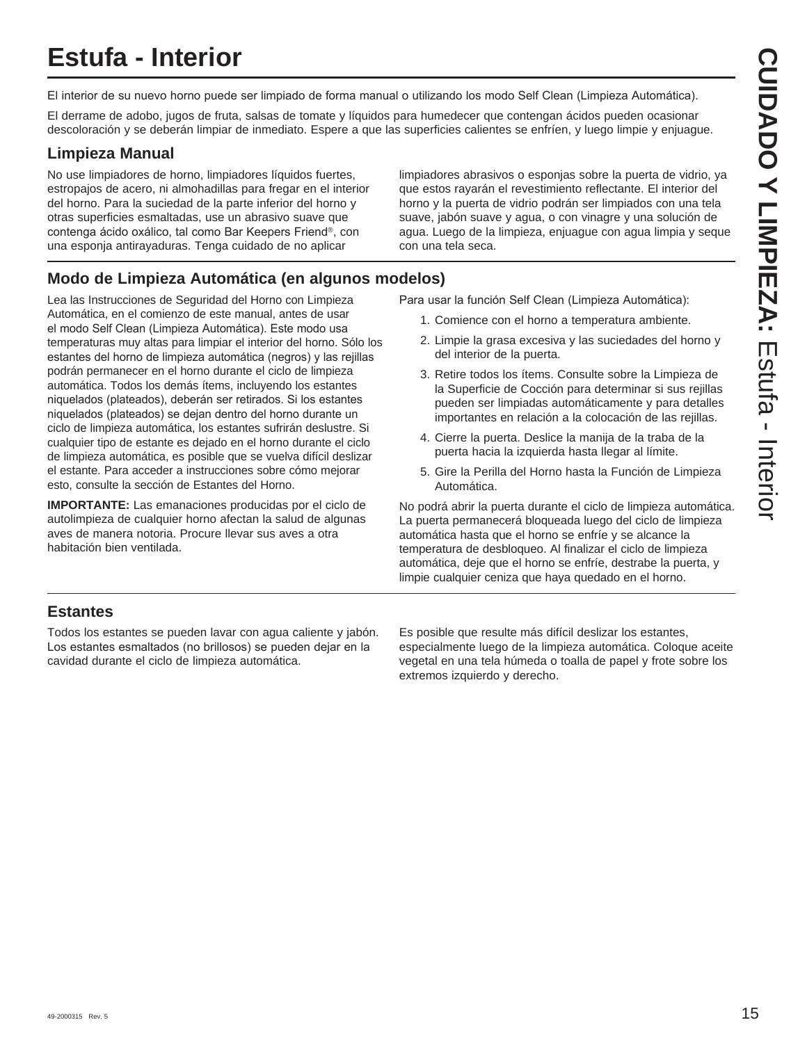# Estufa - Interior

El interior de su nuevo horno puede ser limpiado de forma manual o utilizando los modo Self Clean (Limpieza Automática).

El derrame de adobo, jugos de fruta, salsas de tomate y líquidos para humedecer que contengan ácidos pueden ocasionar descoloración y se deberán limpiar de inmediato. Espere a que las superficies calientes se enfríen, y luego limpie y enjuague.

## Limpieza Manual

No use limpiadores de horno, limpiadores líquidos fuertes, estropajos de acero, ni almohadillas para fregar en el interior del horno. Para la suciedad de la parte inferior del horno y otras superficies esmaltadas, use un abrasivo suave que contenga ácido oxálico, tal como Bar Keepers Friend®, con una esponja antirayaduras. Tenga cuidado de no aplicar limpiadores abrasivos o esponjas sobre la puerta de vidrio, ya que estos rayarán el revestimiento reflectante. El interior del horno y la puerta de vidrio podrán ser limpiados con una tela suave, jabón suave y agua, o con vinagre y una solución de agua. Luego de la limpieza, enjuague con agua limpia y seque con una tela seca.

## Modo de Limpieza Automática (en algunos modelos)

Lea las Instrucciones de Seguridad del Horno con Limpieza Automática, en el comienzo de este manual, antes de usar el modo Self Clean (Limpieza Automática). Este modo usa temperaturas muy altas para limpiar el interior del horno. Sólo los estantes del horno de limpieza automática (negros) y las rejillas podrán permanecer en el horno durante el ciclo de limpieza automática. Todos los demás ítems, incluyendo los estantes niquelados (plateados), deberán ser retirados. Si los estantes niquelados (plateados) se dejan dentro del horno durante un ciclo de limpieza automática, los estantes sufrirán deslustre. Si cualquier tipo de estante es dejado en el horno durante el ciclo de limpieza automática, es posible que se vuelva difícil deslizar el estante. Para acceder a instrucciones sobre cómo mejorar esto, consulte la sección de Estantes del Horno.

**IMPORTANTE:** Las emanaciones producidas por el ciclo de autolimpieza de cualquier horno afectan la salud de algunas aves de manera notoria. Procure llevar sus aves a otra habitación bien ventilada.

Para usar la función Self Clean (Limpieza Automática):

1. Comience con el horno a temperatura ambiente.
2. Limpie la grasa excesiva y las suciedades del horno y del interior de la puerta.
3. Retire todos los ítems. Consulte sobre la Limpieza de la Superficie de Cocción para determinar si sus rejillas pueden ser limpiadas automáticamente y para detalles importantes en relación a la colocación de las rejillas.
4. Cierre la puerta. Deslice la manija de la traba de la puerta hacia la izquierda hasta llegar al límite.
5. Gire la Perilla del Horno hasta la Función de Limpieza Automática.

No podrá abrir la puerta durante el ciclo de limpieza automática. La puerta permanecerá bloqueada luego del ciclo de limpieza automática hasta que el horno se enfríe y se alcance la temperatura de desbloqueo. Al finalizar el ciclo de limpieza automática, deje que el horno se enfríe, destrabe la puerta, y limpie cualquier ceniza que haya quedado en el horno.

## Estantes

Todos los estantes se pueden lavar con agua caliente y jabón. Los estantes esmaltados (no brillosos) se pueden dejar en la cavidad durante el ciclo de limpieza automática.

Es posible que resulte más difícil deslizar los estantes, especialmente luego de la limpieza automática. Coloque aceite vegetal en una tela húmeda o toalla de papel y frote sobre los extremos izquierdo y derecho.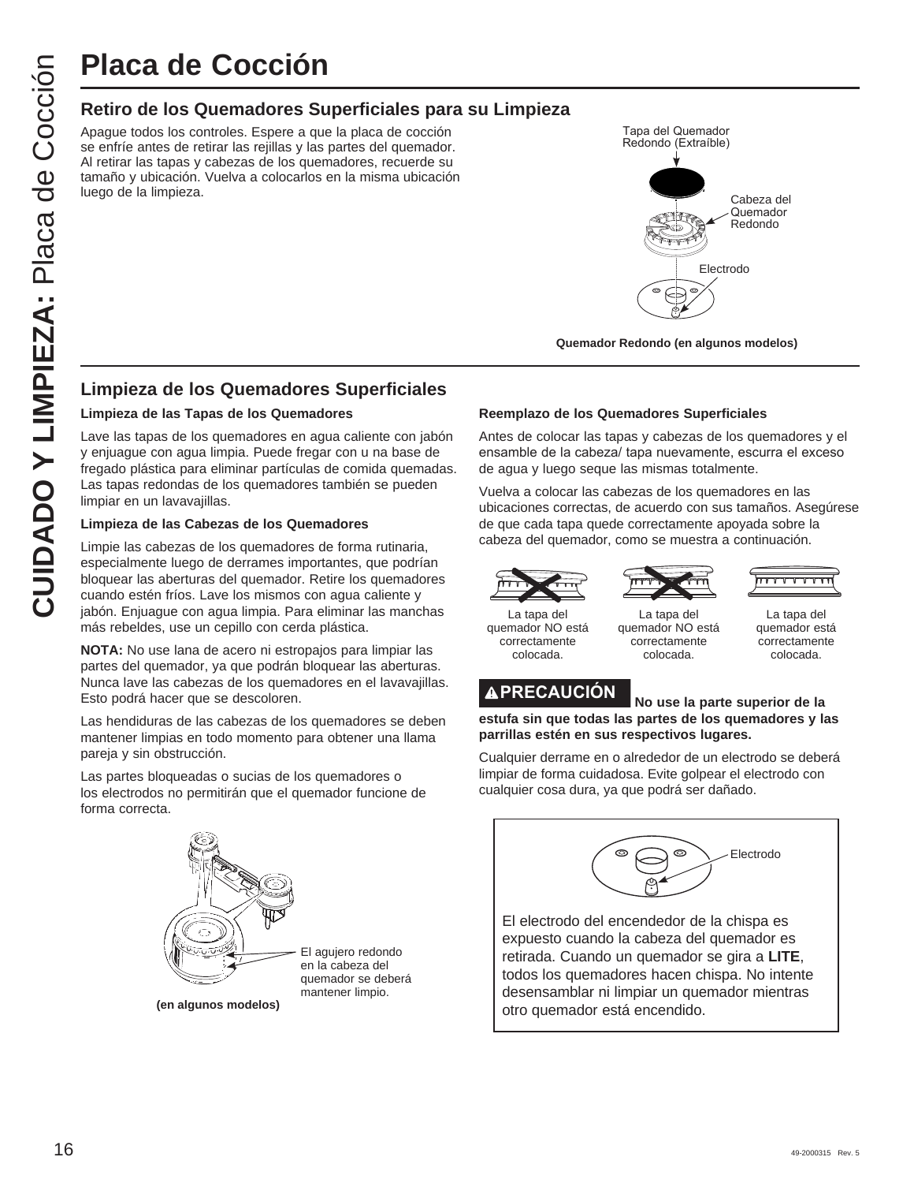# Placa de Cocción

## Retiro de los Quemadores Superficiales para su Limpieza

Apague todos los controles. Espere a que la placa de cocción se enfríe antes de retirar las rejillas y las partes del quemador. Al retirar las tapas y cabezas de los quemadores, recuerde su tamaño y ubicación. Vuelva a colocarlos en la misma ubicación luego de la limpieza.

Tapa del Quemador Redondo (Extraíble)

Cabeza del Quemador Redondo

Electrodo

**Quemador Redondo (en algunos modelos)**

## Limpieza de los Quemadores Superficiales

**Limpieza de las Tapas de los Quemadores**

Lave las tapas de los quemadores en agua caliente con jabón y enjuague con agua limpia. Puede fregar con u na base de fregado plástica para eliminar partículas de comida quemadas. Las tapas redondas de los quemadores también se pueden limpiar en un lavavajillas.

**Limpieza de las Cabezas de los Quemadores**

Limpie las cabezas de los quemadores de forma rutinaria, especialmente luego de derrames importantes, que podrían bloquear las aberturas del quemador. Retire los quemadores cuando estén fríos. Lave los mismos con agua caliente y jabón. Enjuague con agua limpia. Para eliminar las manchas más rebeldes, use un cepillo con cerda plástica.

**NOTA:** No use lana de acero ni estropajos para limpiar las partes del quemador, ya que podrán bloquear las aberturas. Nunca lave las cabezas de los quemadores en el lavavajillas. Esto podrá hacer que se descoloren.

Las hendiduras de las cabezas de los quemadores se deben mantener limpias en todo momento para obtener una llama pareja y sin obstrucción.

Las partes bloqueadas o sucias de los quemadores o los electrodos no permitirán que el quemador funcione de forma correcta.

El agujero redondo en la cabeza del quemador se deberá mantener limpio.

**(en algunos modelos)**

**Reemplazo de los Quemadores Superficiales**

Antes de colocar las tapas y cabezas de los quemadores y el ensamble de la cabeza/ tapa nuevamente, escurra el exceso de agua y luego seque las mismas totalmente.

Vuelva a colocar las cabezas de los quemadores en las ubicaciones correctas, de acuerdo con sus tamaños. Asegúrese de que cada tapa quede correctamente apoyada sobre la cabeza del quemador, como se muestra a continuación.

La tapa del quemador NO está correctamente colocada.

La tapa del quemador NO está correctamente colocada.

La tapa del quemador está correctamente colocada.

**⚠PRECAUCIÓN** **No use la parte superior de la estufa sin que todas las partes de los quemadores y las parrillas estén en sus respectivos lugares.**

Cualquier derrame en o alrededor de un electrodo se deberá limpiar de forma cuidadosa. Evite golpear el electrodo con cualquier cosa dura, ya que podrá ser dañado.

Electrodo

El electrodo del encendedor de la chispa es expuesto cuando la cabeza del quemador es retirada. Cuando un quemador se gira a **LITE**, todos los quemadores hacen chispa. No intente desensamblar ni limpiar un quemador mientras otro quemador está encendido.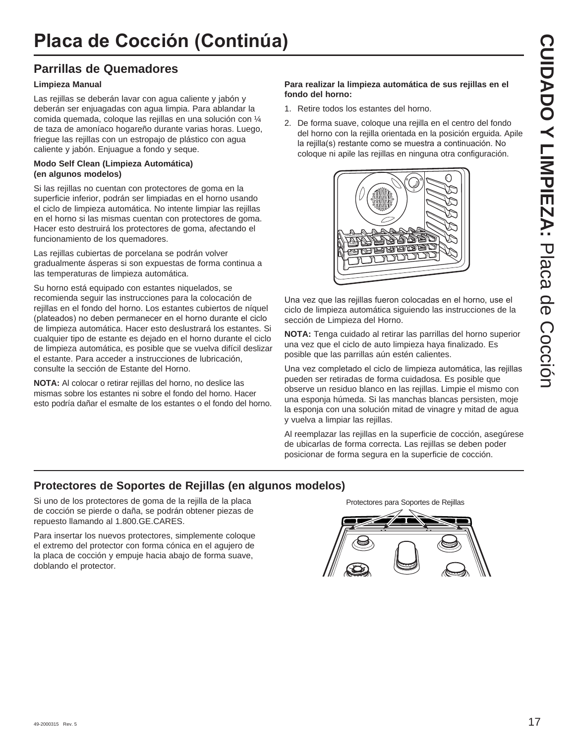# Placa de Cocción (Continúa)

## Parrillas de Quemadores

**Limpieza Manual**

Las rejillas se deberán lavar con agua caliente y jabón y deberán ser enjuagadas con agua limpia. Para ablandar la comida quemada, coloque las rejillas en una solución con ¼ de taza de amoníaco hogareño durante varias horas. Luego, friegue las rejillas con un estropajo de plástico con agua caliente y jabón. Enjuague a fondo y seque.

**Modo Self Clean (Limpieza Automática) (en algunos modelos)**

Si las rejillas no cuentan con protectores de goma en la superficie inferior, podrán ser limpiadas en el horno usando el ciclo de limpieza automática. No intente limpiar las rejillas en el horno si las mismas cuentan con protectores de goma. Hacer esto destruirá los protectores de goma, afectando el funcionamiento de los quemadores.

Las rejillas cubiertas de porcelana se podrán volver gradualmente ásperas si son expuestas de forma continua a las temperaturas de limpieza automática.

Su horno está equipado con estantes niquelados, se recomienda seguir las instrucciones para la colocación de rejillas en el fondo del horno. Los estantes cubiertos de níquel (plateados) no deben permanecer en el horno durante el ciclo de limpieza automática. Hacer esto deslustrará los estantes. Si cualquier tipo de estante es dejado en el horno durante el ciclo de limpieza automática, es posible que se vuelva difícil deslizar el estante. Para acceder a instrucciones de lubricación, consulte la sección de Estante del Horno.

**NOTA:** Al colocar o retirar rejillas del horno, no deslice las mismas sobre los estantes ni sobre el fondo del horno. Hacer esto podría dañar el esmalte de los estantes o el fondo del horno.

**Para realizar la limpieza automática de sus rejillas en el fondo del horno:**

1. Retire todos los estantes del horno.
2. De forma suave, coloque una rejilla en el centro del fondo del horno con la rejilla orientada en la posición erguida. Apile la rejilla(s) restante como se muestra a continuación. No coloque ni apile las rejillas en ninguna otra configuración.

Una vez que las rejillas fueron colocadas en el horno, use el ciclo de limpieza automática siguiendo las instrucciones de la sección de Limpieza del Horno.

**NOTA:** Tenga cuidado al retirar las parrillas del horno superior una vez que el ciclo de auto limpieza haya finalizado. Es posible que las parrillas aún estén calientes.

Una vez completado el ciclo de limpieza automática, las rejillas pueden ser retiradas de forma cuidadosa. Es posible que observe un residuo blanco en las rejillas. Limpie el mismo con una esponja húmeda. Si las manchas blancas persisten, moje la esponja con una solución mitad de vinagre y mitad de agua y vuelva a limpiar las rejillas.

Al reemplazar las rejillas en la superficie de cocción, asegúrese de ubicarlas de forma correcta. Las rejillas se deben poder posicionar de forma segura en la superficie de cocción.

## Protectores de Soportes de Rejillas (en algunos modelos)

Si uno de los protectores de goma de la rejilla de la placa de cocción se pierde o daña, se podrán obtener piezas de repuesto llamando al 1.800.GE.CARES.

Para insertar los nuevos protectores, simplemente coloque el extremo del protector con forma cónica en el agujero de la placa de cocción y empuje hacia abajo de forma suave, doblando el protector.

Protectores para Soportes de Rejillas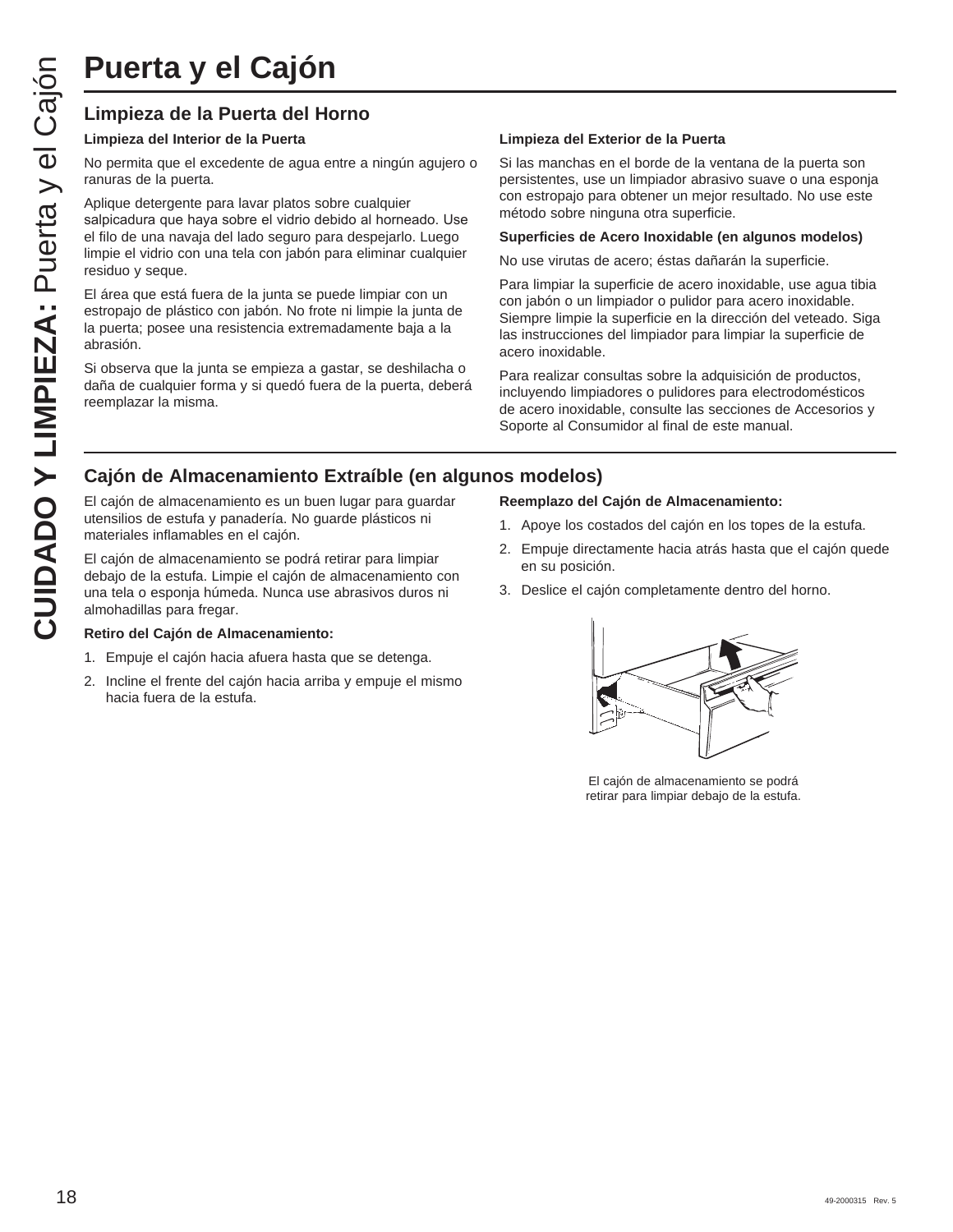# Puerta y el Cajón

## Limpieza de la Puerta del Horno

**Limpieza del Interior de la Puerta**

No permita que el excedente de agua entre a ningún agujero o ranuras de la puerta.

Aplique detergente para lavar platos sobre cualquier salpicadura que haya sobre el vidrio debido al horneado. Use el filo de una navaja del lado seguro para despejarlo. Luego limpie el vidrio con una tela con jabón para eliminar cualquier residuo y seque.

El área que está fuera de la junta se puede limpiar con un estropajo de plástico con jabón. No frote ni limpie la junta de la puerta; posee una resistencia extremadamente baja a la abrasión.

Si observa que la junta se empieza a gastar, se deshilacha o daña de cualquier forma y si quedó fuera de la puerta, deberá reemplazar la misma.

**Limpieza del Exterior de la Puerta**

Si las manchas en el borde de la ventana de la puerta son persistentes, use un limpiador abrasivo suave o una esponja con estropajo para obtener un mejor resultado. No use este método sobre ninguna otra superficie.

**Superficies de Acero Inoxidable (en algunos modelos)**

No use virutas de acero; éstas dañarán la superficie.

Para limpiar la superficie de acero inoxidable, use agua tibia con jabón o un limpiador o pulidor para acero inoxidable. Siempre limpie la superficie en la dirección del veteado. Siga las instrucciones del limpiador para limpiar la superficie de acero inoxidable.

Para realizar consultas sobre la adquisición de productos, incluyendo limpiadores o pulidores para electrodomésticos de acero inoxidable, consulte las secciones de Accesorios y Soporte al Consumidor al final de este manual.

## Cajón de Almacenamiento Extraíble (en algunos modelos)

El cajón de almacenamiento es un buen lugar para guardar utensilios de estufa y panadería. No guarde plásticos ni materiales inflamables en el cajón.

El cajón de almacenamiento se podrá retirar para limpiar debajo de la estufa. Limpie el cajón de almacenamiento con una tela o esponja húmeda. Nunca use abrasivos duros ni almohadillas para fregar.

**Retiro del Cajón de Almacenamiento:**

1. Empuje el cajón hacia afuera hasta que se detenga.
2. Incline el frente del cajón hacia arriba y empuje el mismo hacia fuera de la estufa.

**Reemplazo del Cajón de Almacenamiento:**

1. Apoye los costados del cajón en los topes de la estufa.
2. Empuje directamente hacia atrás hasta que el cajón quede en su posición.
3. Deslice el cajón completamente dentro del horno.

El cajón de almacenamiento se podrá retirar para limpiar debajo de la estufa.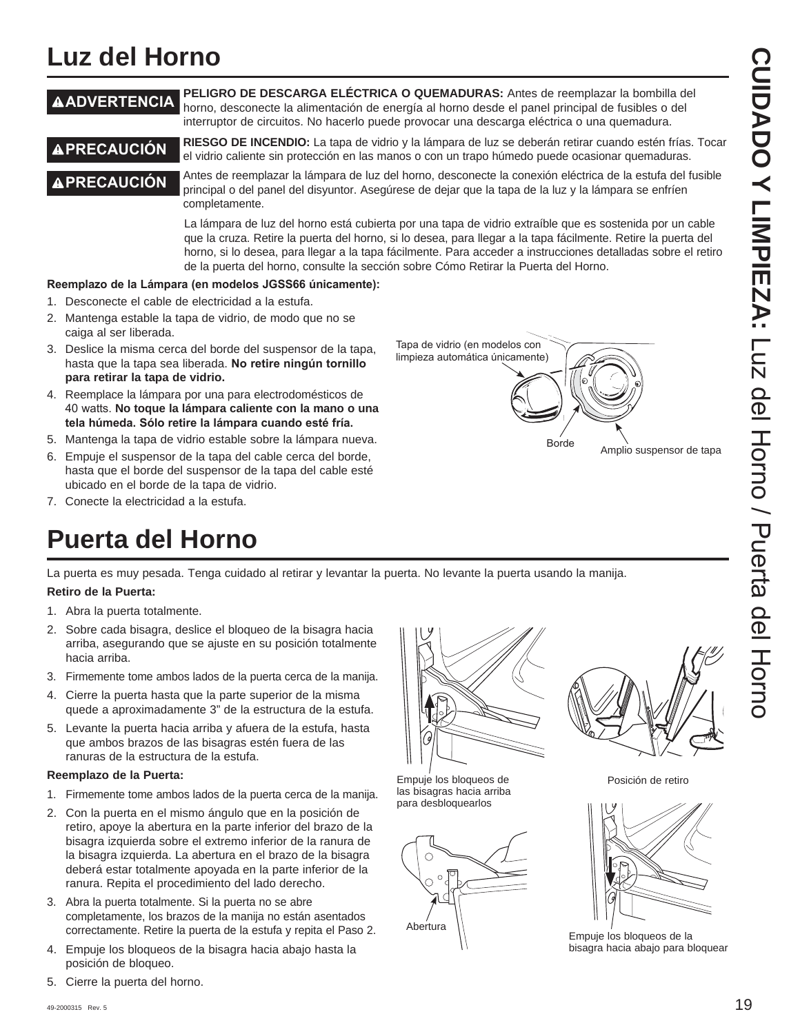# Luz del Horno

**ADVERTENCIA** **PELIGRO DE DESCARGA ELÉCTRICA O QUEMADURAS:** Antes de reemplazar la bombilla del horno, desconecte la alimentación de energía al horno desde el panel principal de fusibles o del interruptor de circuitos. No hacerlo puede provocar una descarga eléctrica o una quemadura.

**PRECAUCIÓN** **RIESGO DE INCENDIO:** La tapa de vidrio y la lámpara de luz se deberán retirar cuando estén frías. Tocar el vidrio caliente sin protección en las manos o con un trapo húmedo puede ocasionar quemaduras.

**PRECAUCIÓN** Antes de reemplazar la lámpara de luz del horno, desconecte la conexión eléctrica de la estufa del fusible principal o del panel del disyuntor. Asegúrese de dejar que la tapa de la luz y la lámpara se enfríen completamente.

La lámpara de luz del horno está cubierta por una tapa de vidrio extraíble que es sostenida por un cable que la cruza. Retire la puerta del horno, si lo desea, para llegar a la tapa fácilmente. Retire la puerta del horno, si lo desea, para llegar a la tapa fácilmente. Para acceder a instrucciones detalladas sobre el retiro de la puerta del horno, consulte la sección sobre Cómo Retirar la Puerta del Horno.

**Reemplazo de la Lámpara (en modelos JGSS66 únicamente):**

1. Desconecte el cable de electricidad a la estufa.
2. Mantenga estable la tapa de vidrio, de modo que no se caiga al ser liberada.
3. Deslice la misma cerca del borde del suspensor de la tapa, hasta que la tapa sea liberada. **No retire ningún tornillo para retirar la tapa de vidrio.**
4. Reemplace la lámpara por una para electrodomésticos de 40 watts. **No toque la lámpara caliente con la mano o una tela húmeda. Sólo retire la lámpara cuando esté fría.**
5. Mantenga la tapa de vidrio estable sobre la lámpara nueva.
6. Empuje el suspensor de la tapa del cable cerca del borde, hasta que el borde del suspensor de la tapa del cable esté ubicado en el borde de la tapa de vidrio.
7. Conecte la electricidad a la estufa.

Tapa de vidrio (en modelos con limpieza automática únicamente)

Borde

Amplio suspensor de tapa

# Puerta del Horno

La puerta es muy pesada. Tenga cuidado al retirar y levantar la puerta. No levante la puerta usando la manija.

**Retiro de la Puerta:**

1. Abra la puerta totalmente.
2. Sobre cada bisagra, deslice el bloqueo de la bisagra hacia arriba, asegurando que se ajuste en su posición totalmente hacia arriba.
3. Firmemente tome ambos lados de la puerta cerca de la manija.
4. Cierre la puerta hasta que la parte superior de la misma quede a aproximadamente 3" de la estructura de la estufa.
5. Levante la puerta hacia arriba y afuera de la estufa, hasta que ambos brazos de las bisagras estén fuera de las ranuras de la estructura de la estufa.

**Reemplazo de la Puerta:**

1. Firmemente tome ambos lados de la puerta cerca de la manija.
2. Con la puerta en el mismo ángulo que en la posición de retiro, apoye la abertura en la parte inferior del brazo de la bisagra izquierda sobre el extremo inferior de la ranura de la bisagra izquierda. La abertura en el brazo de la bisagra deberá estar totalmente apoyada en la parte inferior de la ranura. Repita el procedimiento del lado derecho.
3. Abra la puerta totalmente. Si la puerta no se abre completamente, los brazos de la manija no están asentados correctamente. Retire la puerta de la estufa y repita el Paso 2.
4. Empuje los bloqueos de la bisagra hacia abajo hasta la posición de bloqueo.
5. Cierre la puerta del horno.

Empuje los bloqueos de las bisagras hacia arriba para desbloquearlos

Posición de retiro

Abertura

Empuje los bloqueos de la bisagra hacia abajo para bloquear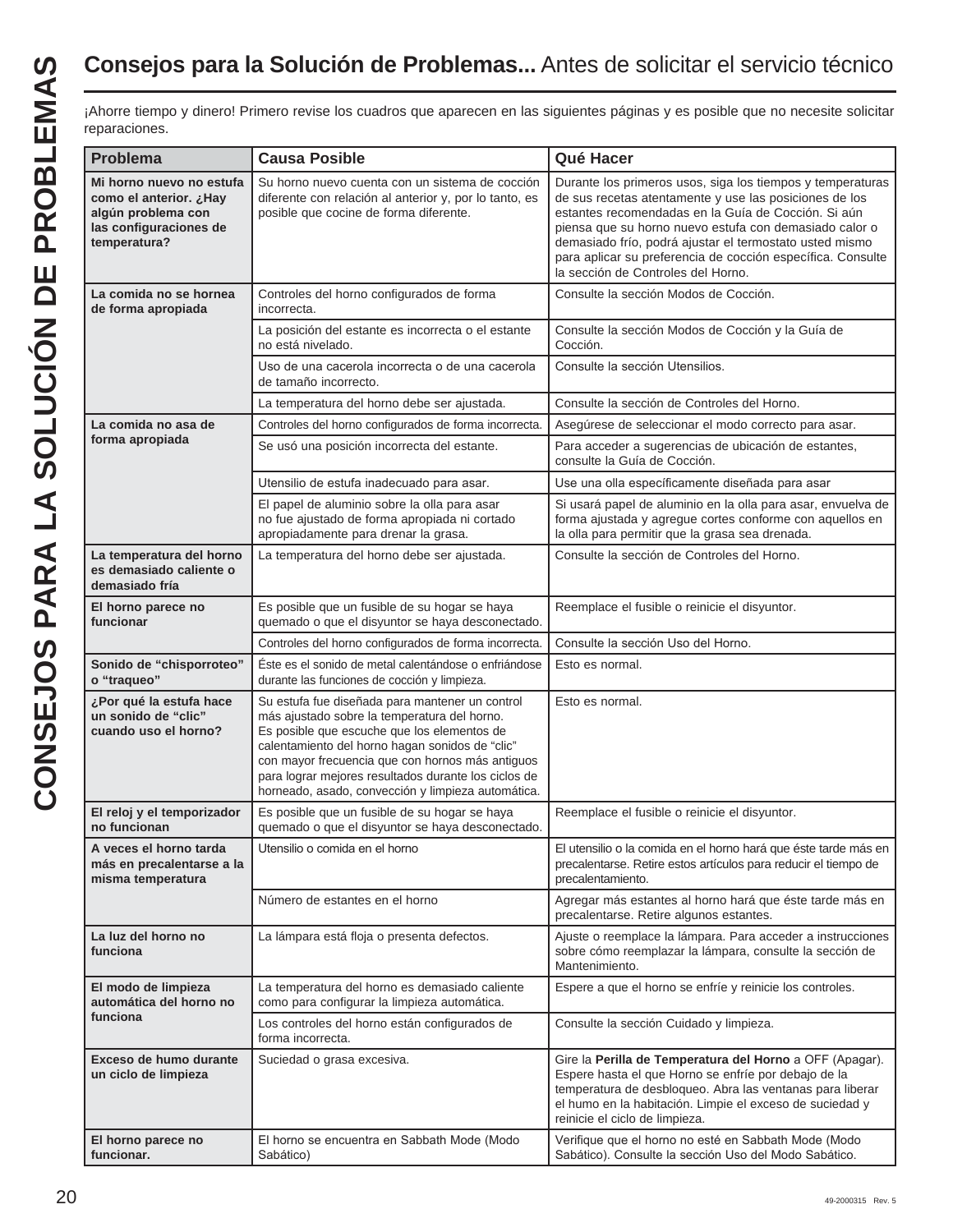# **Consejos para la Solución de Problemas...** Antes de solicitar el servicio técnico

¡Ahorre tiempo y dinero! Primero revise los cuadros que aparecen en las siguientes páginas y es posible que no necesite solicitar reparaciones.

| Problema | Causa Posible | Qué Hacer |
|---|---|---|
| **Mi horno nuevo no estufa como el anterior. ¿Hay algún problema con las configuraciones de temperatura?** | Su horno nuevo cuenta con un sistema de cocción diferente con relación al anterior y, por lo tanto, es posible que cocine de forma diferente. | Durante los primeros usos, siga los tiempos y temperaturas de sus recetas atentamente y use las posiciones de los estantes recomendadas en la Guía de Cocción. Si aún piensa que su horno nuevo estufa con demasiado calor o demasiado frío, podrá ajustar el termostato usted mismo para aplicar su preferencia de cocción específica. Consulte la sección de Controles del Horno. |
| **La comida no se hornea de forma apropiada** | Controles del horno configurados de forma incorrecta. | Consulte la sección Modos de Cocción. |
| | La posición del estante es incorrecta o el estante no está nivelado. | Consulte la sección Modos de Cocción y la Guía de Cocción. |
| | Uso de una cacerola incorrecta o de una cacerola de tamaño incorrecto. | Consulte la sección Utensilios. |
| | La temperatura del horno debe ser ajustada. | Consulte la sección de Controles del Horno. |
| **La comida no asa de forma apropiada** | Controles del horno configurados de forma incorrecta. | Asegúrese de seleccionar el modo correcto para asar. |
| | Se usó una posición incorrecta del estante. | Para acceder a sugerencias de ubicación de estantes, consulte la Guía de Cocción. |
| | Utensilio de estufa inadecuado para asar. | Use una olla específicamente diseñada para asar |
| | El papel de aluminio sobre la olla para asar no fue ajustado de forma apropiada ni cortado apropiadamente para drenar la grasa. | Si usará papel de aluminio en la olla para asar, envuelva de forma ajustada y agregue cortes conforme con aquellos en la olla para permitir que la grasa sea drenada. |
| **La temperatura del horno es demasiado caliente o demasiado fría** | La temperatura del horno debe ser ajustada. | Consulte la sección de Controles del Horno. |
| **El horno parece no funcionar** | Es posible que un fusible de su hogar se haya quemado o que el disyuntor se haya desconectado. | Reemplace el fusible o reinicie el disyuntor. |
| | Controles del horno configurados de forma incorrecta. | Consulte la sección Uso del Horno. |
| **Sonido de "chisporroteo" o "traqueo"** | Éste es el sonido de metal calentándose o enfriándose durante las funciones de cocción y limpieza. | Esto es normal. |
| **¿Por qué la estufa hace un sonido de "clic" cuando uso el horno?** | Su estufa fue diseñada para mantener un control más ajustado sobre la temperatura del horno. Es posible que escuche que los elementos de calentamiento del horno hagan sonidos de "clic" con mayor frecuencia que con hornos más antiguos para lograr mejores resultados durante los ciclos de horneado, asado, convección y limpieza automática. | Esto es normal. |
| **El reloj y el temporizador no funcionan** | Es posible que un fusible de su hogar se haya quemado o que el disyuntor se haya desconectado. | Reemplace el fusible o reinicie el disyuntor. |
| **A veces el horno tarda más en precalentarse a la misma temperatura** | Utensilio o comida en el horno | El utensilio o la comida en el horno hará que éste tarde más en precalentarse. Retire estos artículos para reducir el tiempo de precalentamiento. |
| | Número de estantes en el horno | Agregar más estantes al horno hará que éste tarde más en precalentarse. Retire algunos estantes. |
| **La luz del horno no funciona** | La lámpara está floja o presenta defectos. | Ajuste o reemplace la lámpara. Para acceder a instrucciones sobre cómo reemplazar la lámpara, consulte la sección de Mantenimiento. |
| **El modo de limpieza automática del horno no funciona** | La temperatura del horno es demasiado caliente como para configurar la limpieza automática. | Espere a que el horno se enfríe y reinicie los controles. |
| | Los controles del horno están configurados de forma incorrecta. | Consulte la sección Cuidado y limpieza. |
| **Exceso de humo durante un ciclo de limpieza** | Suciedad o grasa excesiva. | Gire la **Perilla de Temperatura del Horno** a OFF (Apagar). Espere hasta el que Horno se enfríe por debajo de la temperatura de desbloqueo. Abra las ventanas para liberar el humo en la habitación. Limpie el exceso de suciedad y reinicie el ciclo de limpieza. |
| **El horno parece no funcionar.** | El horno se encuentra en Sabbath Mode (Modo Sabático) | Verifique que el horno no esté en Sabbath Mode (Modo Sabático). Consulte la sección Uso del Modo Sabático. |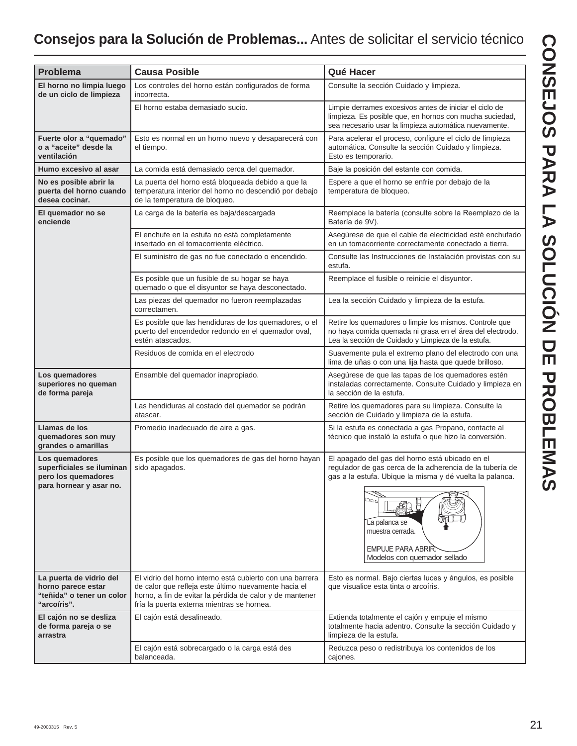## **Consejos para la Solución de Problemas...** Antes de solicitar el servicio técnico

| Problema | Causa Posible | Qué Hacer |
|---|---|---|
| **El horno no limpia luego de un ciclo de limpieza** | Los controles del horno están configurados de forma incorrecta. | Consulte la sección Cuidado y limpieza. |
| | El horno estaba demasiado sucio. | Limpie derrames excesivos antes de iniciar el ciclo de limpieza. Es posible que, en hornos con mucha suciedad, sea necesario usar la limpieza automática nuevamente. |
| **Fuerte olor a "quemado" o a "aceite" desde la ventilación** | Esto es normal en un horno nuevo y desaparecerá con el tiempo. | Para acelerar el proceso, configure el ciclo de limpieza automática. Consulte la sección Cuidado y limpieza. Esto es temporario. |
| **Humo excesivo al asar** | La comida está demasiado cerca del quemador. | Baje la posición del estante con comida. |
| **No es posible abrir la puerta del horno cuando desea cocinar.** | La puerta del horno está bloqueada debido a que la temperatura interior del horno no descendió por debajo de la temperatura de bloqueo. | Espere a que el horno se enfríe por debajo de la temperatura de bloqueo. |
| **El quemador no se enciende** | La carga de la batería es baja/descargada | Reemplace la batería (consulte sobre la Reemplazo de la Batería de 9V). |
| | El enchufe en la estufa no está completamente insertado en el tomacorriente eléctrico. | Asegúrese de que el cable de electricidad esté enchufado en un tomacorriente correctamente conectado a tierra. |
| | El suministro de gas no fue conectado o encendido. | Consulte las Instrucciones de Instalación provistas con su estufa. |
| | Es posible que un fusible de su hogar se haya quemado o que el disyuntor se haya desconectado. | Reemplace el fusible o reinicie el disyuntor. |
| | Las piezas del quemador no fueron reemplazadas correctamen. | Lea la sección Cuidado y limpieza de la estufa. |
| | Es posible que las hendiduras de los quemadores, o el puerto del encendedor redondo en el quemador oval, estén atascados. | Retire los quemadores o limpie los mismos. Controle que no haya comida quemada ni grasa en el área del electrodo. Lea la sección de Cuidado y Limpieza de la estufa. |
| | Residuos de comida en el electrodo | Suavemente pula el extremo plano del electrodo con una lima de uñas o con una lija hasta que quede brilloso. |
| **Los quemadores superiores no queman de forma pareja** | Ensamble del quemador inapropiado. | Asegúrese de que las tapas de los quemadores estén instaladas correctamente. Consulte Cuidado y limpieza en la sección de la estufa. |
| | Las hendiduras al costado del quemador se podrán atascar. | Retire los quemadores para su limpieza. Consulte la sección de Cuidado y limpieza de la estufa. |
| **Llamas de los quemadores son muy grandes o amarillas** | Promedio inadecuado de aire a gas. | Si la estufa es conectada a gas Propano, contacte al técnico que instaló la estufa o que hizo la conversión. |
| **Los quemadores superficiales se iluminan pero los quemadores para hornear y asar no.** | Es posible que los quemadores de gas del horno hayan sido apagados. | El apagado del gas del horno está ubicado en el regulador de gas cerca de la adherencia de la tubería de gas a la estufa. Ubique la misma y dé vuelta la palanca. La palanca se muestra cerrada. EMPUJE PARA ABRIR. Modelos con quemador sellado |
| **La puerta de vidrio del horno parece estar "teñida" o tener un color "arcoíris".** | El vidrio del horno interno está cubierto con una barrera de calor que refleja este último nuevamente hacia el horno, a fin de evitar la pérdida de calor y de mantener fría la puerta externa mientras se hornea. | Esto es normal. Bajo ciertas luces y ángulos, es posible que visualice esta tinta o arcoíris. |
| **El cajón no se desliza de forma pareja o se arrastra** | El cajón está desalineado. | Extienda totalmente el cajón y empuje el mismo totalmente hacia adentro. Consulte la sección Cuidado y limpieza de la estufa. |
| | El cajón está sobrecargado o la carga está des balanceada. | Reduzca peso o redistribuya los contenidos de los cajones. |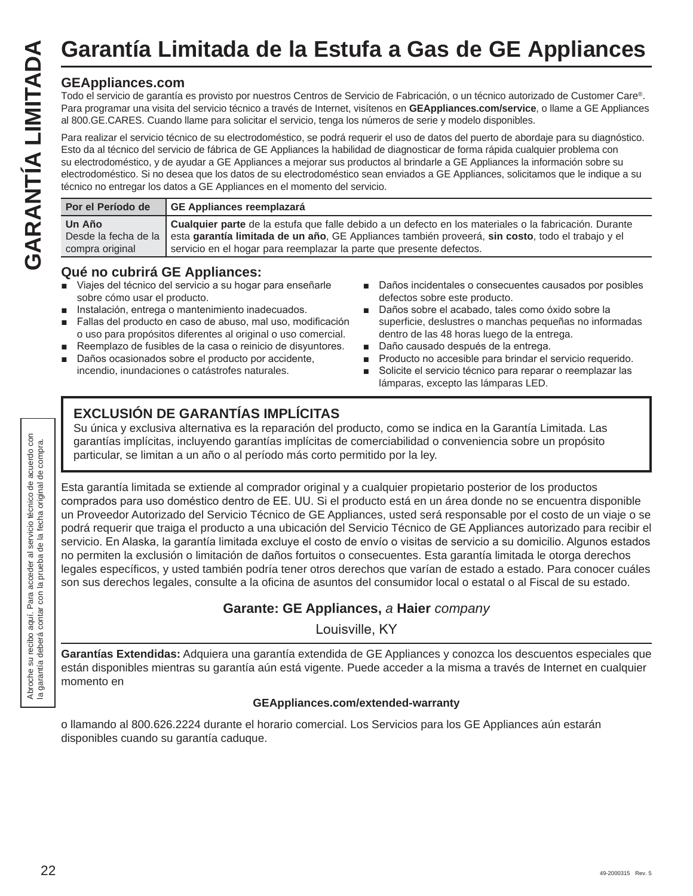# Garantía Limitada de la Estufa a Gas de GE Appliances

## GEAppliances.com

Todo el servicio de garantía es provisto por nuestros Centros de Servicio de Fabricación, o un técnico autorizado de Customer Care®. Para programar una visita del servicio técnico a través de Internet, visítenos en **GEAppliances.com/service**, o llame a GE Appliances al 800.GE.CARES. Cuando llame para solicitar el servicio, tenga los números de serie y modelo disponibles.

Para realizar el servicio técnico de su electrodoméstico, se podrá requerir el uso de datos del puerto de abordaje para su diagnóstico. Esto da al técnico del servicio de fábrica de GE Appliances la habilidad de diagnosticar de forma rápida cualquier problema con su electrodoméstico, y de ayudar a GE Appliances a mejorar sus productos al brindarle a GE Appliances la información sobre su electrodoméstico. Si no desea que los datos de su electrodoméstico sean enviados a GE Appliances, solicitamos que le indique a su técnico no entregar los datos a GE Appliances en el momento del servicio.

| Por el Período de | GE Appliances reemplazará |
|---|---|
| **Un Año** Desde la fecha de la compra original | **Cualquier parte** de la estufa que falle debido a un defecto en los materiales o la fabricación. Durante esta **garantía limitada de un año**, GE Appliances también proveerá, **sin costo**, todo el trabajo y el servicio en el hogar para reemplazar la parte que presente defectos. |

## Qué no cubrirá GE Appliances:

- Viajes del técnico del servicio a su hogar para enseñarle sobre cómo usar el producto.
- Instalación, entrega o mantenimiento inadecuados.
- Fallas del producto en caso de abuso, mal uso, modificación o uso para propósitos diferentes al original o uso comercial.
- Reemplazo de fusibles de la casa o reinicio de disyuntores.
- Daños ocasionados sobre el producto por accidente, incendio, inundaciones o catástrofes naturales.
- Daños incidentales o consecuentes causados por posibles defectos sobre este producto.
- Daños sobre el acabado, tales como óxido sobre la superficie, deslustres o manchas pequeñas no informadas dentro de las 48 horas luego de la entrega.
- Daño causado después de la entrega.
- Producto no accesible para brindar el servicio requerido.
- Solicite el servicio técnico para reparar o reemplazar las lámparas, excepto las lámparas LED.

### EXCLUSIÓN DE GARANTÍAS IMPLÍCITAS

Su única y exclusiva alternativa es la reparación del producto, como se indica en la Garantía Limitada. Las garantías implícitas, incluyendo garantías implícitas de comerciabilidad o conveniencia sobre un propósito particular, se limitan a un año o al período más corto permitido por la ley.

Esta garantía limitada se extiende al comprador original y a cualquier propietario posterior de los productos comprados para uso doméstico dentro de EE. UU. Si el producto está en un área donde no se encuentra disponible un Proveedor Autorizado del Servicio Técnico de GE Appliances, usted será responsable por el costo de un viaje o se podrá requerir que traiga el producto a una ubicación del Servicio Técnico de GE Appliances autorizado para recibir el servicio. En Alaska, la garantía limitada excluye el costo de envío o visitas de servicio a su domicilio. Algunos estados no permiten la exclusión o limitación de daños fortuitos o consecuentes. Esta garantía limitada le otorga derechos legales específicos, y usted también podría tener otros derechos que varían de estado a estado. Para conocer cuáles son sus derechos legales, consulte a la oficina de asuntos del consumidor local o estatal o al Fiscal de su estado.

**Garante: GE Appliances,** *a* **Haier** *company*

Louisville, KY

**Garantías Extendidas:** Adquiera una garantía extendida de GE Appliances y conozca los descuentos especiales que están disponibles mientras su garantía aún está vigente. Puede acceder a la misma a través de Internet en cualquier momento en

**GEAppliances.com/extended-warranty**

o llamando al 800.626.2224 durante el horario comercial. Los Servicios para los GE Appliances aún estarán disponibles cuando su garantía caduque.

Abroche su recibo aquí. Para acceder al servicio técnico de acuerdo con la garantía deberá contar con la prueba de la fecha original de compra.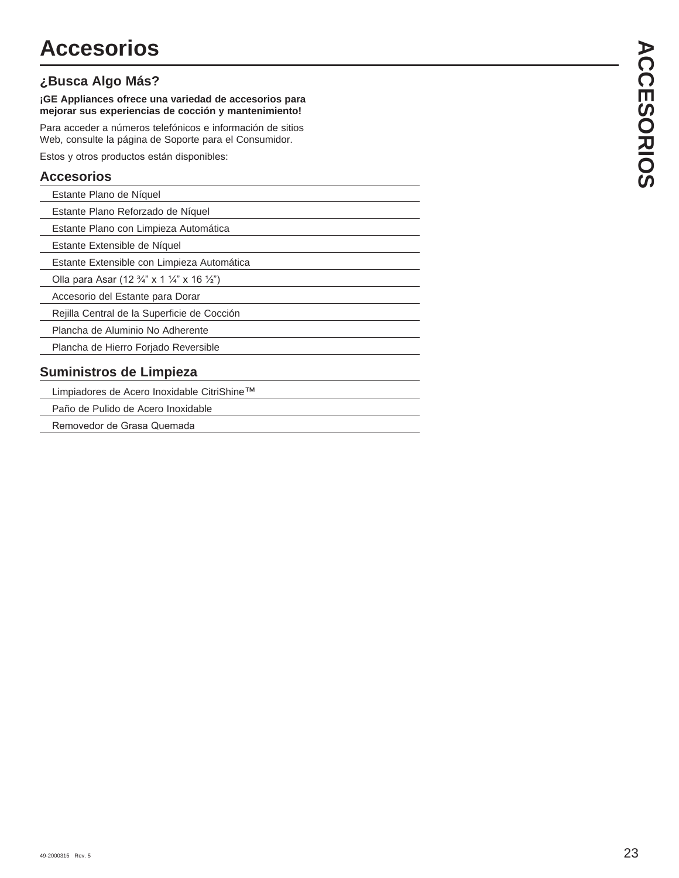# Accesorios

## ¿Busca Algo Más?

**¡GE Appliances ofrece una variedad de accesorios para mejorar sus experiencias de cocción y mantenimiento!**

Para acceder a números telefónicos e información de sitios Web, consulte la página de Soporte para el Consumidor.

Estos y otros productos están disponibles:

### Accesorios

- Estante Plano de Níquel
- Estante Plano Reforzado de Níquel
- Estante Plano con Limpieza Automática
- Estante Extensible de Níquel
- Estante Extensible con Limpieza Automática
- Olla para Asar (12 ¾" x 1 ¼" x 16 ½")
- Accesorio del Estante para Dorar
- Rejilla Central de la Superficie de Cocción
- Plancha de Aluminio No Adherente
- Plancha de Hierro Forjado Reversible

### Suministros de Limpieza

- Limpiadores de Acero Inoxidable CitriShine™
- Paño de Pulido de Acero Inoxidable
- Removedor de Grasa Quemada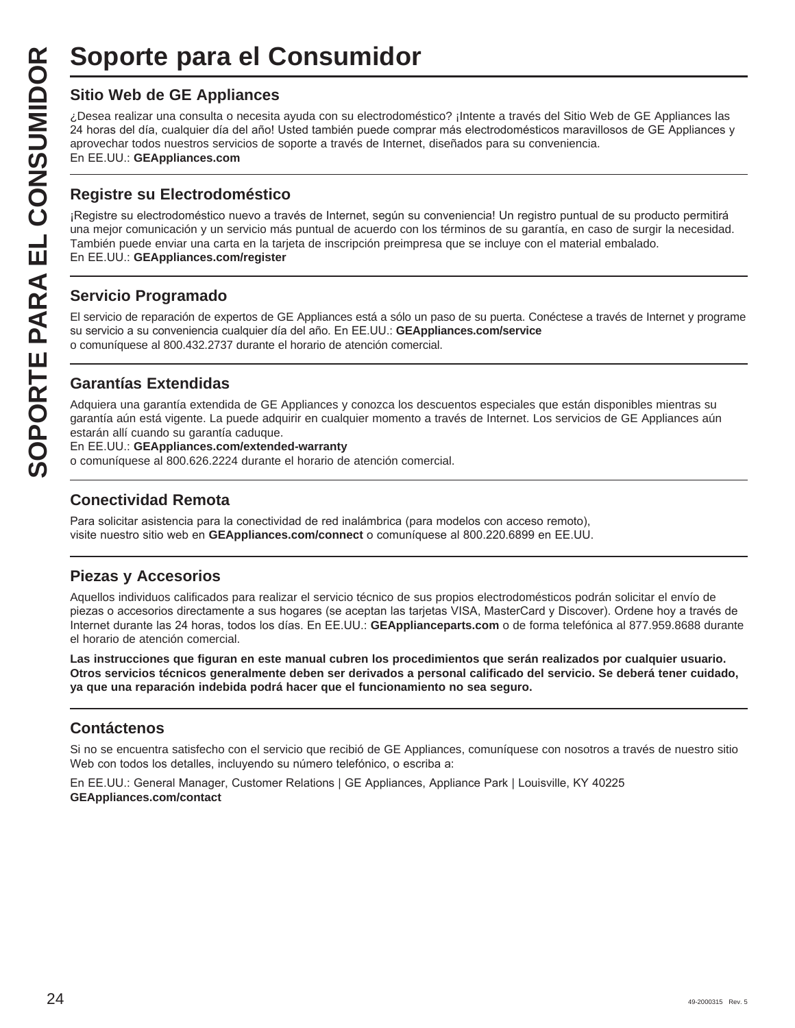# Soporte para el Consumidor

## Sitio Web de GE Appliances

¿Desea realizar una consulta o necesita ayuda con su electrodoméstico? ¡Intente a través del Sitio Web de GE Appliances las 24 horas del día, cualquier día del año! Usted también puede comprar más electrodomésticos maravillosos de GE Appliances y aprovechar todos nuestros servicios de soporte a través de Internet, diseñados para su conveniencia.
En EE.UU.: **GEAppliances.com**

## Registre su Electrodoméstico

¡Registre su electrodoméstico nuevo a través de Internet, según su conveniencia! Un registro puntual de su producto permitirá una mejor comunicación y un servicio más puntual de acuerdo con los términos de su garantía, en caso de surgir la necesidad. También puede enviar una carta en la tarjeta de inscripción preimpresa que se incluye con el material embalado.
En EE.UU.: **GEAppliances.com/register**

## Servicio Programado

El servicio de reparación de expertos de GE Appliances está a sólo un paso de su puerta. Conéctese a través de Internet y programe su servicio a su conveniencia cualquier día del año. En EE.UU.: **GEAppliances.com/service**
o comuníquese al 800.432.2737 durante el horario de atención comercial.

## Garantías Extendidas

Adquiera una garantía extendida de GE Appliances y conozca los descuentos especiales que están disponibles mientras su garantía aún está vigente. La puede adquirir en cualquier momento a través de Internet. Los servicios de GE Appliances aún estarán allí cuando su garantía caduque.
En EE.UU.: **GEAppliances.com/extended-warranty**
o comuníquese al 800.626.2224 durante el horario de atención comercial.

## Conectividad Remota

Para solicitar asistencia para la conectividad de red inalámbrica (para modelos con acceso remoto), visite nuestro sitio web en **GEAppliances.com/connect** o comuníquese al 800.220.6899 en EE.UU.

## Piezas y Accesorios

Aquellos individuos calificados para realizar el servicio técnico de sus propios electrodomésticos podrán solicitar el envío de piezas o accesorios directamente a sus hogares (se aceptan las tarjetas VISA, MasterCard y Discover). Ordene hoy a través de Internet durante las 24 horas, todos los días. En EE.UU.: **GEApplianceparts.com** o de forma telefónica al 877.959.8688 durante el horario de atención comercial.

**Las instrucciones que figuran en este manual cubren los procedimientos que serán realizados por cualquier usuario. Otros servicios técnicos generalmente deben ser derivados a personal calificado del servicio. Se deberá tener cuidado, ya que una reparación indebida podrá hacer que el funcionamiento no sea seguro.**

## Contáctenos

Si no se encuentra satisfecho con el servicio que recibió de GE Appliances, comuníquese con nosotros a través de nuestro sitio Web con todos los detalles, incluyendo su número telefónico, o escriba a:

En EE.UU.: General Manager, Customer Relations | GE Appliances, Appliance Park | Louisville, KY 40225
**GEAppliances.com/contact**